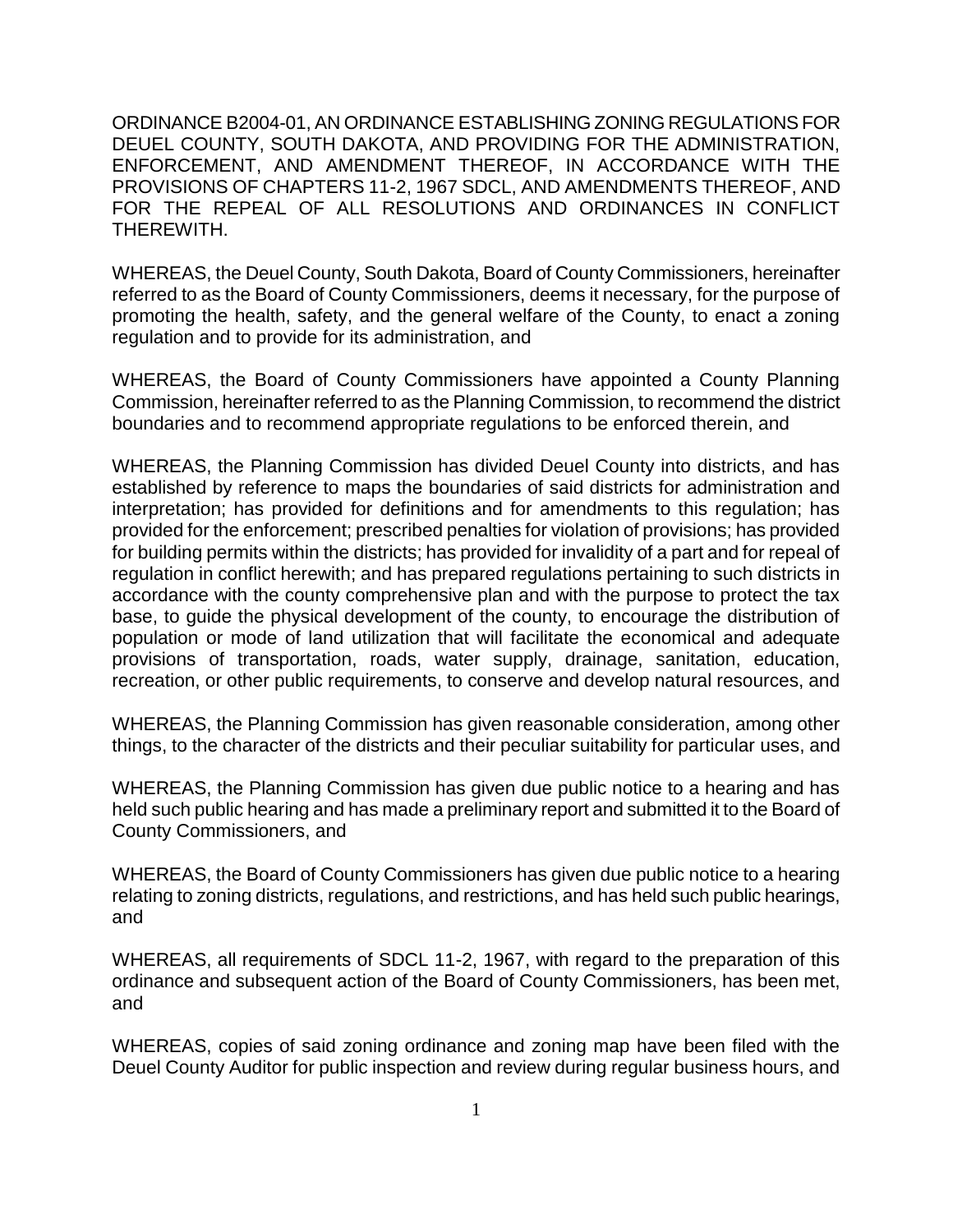ORDINANCE B2004-01, AN ORDINANCE ESTABLISHING ZONING REGULATIONS FOR DEUEL COUNTY, SOUTH DAKOTA, AND PROVIDING FOR THE ADMINISTRATION, ENFORCEMENT, AND AMENDMENT THEREOF, IN ACCORDANCE WITH THE PROVISIONS OF CHAPTERS 11-2, 1967 SDCL, AND AMENDMENTS THEREOF, AND FOR THE REPEAL OF ALL RESOLUTIONS AND ORDINANCES IN CONFLICT THEREWITH.

WHEREAS, the Deuel County, South Dakota, Board of County Commissioners, hereinafter referred to as the Board of County Commissioners, deems it necessary, for the purpose of promoting the health, safety, and the general welfare of the County, to enact a zoning regulation and to provide for its administration, and

WHEREAS, the Board of County Commissioners have appointed a County Planning Commission, hereinafter referred to as the Planning Commission, to recommend the district boundaries and to recommend appropriate regulations to be enforced therein, and

WHEREAS, the Planning Commission has divided Deuel County into districts, and has established by reference to maps the boundaries of said districts for administration and interpretation; has provided for definitions and for amendments to this regulation; has provided for the enforcement; prescribed penalties for violation of provisions; has provided for building permits within the districts; has provided for invalidity of a part and for repeal of regulation in conflict herewith; and has prepared regulations pertaining to such districts in accordance with the county comprehensive plan and with the purpose to protect the tax base, to guide the physical development of the county, to encourage the distribution of population or mode of land utilization that will facilitate the economical and adequate provisions of transportation, roads, water supply, drainage, sanitation, education, recreation, or other public requirements, to conserve and develop natural resources, and

WHEREAS, the Planning Commission has given reasonable consideration, among other things, to the character of the districts and their peculiar suitability for particular uses, and

WHEREAS, the Planning Commission has given due public notice to a hearing and has held such public hearing and has made a preliminary report and submitted it to the Board of County Commissioners, and

WHEREAS, the Board of County Commissioners has given due public notice to a hearing relating to zoning districts, regulations, and restrictions, and has held such public hearings, and

WHEREAS, all requirements of SDCL 11-2, 1967, with regard to the preparation of this ordinance and subsequent action of the Board of County Commissioners, has been met, and

WHEREAS, copies of said zoning ordinance and zoning map have been filed with the Deuel County Auditor for public inspection and review during regular business hours, and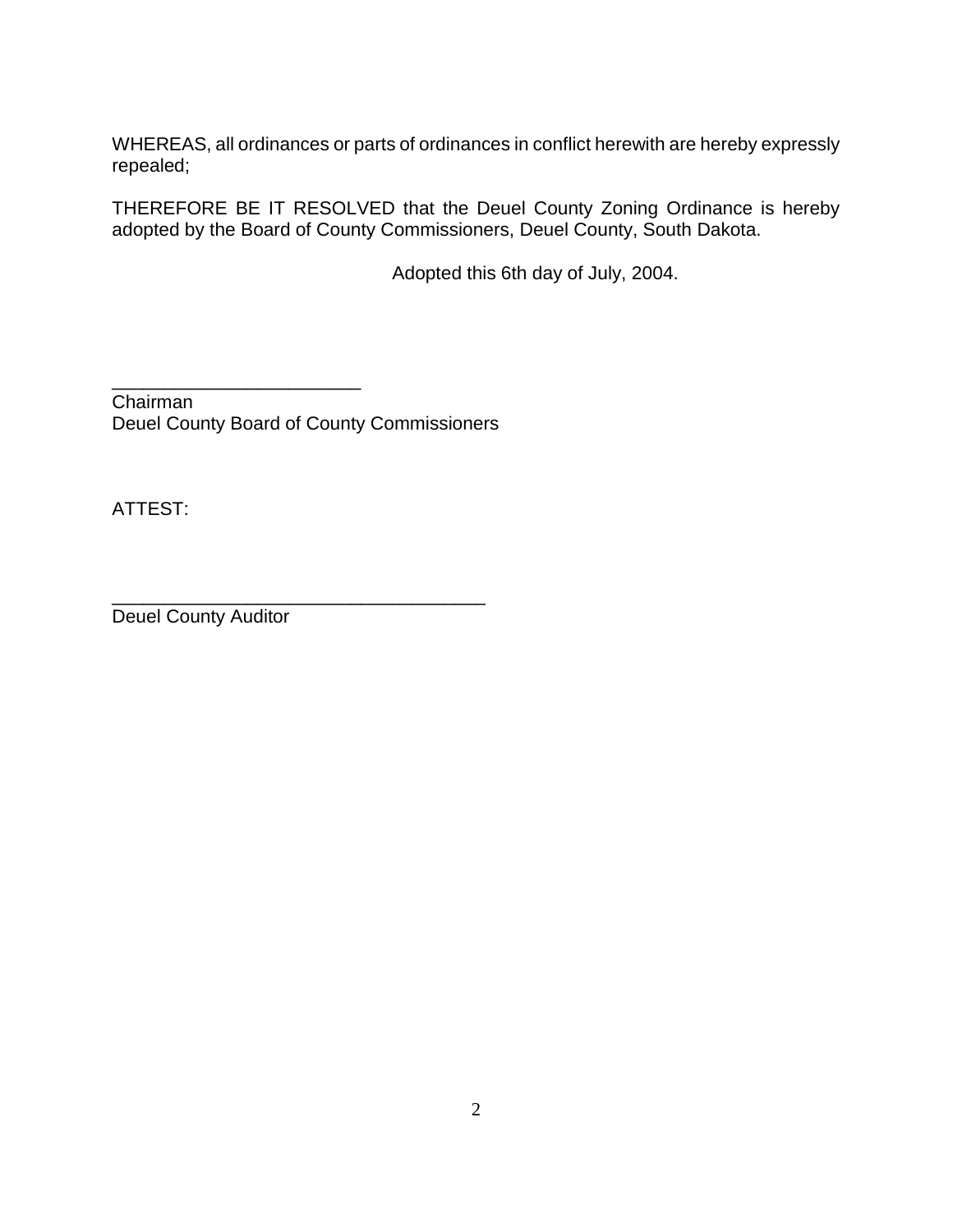WHEREAS, all ordinances or parts of ordinances in conflict herewith are hereby expressly repealed;

THEREFORE BE IT RESOLVED that the Deuel County Zoning Ordinance is hereby adopted by the Board of County Commissioners, Deuel County, South Dakota.

Adopted this 6th day of July, 2004.

________________________
Chairman
Deuel County Board of County Commissioners

ATTEST:

____________________________________
Deuel County Auditor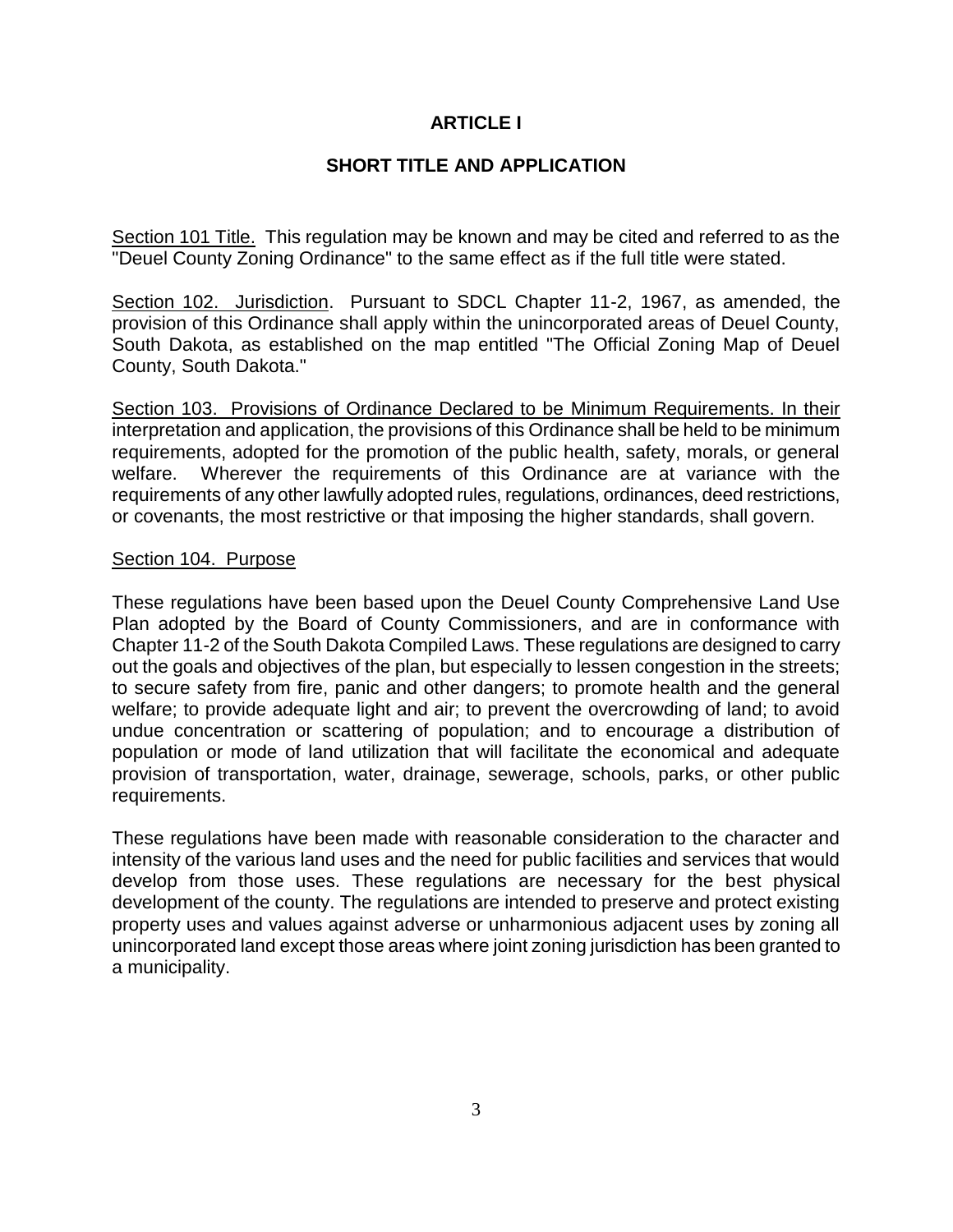# ARTICLE I

## SHORT TITLE AND APPLICATION

Section 101 Title. This regulation may be known and may be cited and referred to as the "Deuel County Zoning Ordinance" to the same effect as if the full title were stated.

Section 102. Jurisdiction. Pursuant to SDCL Chapter 11-2, 1967, as amended, the provision of this Ordinance shall apply within the unincorporated areas of Deuel County, South Dakota, as established on the map entitled "The Official Zoning Map of Deuel County, South Dakota."

Section 103. Provisions of Ordinance Declared to be Minimum Requirements. In their interpretation and application, the provisions of this Ordinance shall be held to be minimum requirements, adopted for the promotion of the public health, safety, morals, or general welfare. Wherever the requirements of this Ordinance are at variance with the requirements of any other lawfully adopted rules, regulations, ordinances, deed restrictions, or covenants, the most restrictive or that imposing the higher standards, shall govern.

Section 104. Purpose

These regulations have been based upon the Deuel County Comprehensive Land Use Plan adopted by the Board of County Commissioners, and are in conformance with Chapter 11-2 of the South Dakota Compiled Laws. These regulations are designed to carry out the goals and objectives of the plan, but especially to lessen congestion in the streets; to secure safety from fire, panic and other dangers; to promote health and the general welfare; to provide adequate light and air; to prevent the overcrowding of land; to avoid undue concentration or scattering of population; and to encourage a distribution of population or mode of land utilization that will facilitate the economical and adequate provision of transportation, water, drainage, sewerage, schools, parks, or other public requirements.

These regulations have been made with reasonable consideration to the character and intensity of the various land uses and the need for public facilities and services that would develop from those uses. These regulations are necessary for the best physical development of the county. The regulations are intended to preserve and protect existing property uses and values against adverse or unharmonious adjacent uses by zoning all unincorporated land except those areas where joint zoning jurisdiction has been granted to a municipality.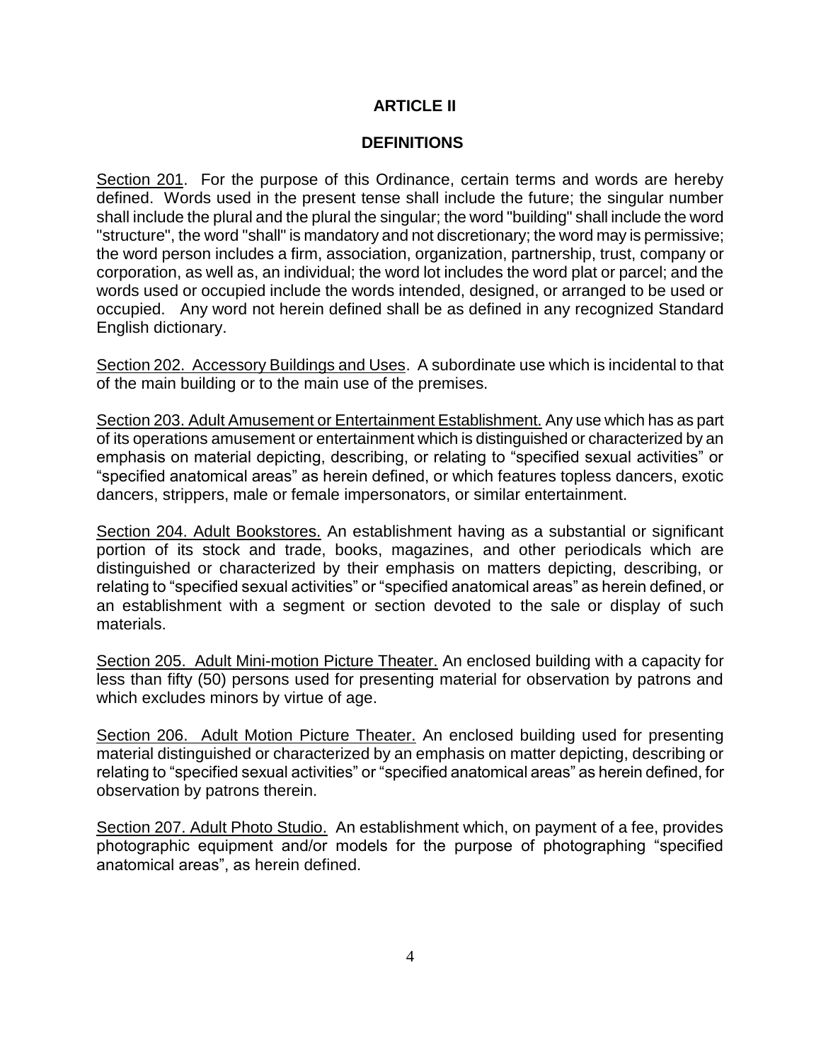# ARTICLE II

## DEFINITIONS

Section 201. For the purpose of this Ordinance, certain terms and words are hereby defined. Words used in the present tense shall include the future; the singular number shall include the plural and the plural the singular; the word "building" shall include the word "structure", the word "shall" is mandatory and not discretionary; the word may is permissive; the word person includes a firm, association, organization, partnership, trust, company or corporation, as well as, an individual; the word lot includes the word plat or parcel; and the words used or occupied include the words intended, designed, or arranged to be used or occupied. Any word not herein defined shall be as defined in any recognized Standard English dictionary.

Section 202. Accessory Buildings and Uses. A subordinate use which is incidental to that of the main building or to the main use of the premises.

Section 203. Adult Amusement or Entertainment Establishment. Any use which has as part of its operations amusement or entertainment which is distinguished or characterized by an emphasis on material depicting, describing, or relating to "specified sexual activities" or "specified anatomical areas" as herein defined, or which features topless dancers, exotic dancers, strippers, male or female impersonators, or similar entertainment.

Section 204. Adult Bookstores. An establishment having as a substantial or significant portion of its stock and trade, books, magazines, and other periodicals which are distinguished or characterized by their emphasis on matters depicting, describing, or relating to "specified sexual activities" or "specified anatomical areas" as herein defined, or an establishment with a segment or section devoted to the sale or display of such materials.

Section 205. Adult Mini-motion Picture Theater. An enclosed building with a capacity for less than fifty (50) persons used for presenting material for observation by patrons and which excludes minors by virtue of age.

Section 206. Adult Motion Picture Theater. An enclosed building used for presenting material distinguished or characterized by an emphasis on matter depicting, describing or relating to "specified sexual activities" or "specified anatomical areas" as herein defined, for observation by patrons therein.

Section 207. Adult Photo Studio. An establishment which, on payment of a fee, provides photographic equipment and/or models for the purpose of photographing "specified anatomical areas", as herein defined.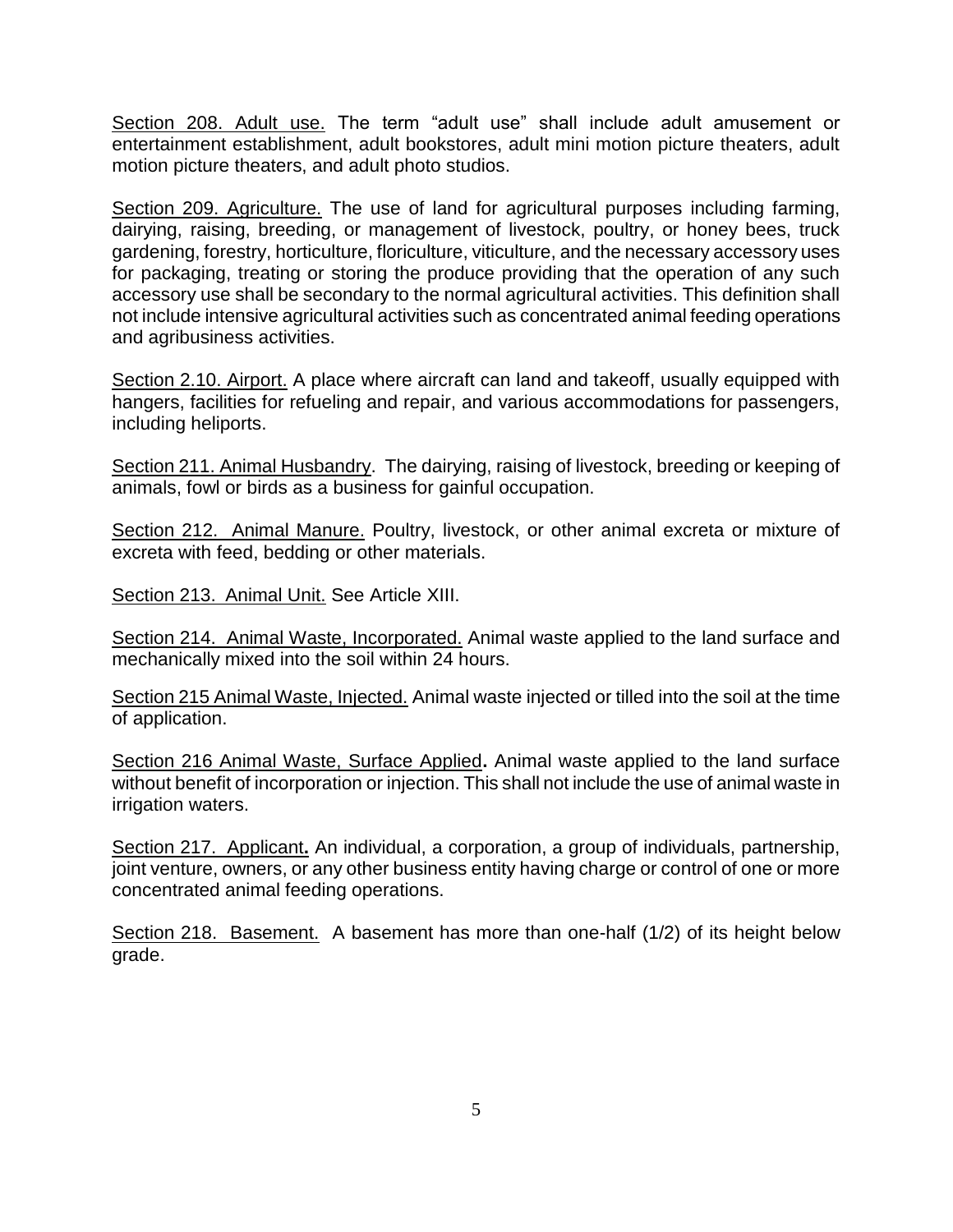<u>Section 208. Adult use.</u> The term "adult use" shall include adult amusement or entertainment establishment, adult bookstores, adult mini motion picture theaters, adult motion picture theaters, and adult photo studios.

<u>Section 209. Agriculture.</u> The use of land for agricultural purposes including farming, dairying, raising, breeding, or management of livestock, poultry, or honey bees, truck gardening, forestry, horticulture, floriculture, viticulture, and the necessary accessory uses for packaging, treating or storing the produce providing that the operation of any such accessory use shall be secondary to the normal agricultural activities. This definition shall not include intensive agricultural activities such as concentrated animal feeding operations and agribusiness activities.

<u>Section 2.10. Airport.</u> A place where aircraft can land and takeoff, usually equipped with hangers, facilities for refueling and repair, and various accommodations for passengers, including heliports.

<u>Section 211. Animal Husbandry</u>. The dairying, raising of livestock, breeding or keeping of animals, fowl or birds as a business for gainful occupation.

<u>Section 212. Animal Manure.</u> Poultry, livestock, or other animal excreta or mixture of excreta with feed, bedding or other materials.

<u>Section 213. Animal Unit.</u> See Article XIII.

<u>Section 214. Animal Waste, Incorporated.</u> Animal waste applied to the land surface and mechanically mixed into the soil within 24 hours.

<u>Section 215 Animal Waste, Injected.</u> Animal waste injected or tilled into the soil at the time of application.

<u>Section 216 Animal Waste, Surface Applied</u>**.** Animal waste applied to the land surface without benefit of incorporation or injection. This shall not include the use of animal waste in irrigation waters.

<u>Section 217. Applicant</u>**.** An individual, a corporation, a group of individuals, partnership, joint venture, owners, or any other business entity having charge or control of one or more concentrated animal feeding operations.

<u>Section 218. Basement.</u> A basement has more than one-half (1/2) of its height below grade.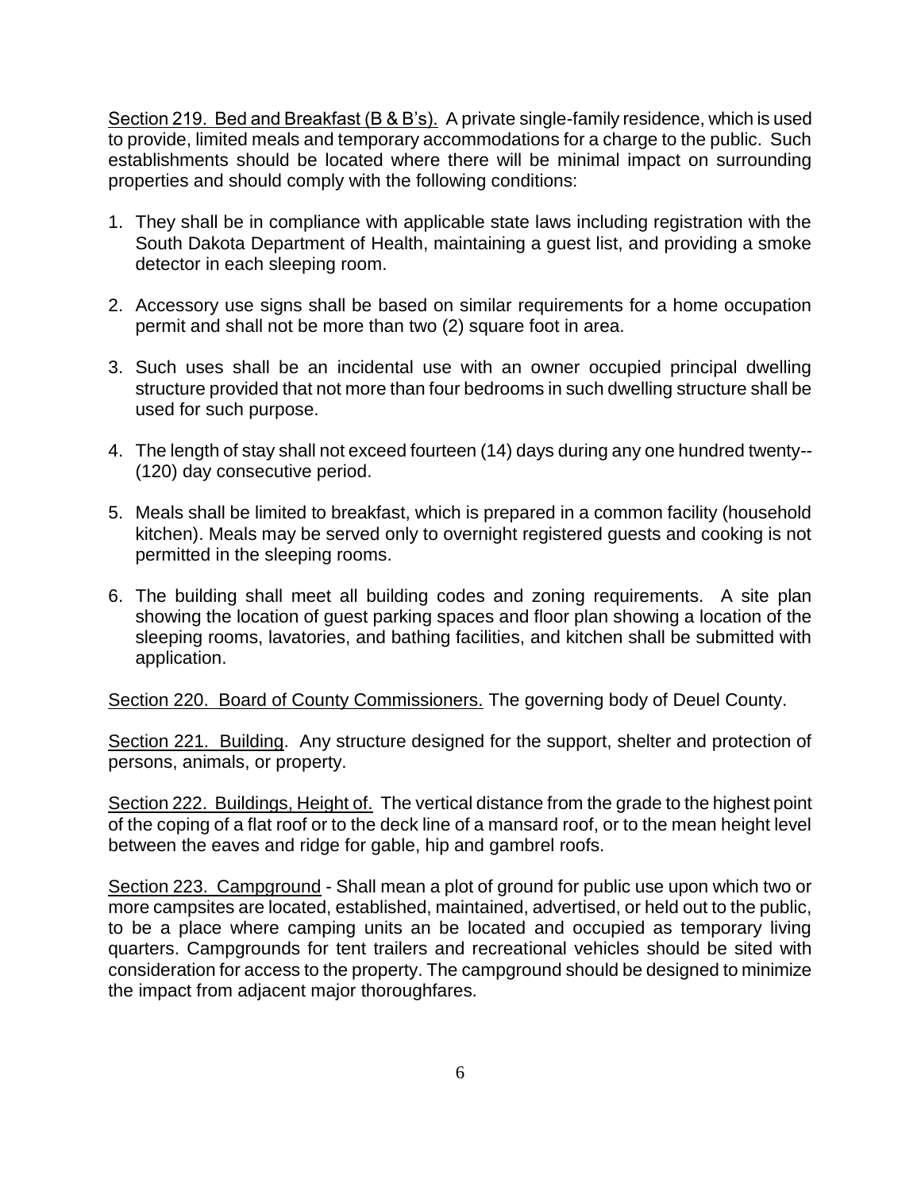<u>Section 219. Bed and Breakfast (B & B's).</u> A private single-family residence, which is used to provide, limited meals and temporary accommodations for a charge to the public. Such establishments should be located where there will be minimal impact on surrounding properties and should comply with the following conditions:

1. They shall be in compliance with applicable state laws including registration with the South Dakota Department of Health, maintaining a guest list, and providing a smoke detector in each sleeping room.

2. Accessory use signs shall be based on similar requirements for a home occupation permit and shall not be more than two (2) square foot in area.

3. Such uses shall be an incidental use with an owner occupied principal dwelling structure provided that not more than four bedrooms in such dwelling structure shall be used for such purpose.

4. The length of stay shall not exceed fourteen (14) days during any one hundred twenty-- (120) day consecutive period.

5. Meals shall be limited to breakfast, which is prepared in a common facility (household kitchen). Meals may be served only to overnight registered guests and cooking is not permitted in the sleeping rooms.

6. The building shall meet all building codes and zoning requirements. A site plan showing the location of guest parking spaces and floor plan showing a location of the sleeping rooms, lavatories, and bathing facilities, and kitchen shall be submitted with application.

<u>Section 220. Board of County Commissioners.</u> The governing body of Deuel County.

<u>Section 221. Building</u>. Any structure designed for the support, shelter and protection of persons, animals, or property.

<u>Section 222. Buildings, Height of.</u> The vertical distance from the grade to the highest point of the coping of a flat roof or to the deck line of a mansard roof, or to the mean height level between the eaves and ridge for gable, hip and gambrel roofs.

<u>Section 223. Campground</u> - Shall mean a plot of ground for public use upon which two or more campsites are located, established, maintained, advertised, or held out to the public, to be a place where camping units an be located and occupied as temporary living quarters. Campgrounds for tent trailers and recreational vehicles should be sited with consideration for access to the property. The campground should be designed to minimize the impact from adjacent major thoroughfares.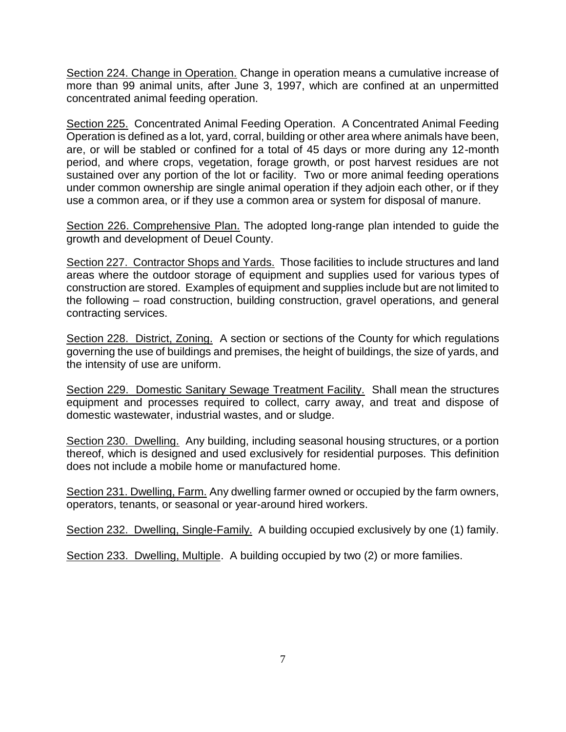Section 224. Change in Operation. Change in operation means a cumulative increase of more than 99 animal units, after June 3, 1997, which are confined at an unpermitted concentrated animal feeding operation.

Section 225. Concentrated Animal Feeding Operation. A Concentrated Animal Feeding Operation is defined as a lot, yard, corral, building or other area where animals have been, are, or will be stabled or confined for a total of 45 days or more during any 12-month period, and where crops, vegetation, forage growth, or post harvest residues are not sustained over any portion of the lot or facility. Two or more animal feeding operations under common ownership are single animal operation if they adjoin each other, or if they use a common area, or if they use a common area or system for disposal of manure.

Section 226. Comprehensive Plan. The adopted long-range plan intended to guide the growth and development of Deuel County.

Section 227. Contractor Shops and Yards. Those facilities to include structures and land areas where the outdoor storage of equipment and supplies used for various types of construction are stored. Examples of equipment and supplies include but are not limited to the following – road construction, building construction, gravel operations, and general contracting services.

Section 228. District, Zoning. A section or sections of the County for which regulations governing the use of buildings and premises, the height of buildings, the size of yards, and the intensity of use are uniform.

Section 229. Domestic Sanitary Sewage Treatment Facility. Shall mean the structures equipment and processes required to collect, carry away, and treat and dispose of domestic wastewater, industrial wastes, and or sludge.

Section 230. Dwelling. Any building, including seasonal housing structures, or a portion thereof, which is designed and used exclusively for residential purposes. This definition does not include a mobile home or manufactured home.

Section 231. Dwelling, Farm. Any dwelling farmer owned or occupied by the farm owners, operators, tenants, or seasonal or year-around hired workers.

Section 232. Dwelling, Single-Family. A building occupied exclusively by one (1) family.

Section 233. Dwelling, Multiple. A building occupied by two (2) or more families.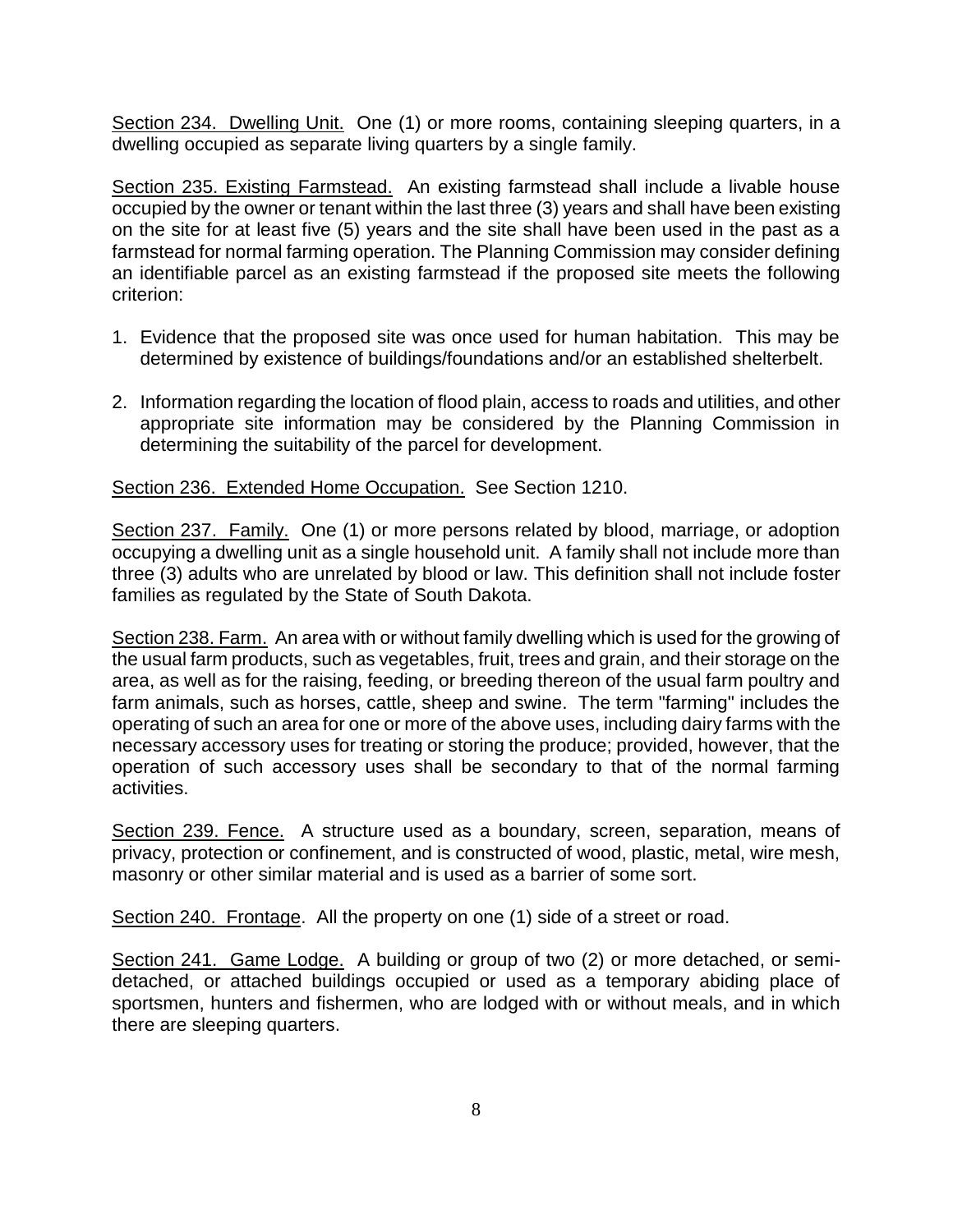<u>Section 234. Dwelling Unit.</u> One (1) or more rooms, containing sleeping quarters, in a dwelling occupied as separate living quarters by a single family.

<u>Section 235. Existing Farmstead.</u> An existing farmstead shall include a livable house occupied by the owner or tenant within the last three (3) years and shall have been existing on the site for at least five (5) years and the site shall have been used in the past as a farmstead for normal farming operation. The Planning Commission may consider defining an identifiable parcel as an existing farmstead if the proposed site meets the following criterion:

1. Evidence that the proposed site was once used for human habitation. This may be determined by existence of buildings/foundations and/or an established shelterbelt.
2. Information regarding the location of flood plain, access to roads and utilities, and other appropriate site information may be considered by the Planning Commission in determining the suitability of the parcel for development.

<u>Section 236. Extended Home Occupation.</u> See Section 1210.

<u>Section 237. Family.</u> One (1) or more persons related by blood, marriage, or adoption occupying a dwelling unit as a single household unit. A family shall not include more than three (3) adults who are unrelated by blood or law. This definition shall not include foster families as regulated by the State of South Dakota.

<u>Section 238. Farm.</u> An area with or without family dwelling which is used for the growing of the usual farm products, such as vegetables, fruit, trees and grain, and their storage on the area, as well as for the raising, feeding, or breeding thereon of the usual farm poultry and farm animals, such as horses, cattle, sheep and swine. The term "farming" includes the operating of such an area for one or more of the above uses, including dairy farms with the necessary accessory uses for treating or storing the produce; provided, however, that the operation of such accessory uses shall be secondary to that of the normal farming activities.

<u>Section 239. Fence.</u> A structure used as a boundary, screen, separation, means of privacy, protection or confinement, and is constructed of wood, plastic, metal, wire mesh, masonry or other similar material and is used as a barrier of some sort.

<u>Section 240. Frontage</u>. All the property on one (1) side of a street or road.

<u>Section 241. Game Lodge.</u> A building or group of two (2) or more detached, or semi-detached, or attached buildings occupied or used as a temporary abiding place of sportsmen, hunters and fishermen, who are lodged with or without meals, and in which there are sleeping quarters.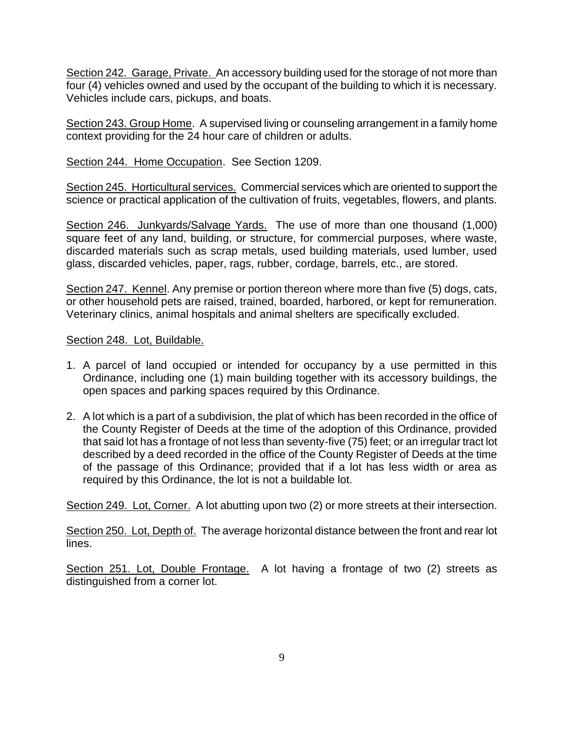Section 242. Garage, Private. An accessory building used for the storage of not more than four (4) vehicles owned and used by the occupant of the building to which it is necessary. Vehicles include cars, pickups, and boats.

Section 243. Group Home. A supervised living or counseling arrangement in a family home context providing for the 24 hour care of children or adults.

Section 244. Home Occupation. See Section 1209.

Section 245. Horticultural services. Commercial services which are oriented to support the science or practical application of the cultivation of fruits, vegetables, flowers, and plants.

Section 246. Junkyards/Salvage Yards. The use of more than one thousand (1,000) square feet of any land, building, or structure, for commercial purposes, where waste, discarded materials such as scrap metals, used building materials, used lumber, used glass, discarded vehicles, paper, rags, rubber, cordage, barrels, etc., are stored.

Section 247. Kennel. Any premise or portion thereon where more than five (5) dogs, cats, or other household pets are raised, trained, boarded, harbored, or kept for remuneration. Veterinary clinics, animal hospitals and animal shelters are specifically excluded.

Section 248. Lot, Buildable.

1. A parcel of land occupied or intended for occupancy by a use permitted in this Ordinance, including one (1) main building together with its accessory buildings, the open spaces and parking spaces required by this Ordinance.

2. A lot which is a part of a subdivision, the plat of which has been recorded in the office of the County Register of Deeds at the time of the adoption of this Ordinance, provided that said lot has a frontage of not less than seventy-five (75) feet; or an irregular tract lot described by a deed recorded in the office of the County Register of Deeds at the time of the passage of this Ordinance; provided that if a lot has less width or area as required by this Ordinance, the lot is not a buildable lot.

Section 249. Lot, Corner. A lot abutting upon two (2) or more streets at their intersection.

Section 250. Lot, Depth of. The average horizontal distance between the front and rear lot lines.

Section 251. Lot, Double Frontage. A lot having a frontage of two (2) streets as distinguished from a corner lot.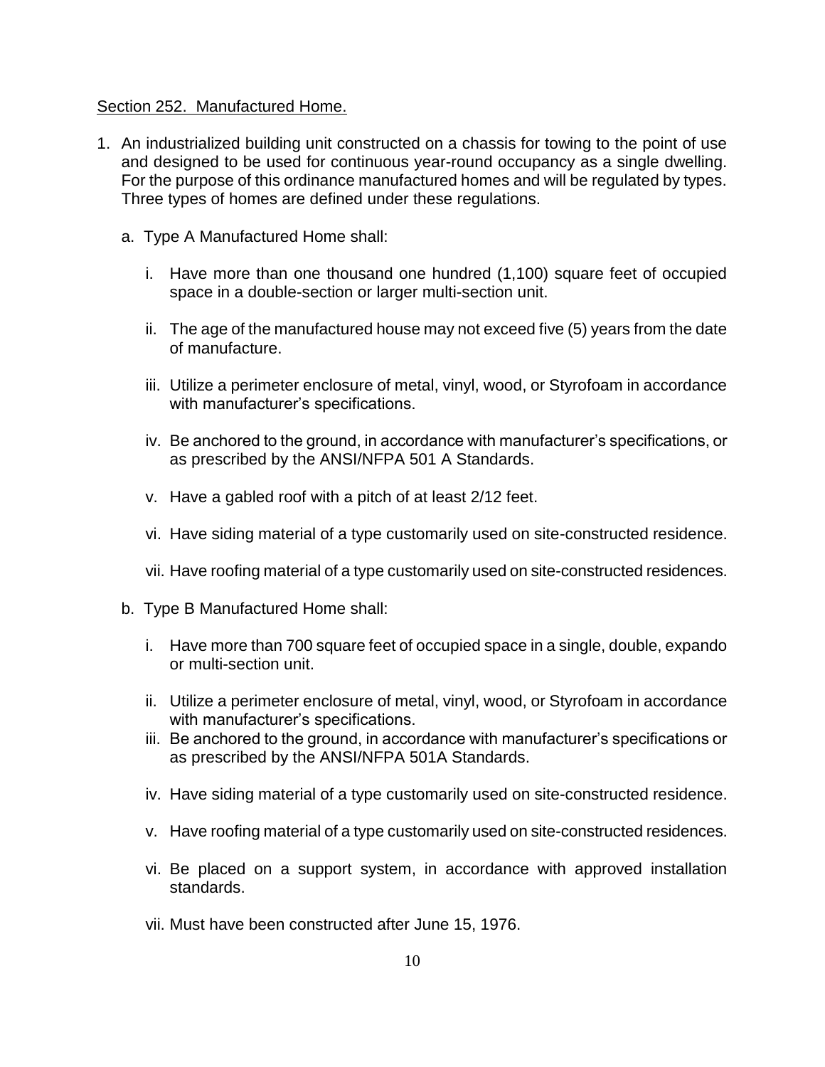Section 252. Manufactured Home.

1. An industrialized building unit constructed on a chassis for towing to the point of use and designed to be used for continuous year-round occupancy as a single dwelling. For the purpose of this ordinance manufactured homes and will be regulated by types. Three types of homes are defined under these regulations.

   a. Type A Manufactured Home shall:

      i. Have more than one thousand one hundred (1,100) square feet of occupied space in a double-section or larger multi-section unit.

      ii. The age of the manufactured house may not exceed five (5) years from the date of manufacture.

      iii. Utilize a perimeter enclosure of metal, vinyl, wood, or Styrofoam in accordance with manufacturer's specifications.

      iv. Be anchored to the ground, in accordance with manufacturer's specifications, or as prescribed by the ANSI/NFPA 501 A Standards.

      v. Have a gabled roof with a pitch of at least 2/12 feet.

      vi. Have siding material of a type customarily used on site-constructed residence.

      vii. Have roofing material of a type customarily used on site-constructed residences.

   b. Type B Manufactured Home shall:

      i. Have more than 700 square feet of occupied space in a single, double, expando or multi-section unit.

      ii. Utilize a perimeter enclosure of metal, vinyl, wood, or Styrofoam in accordance with manufacturer's specifications.

      iii. Be anchored to the ground, in accordance with manufacturer's specifications or as prescribed by the ANSI/NFPA 501A Standards.

      iv. Have siding material of a type customarily used on site-constructed residence.

      v. Have roofing material of a type customarily used on site-constructed residences.

      vi. Be placed on a support system, in accordance with approved installation standards.

      vii. Must have been constructed after June 15, 1976.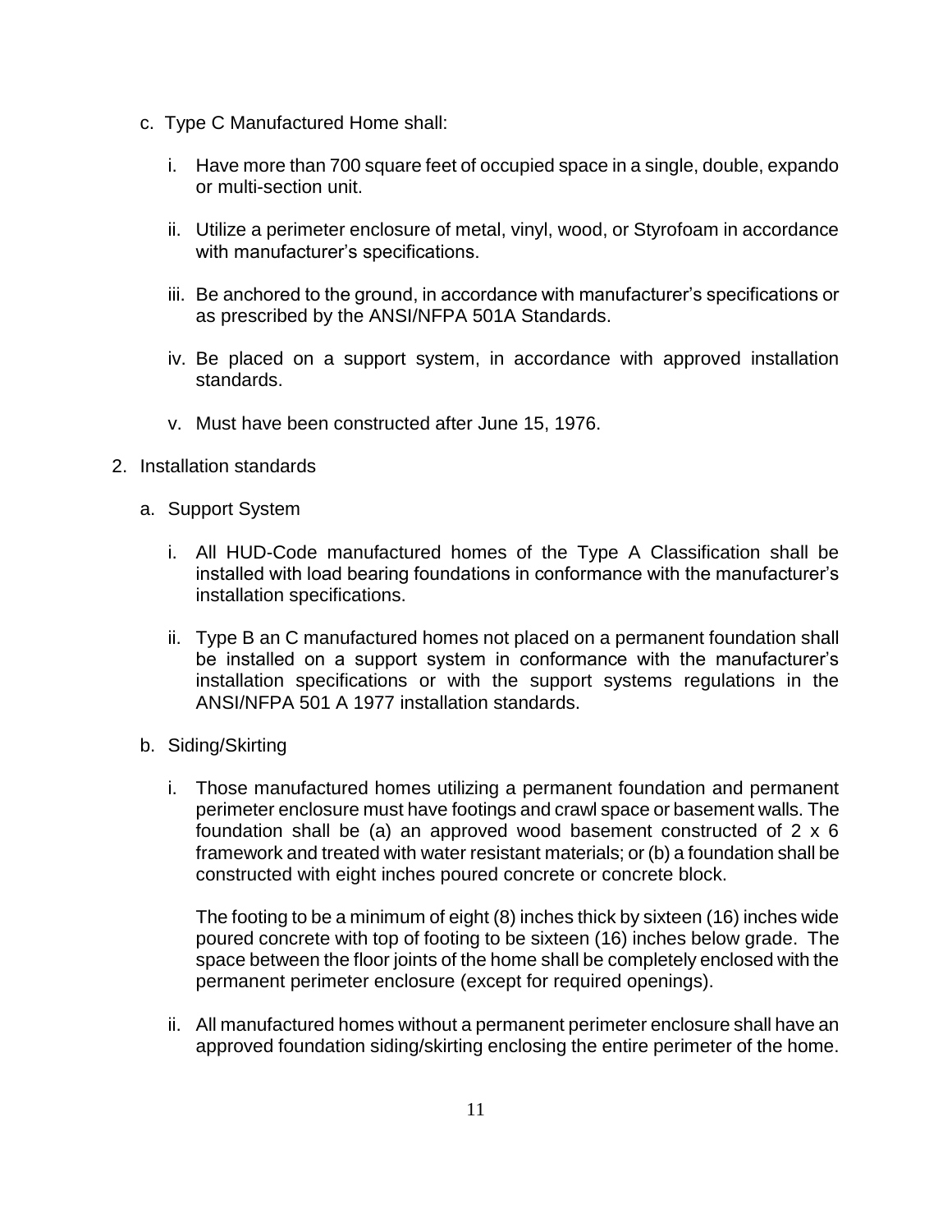c. Type C Manufactured Home shall:

   i. Have more than 700 square feet of occupied space in a single, double, expando or multi-section unit.

   ii. Utilize a perimeter enclosure of metal, vinyl, wood, or Styrofoam in accordance with manufacturer's specifications.

   iii. Be anchored to the ground, in accordance with manufacturer's specifications or as prescribed by the ANSI/NFPA 501A Standards.

   iv. Be placed on a support system, in accordance with approved installation standards.

   v. Must have been constructed after June 15, 1976.

2. Installation standards

   a. Support System

      i. All HUD-Code manufactured homes of the Type A Classification shall be installed with load bearing foundations in conformance with the manufacturer's installation specifications.

      ii. Type B an C manufactured homes not placed on a permanent foundation shall be installed on a support system in conformance with the manufacturer's installation specifications or with the support systems regulations in the ANSI/NFPA 501 A 1977 installation standards.

   b. Siding/Skirting

      i. Those manufactured homes utilizing a permanent foundation and permanent perimeter enclosure must have footings and crawl space or basement walls. The foundation shall be (a) an approved wood basement constructed of 2 x 6 framework and treated with water resistant materials; or (b) a foundation shall be constructed with eight inches poured concrete or concrete block.

         The footing to be a minimum of eight (8) inches thick by sixteen (16) inches wide poured concrete with top of footing to be sixteen (16) inches below grade. The space between the floor joints of the home shall be completely enclosed with the permanent perimeter enclosure (except for required openings).

      ii. All manufactured homes without a permanent perimeter enclosure shall have an approved foundation siding/skirting enclosing the entire perimeter of the home.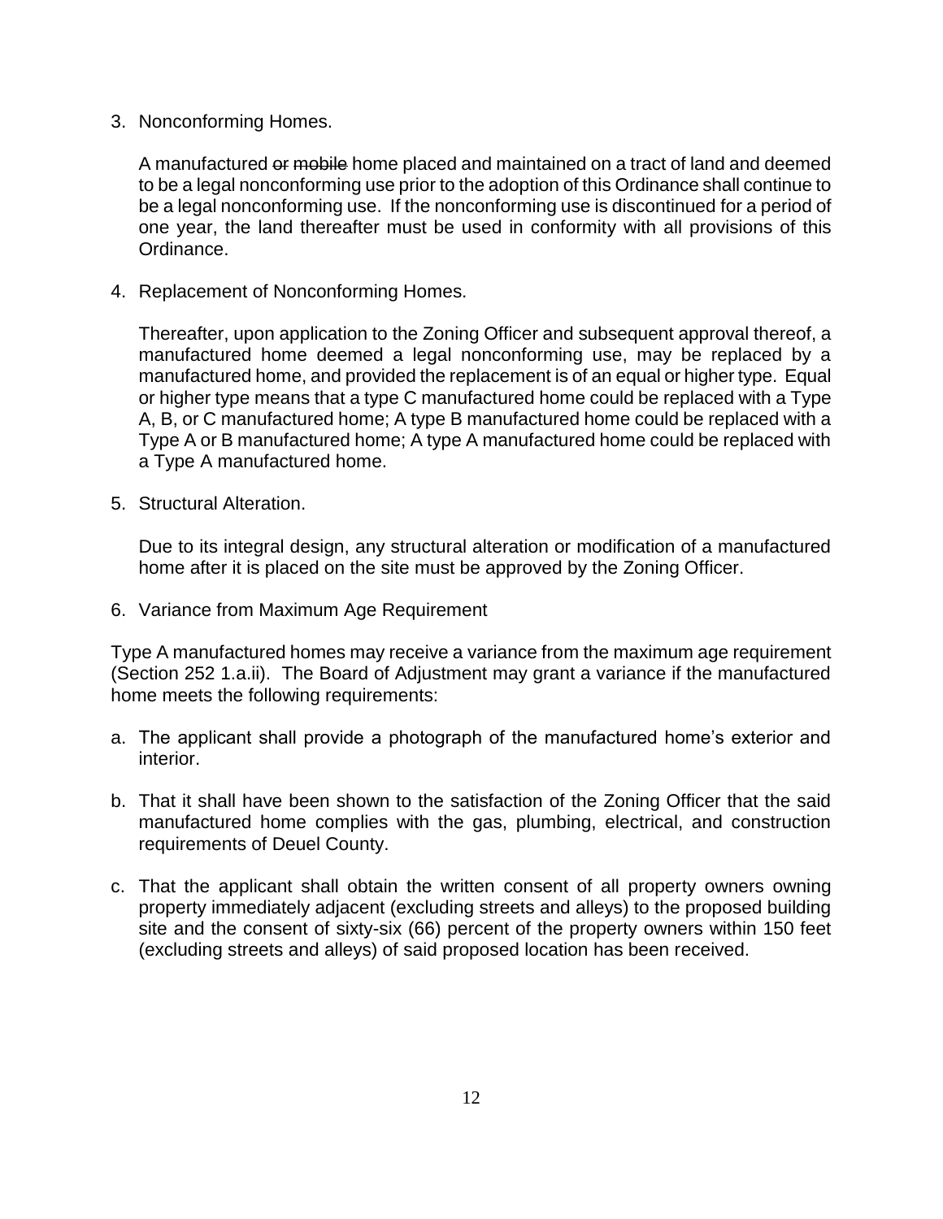3. Nonconforming Homes.

   A manufactured ~~or mobile~~ home placed and maintained on a tract of land and deemed to be a legal nonconforming use prior to the adoption of this Ordinance shall continue to be a legal nonconforming use. If the nonconforming use is discontinued for a period of one year, the land thereafter must be used in conformity with all provisions of this Ordinance.

4. Replacement of Nonconforming Homes.

   Thereafter, upon application to the Zoning Officer and subsequent approval thereof, a manufactured home deemed a legal nonconforming use, may be replaced by a manufactured home, and provided the replacement is of an equal or higher type. Equal or higher type means that a type C manufactured home could be replaced with a Type A, B, or C manufactured home; A type B manufactured home could be replaced with a Type A or B manufactured home; A type A manufactured home could be replaced with a Type A manufactured home.

5. Structural Alteration.

   Due to its integral design, any structural alteration or modification of a manufactured home after it is placed on the site must be approved by the Zoning Officer.

6. Variance from Maximum Age Requirement

Type A manufactured homes may receive a variance from the maximum age requirement (Section 252 1.a.ii). The Board of Adjustment may grant a variance if the manufactured home meets the following requirements:

a. The applicant shall provide a photograph of the manufactured home's exterior and interior.

b. That it shall have been shown to the satisfaction of the Zoning Officer that the said manufactured home complies with the gas, plumbing, electrical, and construction requirements of Deuel County.

c. That the applicant shall obtain the written consent of all property owners owning property immediately adjacent (excluding streets and alleys) to the proposed building site and the consent of sixty-six (66) percent of the property owners within 150 feet (excluding streets and alleys) of said proposed location has been received.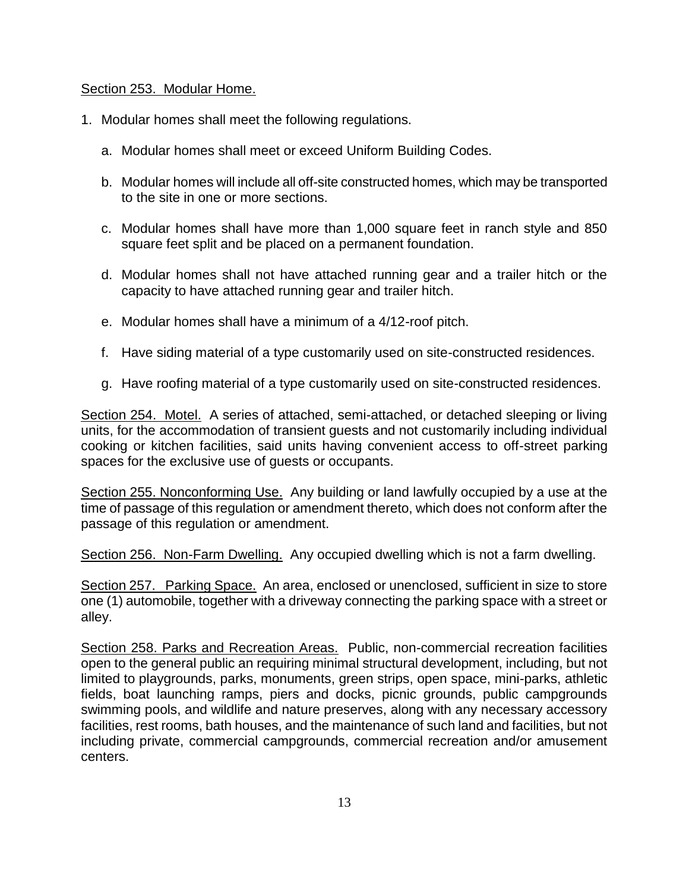Section 253. Modular Home.

1. Modular homes shall meet the following regulations.

   a. Modular homes shall meet or exceed Uniform Building Codes.

   b. Modular homes will include all off-site constructed homes, which may be transported to the site in one or more sections.

   c. Modular homes shall have more than 1,000 square feet in ranch style and 850 square feet split and be placed on a permanent foundation.

   d. Modular homes shall not have attached running gear and a trailer hitch or the capacity to have attached running gear and trailer hitch.

   e. Modular homes shall have a minimum of a 4/12-roof pitch.

   f. Have siding material of a type customarily used on site-constructed residences.

   g. Have roofing material of a type customarily used on site-constructed residences.

Section 254. Motel. A series of attached, semi-attached, or detached sleeping or living units, for the accommodation of transient guests and not customarily including individual cooking or kitchen facilities, said units having convenient access to off-street parking spaces for the exclusive use of guests or occupants.

Section 255. Nonconforming Use. Any building or land lawfully occupied by a use at the time of passage of this regulation or amendment thereto, which does not conform after the passage of this regulation or amendment.

Section 256. Non-Farm Dwelling. Any occupied dwelling which is not a farm dwelling.

Section 257. Parking Space. An area, enclosed or unenclosed, sufficient in size to store one (1) automobile, together with a driveway connecting the parking space with a street or alley.

Section 258. Parks and Recreation Areas. Public, non-commercial recreation facilities open to the general public an requiring minimal structural development, including, but not limited to playgrounds, parks, monuments, green strips, open space, mini-parks, athletic fields, boat launching ramps, piers and docks, picnic grounds, public campgrounds swimming pools, and wildlife and nature preserves, along with any necessary accessory facilities, rest rooms, bath houses, and the maintenance of such land and facilities, but not including private, commercial campgrounds, commercial recreation and/or amusement centers.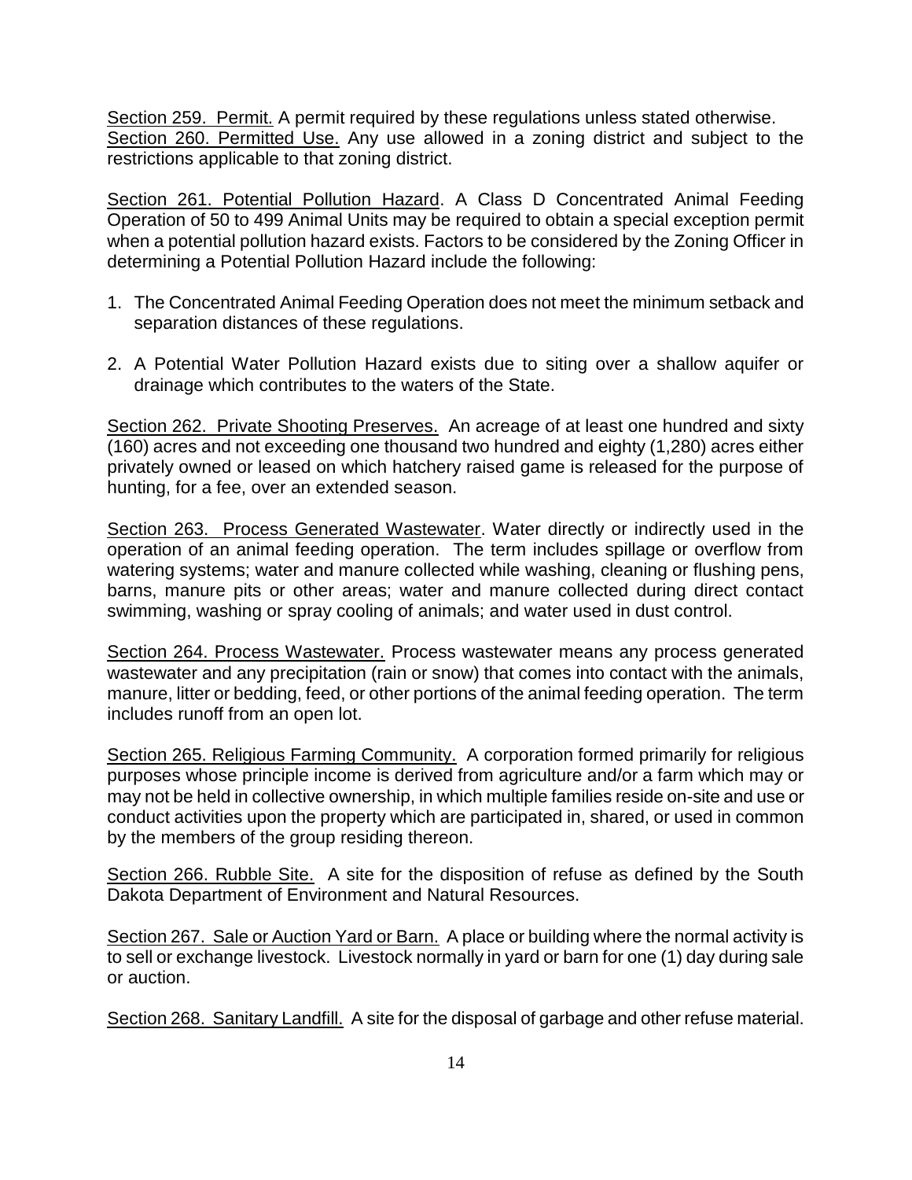Section 259. Permit. A permit required by these regulations unless stated otherwise.
Section 260. Permitted Use. Any use allowed in a zoning district and subject to the restrictions applicable to that zoning district.

Section 261. Potential Pollution Hazard. A Class D Concentrated Animal Feeding Operation of 50 to 499 Animal Units may be required to obtain a special exception permit when a potential pollution hazard exists. Factors to be considered by the Zoning Officer in determining a Potential Pollution Hazard include the following:

1. The Concentrated Animal Feeding Operation does not meet the minimum setback and separation distances of these regulations.

2. A Potential Water Pollution Hazard exists due to siting over a shallow aquifer or drainage which contributes to the waters of the State.

Section 262. Private Shooting Preserves. An acreage of at least one hundred and sixty (160) acres and not exceeding one thousand two hundred and eighty (1,280) acres either privately owned or leased on which hatchery raised game is released for the purpose of hunting, for a fee, over an extended season.

Section 263. Process Generated Wastewater. Water directly or indirectly used in the operation of an animal feeding operation. The term includes spillage or overflow from watering systems; water and manure collected while washing, cleaning or flushing pens, barns, manure pits or other areas; water and manure collected during direct contact swimming, washing or spray cooling of animals; and water used in dust control.

Section 264. Process Wastewater. Process wastewater means any process generated wastewater and any precipitation (rain or snow) that comes into contact with the animals, manure, litter or bedding, feed, or other portions of the animal feeding operation. The term includes runoff from an open lot.

Section 265. Religious Farming Community. A corporation formed primarily for religious purposes whose principle income is derived from agriculture and/or a farm which may or may not be held in collective ownership, in which multiple families reside on-site and use or conduct activities upon the property which are participated in, shared, or used in common by the members of the group residing thereon.

Section 266. Rubble Site. A site for the disposition of refuse as defined by the South Dakota Department of Environment and Natural Resources.

Section 267. Sale or Auction Yard or Barn. A place or building where the normal activity is to sell or exchange livestock. Livestock normally in yard or barn for one (1) day during sale or auction.

Section 268. Sanitary Landfill. A site for the disposal of garbage and other refuse material.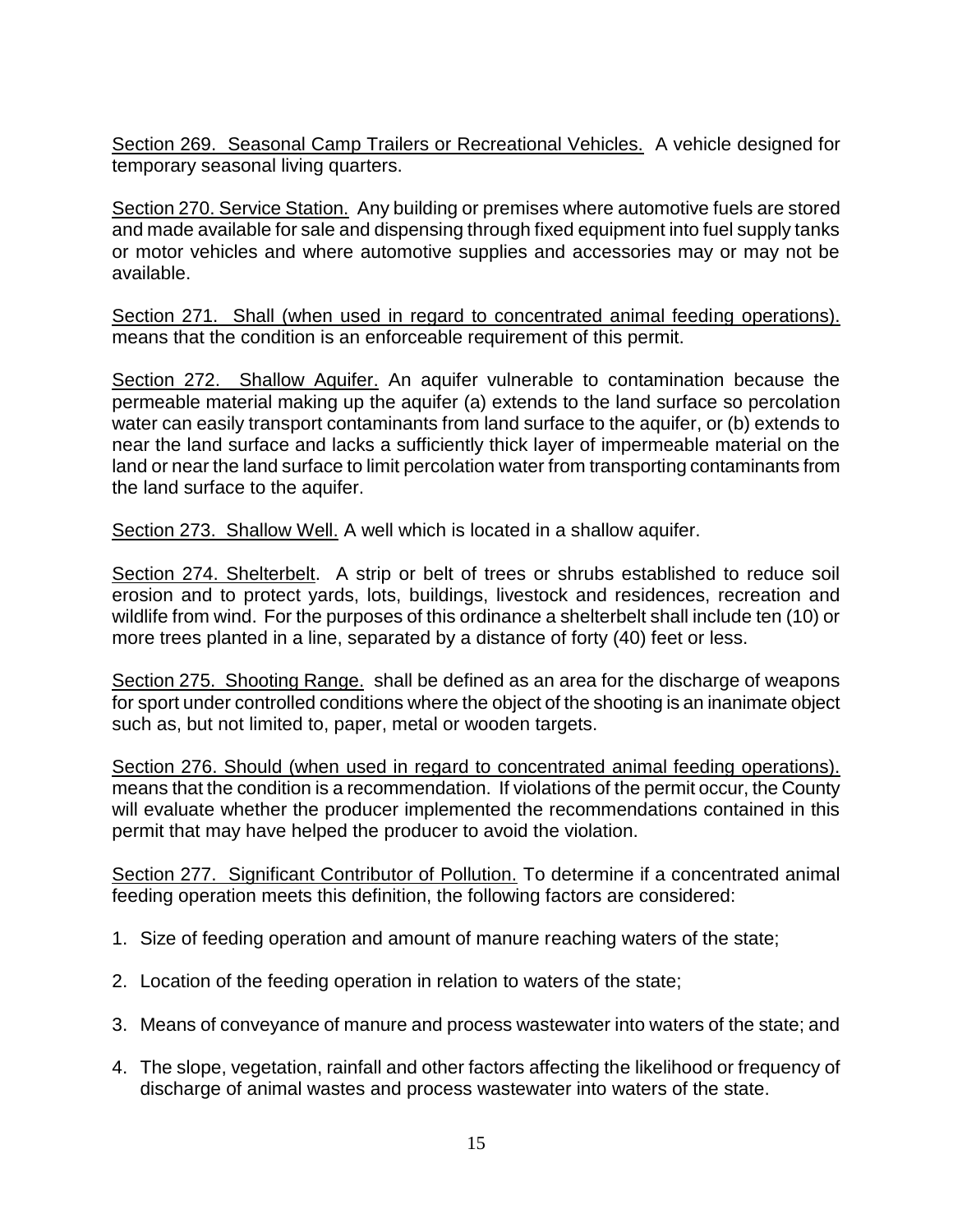<u>Section 269. Seasonal Camp Trailers or Recreational Vehicles.</u> A vehicle designed for temporary seasonal living quarters.

<u>Section 270. Service Station.</u> Any building or premises where automotive fuels are stored and made available for sale and dispensing through fixed equipment into fuel supply tanks or motor vehicles and where automotive supplies and accessories may or may not be available.

<u>Section 271. Shall (when used in regard to concentrated animal feeding operations).</u> means that the condition is an enforceable requirement of this permit.

<u>Section 272. Shallow Aquifer.</u> An aquifer vulnerable to contamination because the permeable material making up the aquifer (a) extends to the land surface so percolation water can easily transport contaminants from land surface to the aquifer, or (b) extends to near the land surface and lacks a sufficiently thick layer of impermeable material on the land or near the land surface to limit percolation water from transporting contaminants from the land surface to the aquifer.

<u>Section 273. Shallow Well.</u> A well which is located in a shallow aquifer.

<u>Section 274. Shelterbelt</u>. A strip or belt of trees or shrubs established to reduce soil erosion and to protect yards, lots, buildings, livestock and residences, recreation and wildlife from wind. For the purposes of this ordinance a shelterbelt shall include ten (10) or more trees planted in a line, separated by a distance of forty (40) feet or less.

<u>Section 275. Shooting Range.</u> shall be defined as an area for the discharge of weapons for sport under controlled conditions where the object of the shooting is an inanimate object such as, but not limited to, paper, metal or wooden targets.

<u>Section 276. Should (when used in regard to concentrated animal feeding operations).</u> means that the condition is a recommendation. If violations of the permit occur, the County will evaluate whether the producer implemented the recommendations contained in this permit that may have helped the producer to avoid the violation.

<u>Section 277. Significant Contributor of Pollution.</u> To determine if a concentrated animal feeding operation meets this definition, the following factors are considered:

1. Size of feeding operation and amount of manure reaching waters of the state;

2. Location of the feeding operation in relation to waters of the state;

3. Means of conveyance of manure and process wastewater into waters of the state; and

4. The slope, vegetation, rainfall and other factors affecting the likelihood or frequency of discharge of animal wastes and process wastewater into waters of the state.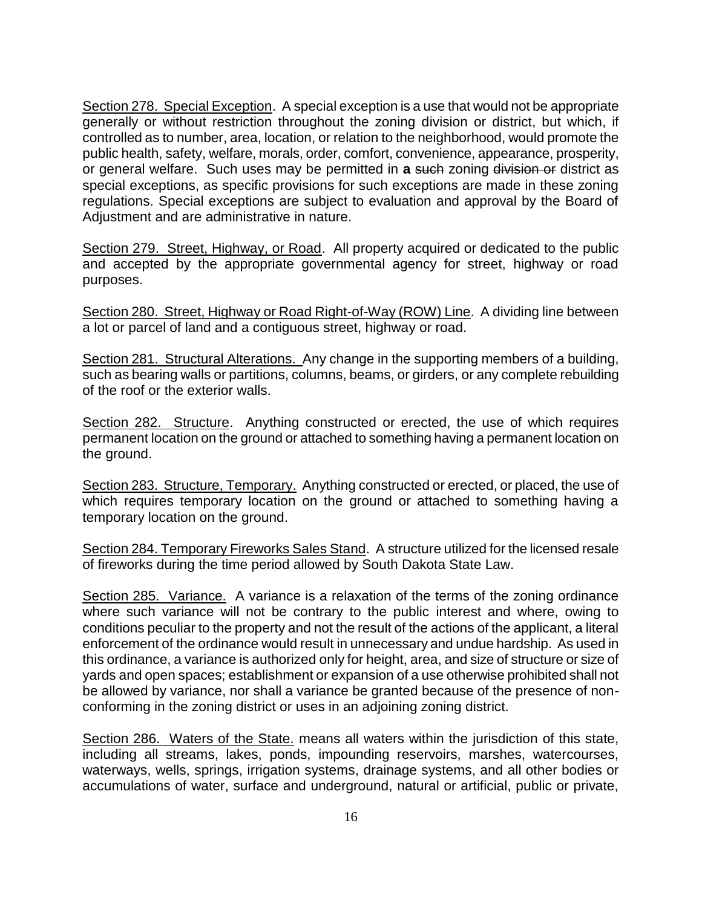<u>Section 278. Special Exception</u>. A special exception is a use that would not be appropriate generally or without restriction throughout the zoning division or district, but which, if controlled as to number, area, location, or relation to the neighborhood, would promote the public health, safety, welfare, morals, order, comfort, convenience, appearance, prosperity, or general welfare. Such uses may be permitted in **a** ~~such~~ zoning ~~division or~~ district as special exceptions, as specific provisions for such exceptions are made in these zoning regulations. Special exceptions are subject to evaluation and approval by the Board of Adjustment and are administrative in nature.

<u>Section 279. Street, Highway, or Road</u>. All property acquired or dedicated to the public and accepted by the appropriate governmental agency for street, highway or road purposes.

<u>Section 280. Street, Highway or Road Right-of-Way (ROW) Line</u>. A dividing line between a lot or parcel of land and a contiguous street, highway or road.

<u>Section 281. Structural Alterations.</u> Any change in the supporting members of a building, such as bearing walls or partitions, columns, beams, or girders, or any complete rebuilding of the roof or the exterior walls.

<u>Section 282. Structure</u>. Anything constructed or erected, the use of which requires permanent location on the ground or attached to something having a permanent location on the ground.

<u>Section 283. Structure, Temporary.</u> Anything constructed or erected, or placed, the use of which requires temporary location on the ground or attached to something having a temporary location on the ground.

<u>Section 284. Temporary Fireworks Sales Stand</u>. A structure utilized for the licensed resale of fireworks during the time period allowed by South Dakota State Law.

<u>Section 285. Variance.</u> A variance is a relaxation of the terms of the zoning ordinance where such variance will not be contrary to the public interest and where, owing to conditions peculiar to the property and not the result of the actions of the applicant, a literal enforcement of the ordinance would result in unnecessary and undue hardship. As used in this ordinance, a variance is authorized only for height, area, and size of structure or size of yards and open spaces; establishment or expansion of a use otherwise prohibited shall not be allowed by variance, nor shall a variance be granted because of the presence of non-conforming in the zoning district or uses in an adjoining zoning district.

<u>Section 286. Waters of the State.</u> means all waters within the jurisdiction of this state, including all streams, lakes, ponds, impounding reservoirs, marshes, watercourses, waterways, wells, springs, irrigation systems, drainage systems, and all other bodies or accumulations of water, surface and underground, natural or artificial, public or private,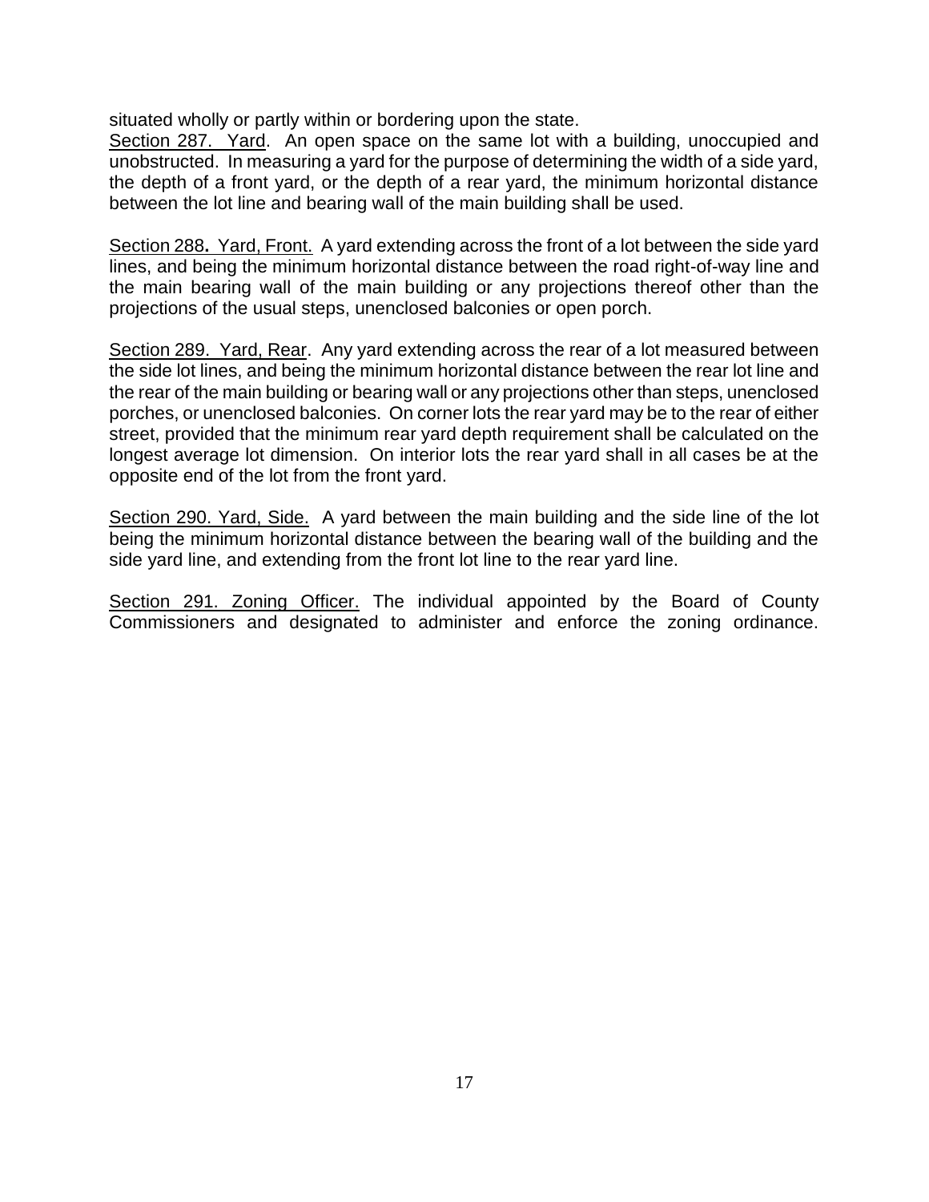situated wholly or partly within or bordering upon the state.

Section 287. Yard. An open space on the same lot with a building, unoccupied and unobstructed. In measuring a yard for the purpose of determining the width of a side yard, the depth of a front yard, or the depth of a rear yard, the minimum horizontal distance between the lot line and bearing wall of the main building shall be used.

Section 288. Yard, Front. A yard extending across the front of a lot between the side yard lines, and being the minimum horizontal distance between the road right-of-way line and the main bearing wall of the main building or any projections thereof other than the projections of the usual steps, unenclosed balconies or open porch.

Section 289. Yard, Rear. Any yard extending across the rear of a lot measured between the side lot lines, and being the minimum horizontal distance between the rear lot line and the rear of the main building or bearing wall or any projections other than steps, unenclosed porches, or unenclosed balconies. On corner lots the rear yard may be to the rear of either street, provided that the minimum rear yard depth requirement shall be calculated on the longest average lot dimension. On interior lots the rear yard shall in all cases be at the opposite end of the lot from the front yard.

Section 290. Yard, Side. A yard between the main building and the side line of the lot being the minimum horizontal distance between the bearing wall of the building and the side yard line, and extending from the front lot line to the rear yard line.

Section 291. Zoning Officer. The individual appointed by the Board of County Commissioners and designated to administer and enforce the zoning ordinance.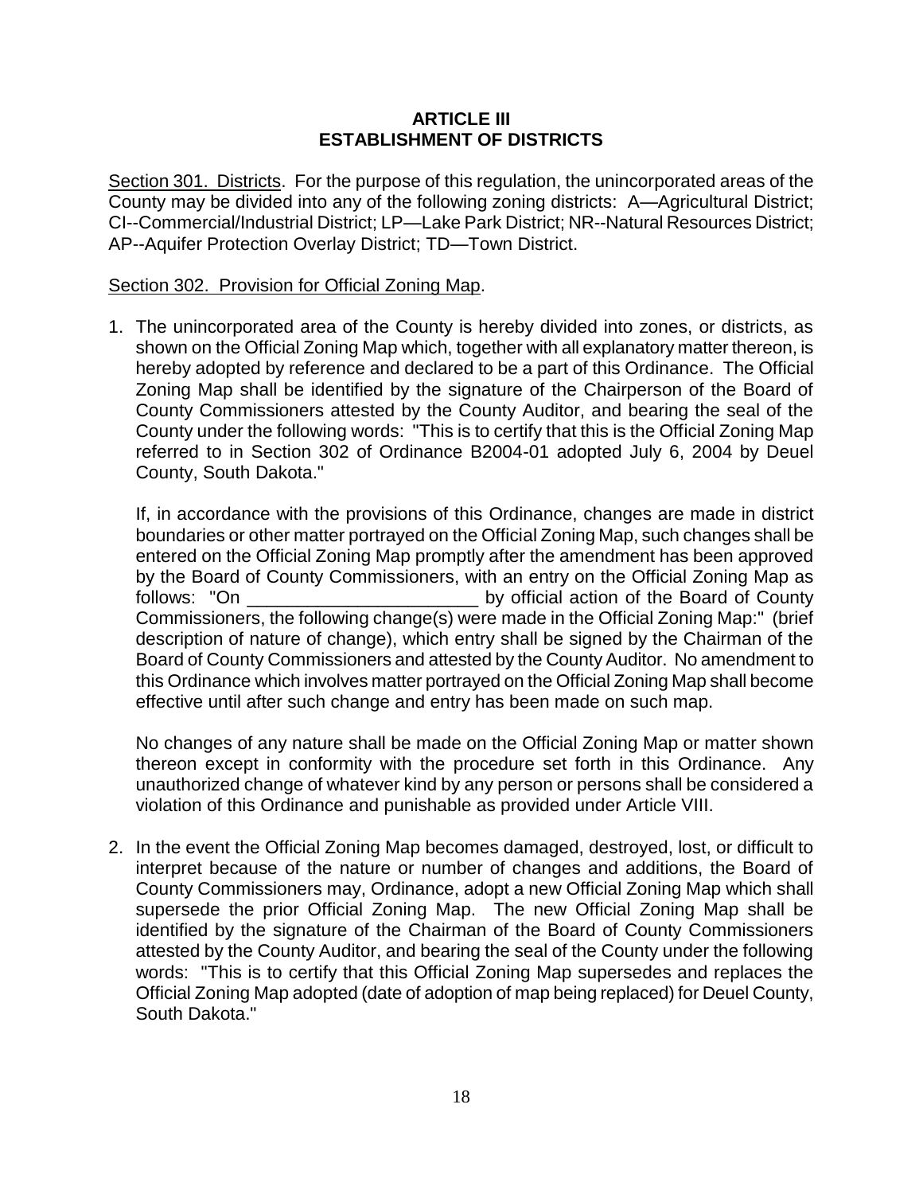**ARTICLE III**
**ESTABLISHMENT OF DISTRICTS**

Section 301. Districts. For the purpose of this regulation, the unincorporated areas of the County may be divided into any of the following zoning districts: A—Agricultural District; CI--Commercial/Industrial District; LP—Lake Park District; NR--Natural Resources District; AP--Aquifer Protection Overlay District; TD—Town District.

Section 302. Provision for Official Zoning Map.

1. The unincorporated area of the County is hereby divided into zones, or districts, as shown on the Official Zoning Map which, together with all explanatory matter thereon, is hereby adopted by reference and declared to be a part of this Ordinance. The Official Zoning Map shall be identified by the signature of the Chairperson of the Board of County Commissioners attested by the County Auditor, and bearing the seal of the County under the following words: "This is to certify that this is the Official Zoning Map referred to in Section 302 of Ordinance B2004-01 adopted July 6, 2004 by Deuel County, South Dakota."

   If, in accordance with the provisions of this Ordinance, changes are made in district boundaries or other matter portrayed on the Official Zoning Map, such changes shall be entered on the Official Zoning Map promptly after the amendment has been approved by the Board of County Commissioners, with an entry on the Official Zoning Map as follows: "On _______________________ by official action of the Board of County Commissioners, the following change(s) were made in the Official Zoning Map:" (brief description of nature of change), which entry shall be signed by the Chairman of the Board of County Commissioners and attested by the County Auditor. No amendment to this Ordinance which involves matter portrayed on the Official Zoning Map shall become effective until after such change and entry has been made on such map.

   No changes of any nature shall be made on the Official Zoning Map or matter shown thereon except in conformity with the procedure set forth in this Ordinance. Any unauthorized change of whatever kind by any person or persons shall be considered a violation of this Ordinance and punishable as provided under Article VIII.

2. In the event the Official Zoning Map becomes damaged, destroyed, lost, or difficult to interpret because of the nature or number of changes and additions, the Board of County Commissioners may, Ordinance, adopt a new Official Zoning Map which shall supersede the prior Official Zoning Map. The new Official Zoning Map shall be identified by the signature of the Chairman of the Board of County Commissioners attested by the County Auditor, and bearing the seal of the County under the following words: "This is to certify that this Official Zoning Map supersedes and replaces the Official Zoning Map adopted (date of adoption of map being replaced) for Deuel County, South Dakota."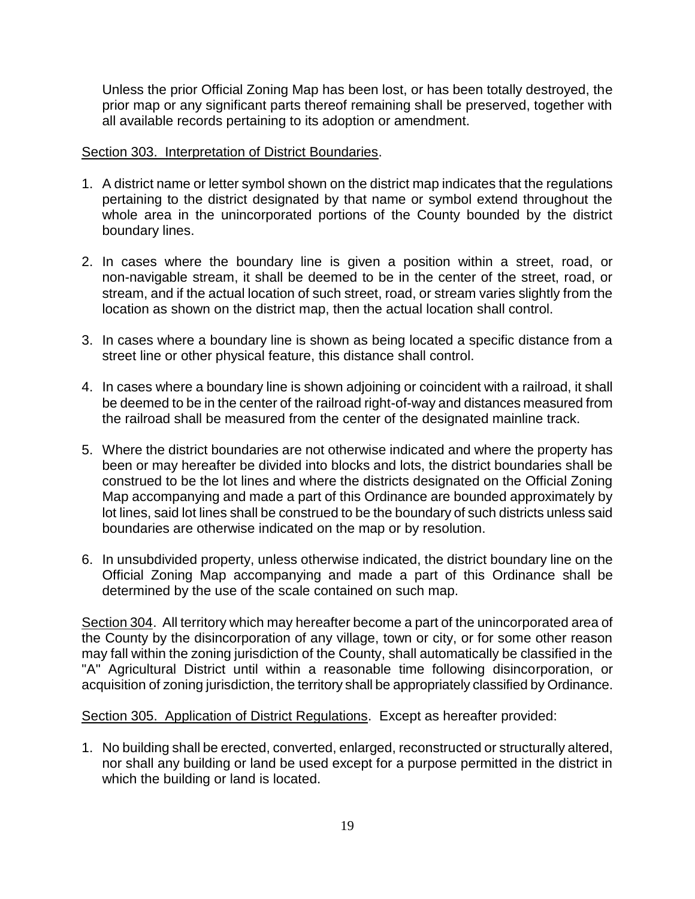Unless the prior Official Zoning Map has been lost, or has been totally destroyed, the prior map or any significant parts thereof remaining shall be preserved, together with all available records pertaining to its adoption or amendment.

<u>Section 303. Interpretation of District Boundaries</u>.

1. A district name or letter symbol shown on the district map indicates that the regulations pertaining to the district designated by that name or symbol extend throughout the whole area in the unincorporated portions of the County bounded by the district boundary lines.

2. In cases where the boundary line is given a position within a street, road, or non-navigable stream, it shall be deemed to be in the center of the street, road, or stream, and if the actual location of such street, road, or stream varies slightly from the location as shown on the district map, then the actual location shall control.

3. In cases where a boundary line is shown as being located a specific distance from a street line or other physical feature, this distance shall control.

4. In cases where a boundary line is shown adjoining or coincident with a railroad, it shall be deemed to be in the center of the railroad right-of-way and distances measured from the railroad shall be measured from the center of the designated mainline track.

5. Where the district boundaries are not otherwise indicated and where the property has been or may hereafter be divided into blocks and lots, the district boundaries shall be construed to be the lot lines and where the districts designated on the Official Zoning Map accompanying and made a part of this Ordinance are bounded approximately by lot lines, said lot lines shall be construed to be the boundary of such districts unless said boundaries are otherwise indicated on the map or by resolution.

6. In unsubdivided property, unless otherwise indicated, the district boundary line on the Official Zoning Map accompanying and made a part of this Ordinance shall be determined by the use of the scale contained on such map.

<u>Section 304</u>. All territory which may hereafter become a part of the unincorporated area of the County by the disincorporation of any village, town or city, or for some other reason may fall within the zoning jurisdiction of the County, shall automatically be classified in the "A" Agricultural District until within a reasonable time following disincorporation, or acquisition of zoning jurisdiction, the territory shall be appropriately classified by Ordinance.

<u>Section 305. Application of District Regulations</u>. Except as hereafter provided:

1. No building shall be erected, converted, enlarged, reconstructed or structurally altered, nor shall any building or land be used except for a purpose permitted in the district in which the building or land is located.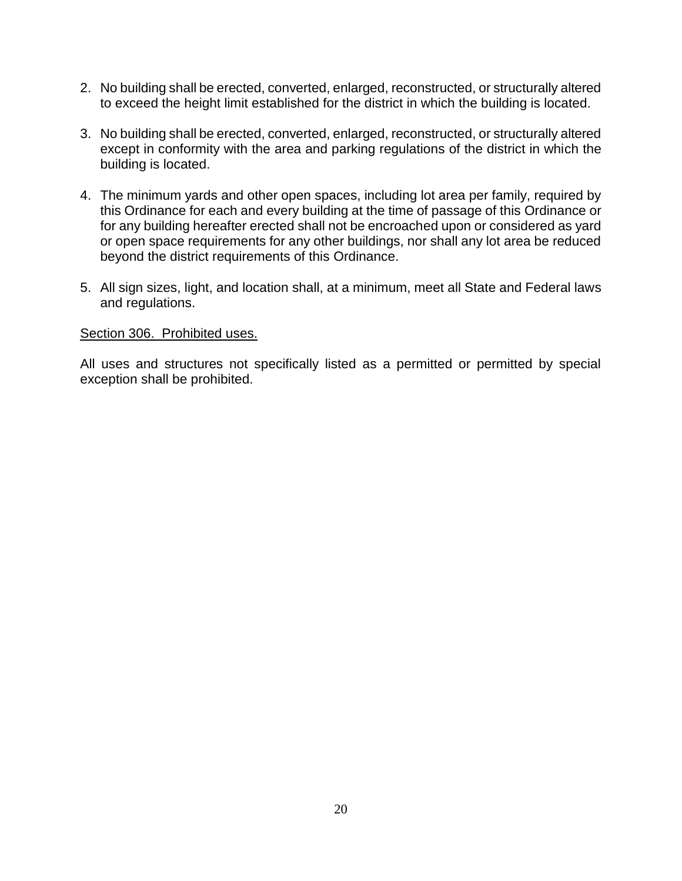2. No building shall be erected, converted, enlarged, reconstructed, or structurally altered to exceed the height limit established for the district in which the building is located.

3. No building shall be erected, converted, enlarged, reconstructed, or structurally altered except in conformity with the area and parking regulations of the district in which the building is located.

4. The minimum yards and other open spaces, including lot area per family, required by this Ordinance for each and every building at the time of passage of this Ordinance or for any building hereafter erected shall not be encroached upon or considered as yard or open space requirements for any other buildings, nor shall any lot area be reduced beyond the district requirements of this Ordinance.

5. All sign sizes, light, and location shall, at a minimum, meet all State and Federal laws and regulations.

<u>Section 306. Prohibited uses.</u>

All uses and structures not specifically listed as a permitted or permitted by special exception shall be prohibited.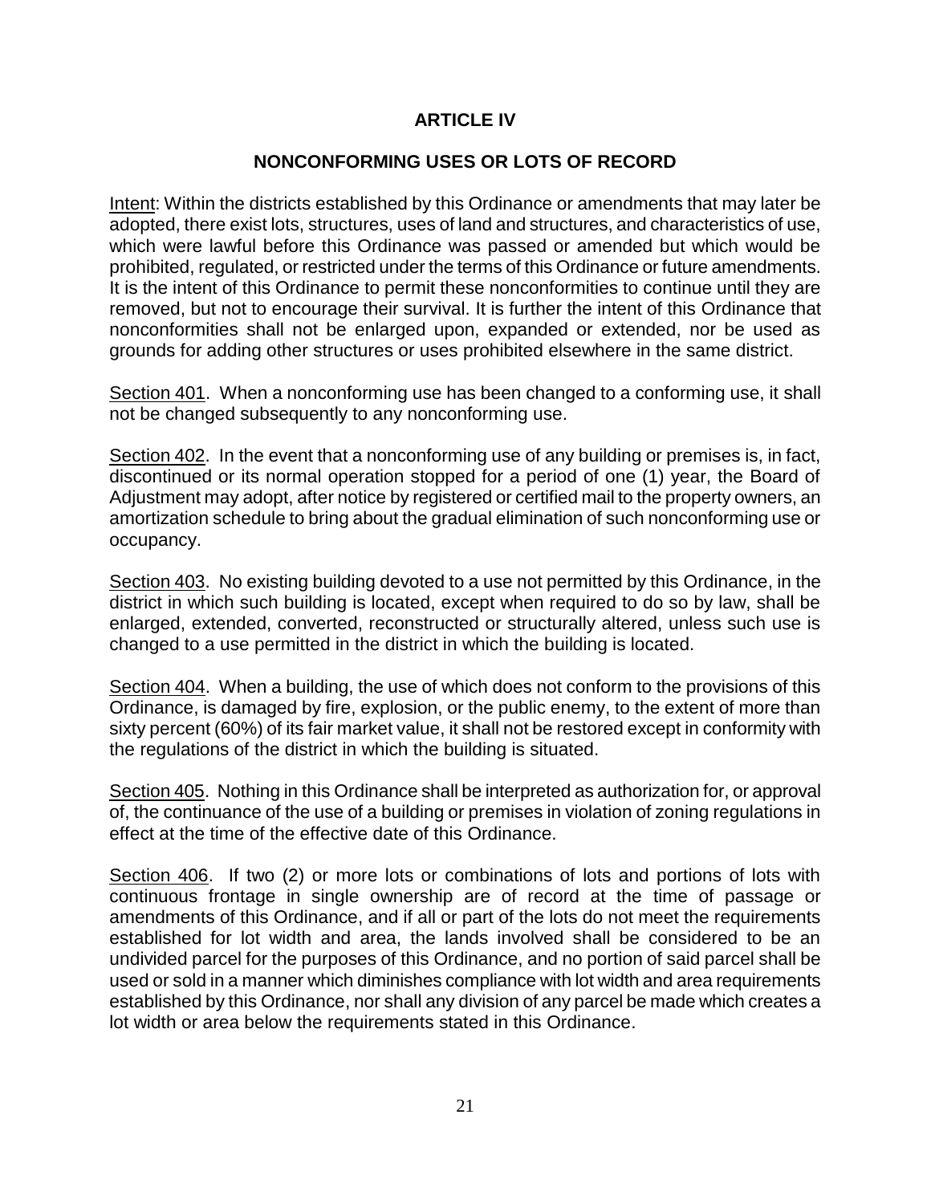# ARTICLE IV

## NONCONFORMING USES OR LOTS OF RECORD

<u>Intent</u>: Within the districts established by this Ordinance or amendments that may later be adopted, there exist lots, structures, uses of land and structures, and characteristics of use, which were lawful before this Ordinance was passed or amended but which would be prohibited, regulated, or restricted under the terms of this Ordinance or future amendments. It is the intent of this Ordinance to permit these nonconformities to continue until they are removed, but not to encourage their survival. It is further the intent of this Ordinance that nonconformities shall not be enlarged upon, expanded or extended, nor be used as grounds for adding other structures or uses prohibited elsewhere in the same district.

<u>Section 401</u>. When a nonconforming use has been changed to a conforming use, it shall not be changed subsequently to any nonconforming use.

<u>Section 402</u>. In the event that a nonconforming use of any building or premises is, in fact, discontinued or its normal operation stopped for a period of one (1) year, the Board of Adjustment may adopt, after notice by registered or certified mail to the property owners, an amortization schedule to bring about the gradual elimination of such nonconforming use or occupancy.

<u>Section 403</u>. No existing building devoted to a use not permitted by this Ordinance, in the district in which such building is located, except when required to do so by law, shall be enlarged, extended, converted, reconstructed or structurally altered, unless such use is changed to a use permitted in the district in which the building is located.

<u>Section 404</u>. When a building, the use of which does not conform to the provisions of this Ordinance, is damaged by fire, explosion, or the public enemy, to the extent of more than sixty percent (60%) of its fair market value, it shall not be restored except in conformity with the regulations of the district in which the building is situated.

<u>Section 405</u>. Nothing in this Ordinance shall be interpreted as authorization for, or approval of, the continuance of the use of a building or premises in violation of zoning regulations in effect at the time of the effective date of this Ordinance.

<u>Section 406</u>. If two (2) or more lots or combinations of lots and portions of lots with continuous frontage in single ownership are of record at the time of passage or amendments of this Ordinance, and if all or part of the lots do not meet the requirements established for lot width and area, the lands involved shall be considered to be an undivided parcel for the purposes of this Ordinance, and no portion of said parcel shall be used or sold in a manner which diminishes compliance with lot width and area requirements established by this Ordinance, nor shall any division of any parcel be made which creates a lot width or area below the requirements stated in this Ordinance.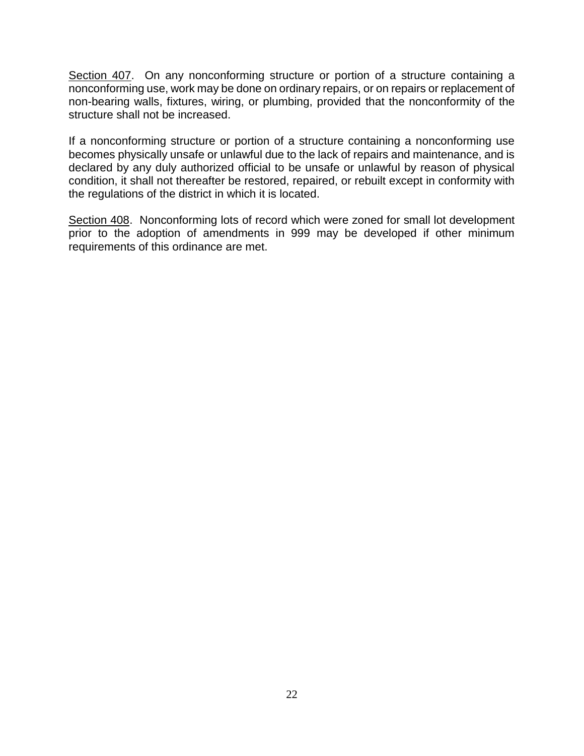Section 407. On any nonconforming structure or portion of a structure containing a nonconforming use, work may be done on ordinary repairs, or on repairs or replacement of non-bearing walls, fixtures, wiring, or plumbing, provided that the nonconformity of the structure shall not be increased.

If a nonconforming structure or portion of a structure containing a nonconforming use becomes physically unsafe or unlawful due to the lack of repairs and maintenance, and is declared by any duly authorized official to be unsafe or unlawful by reason of physical condition, it shall not thereafter be restored, repaired, or rebuilt except in conformity with the regulations of the district in which it is located.

Section 408. Nonconforming lots of record which were zoned for small lot development prior to the adoption of amendments in 999 may be developed if other minimum requirements of this ordinance are met.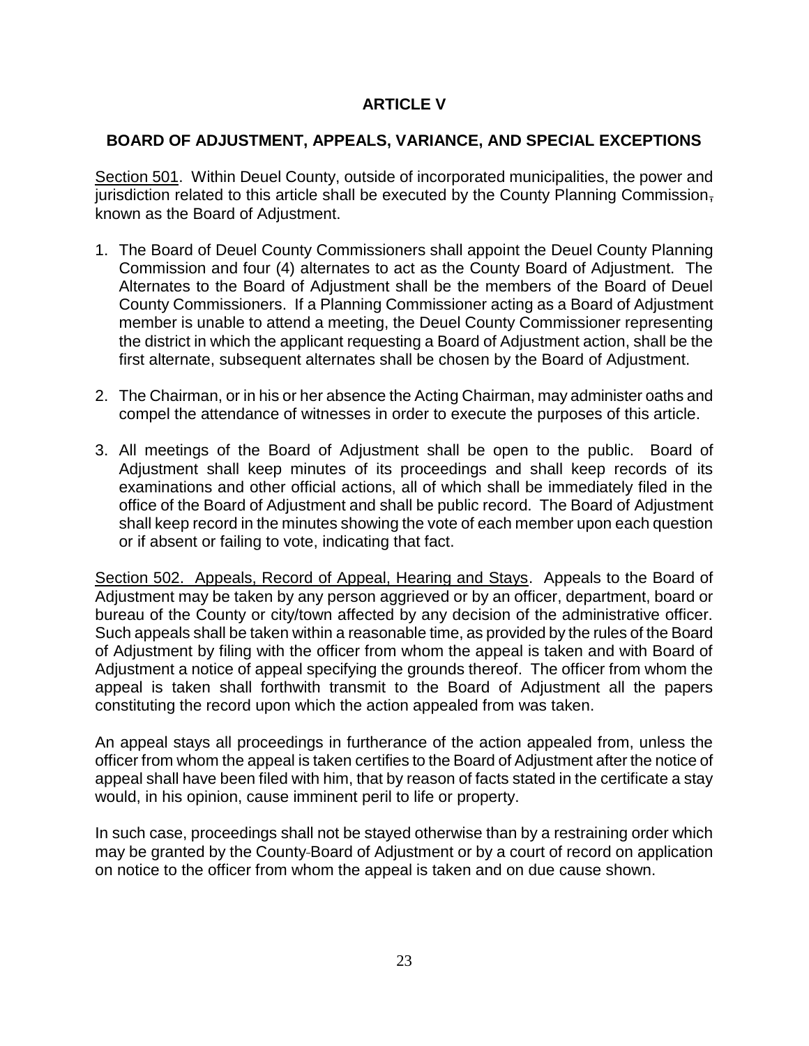# ARTICLE V

## BOARD OF ADJUSTMENT, APPEALS, VARIANCE, AND SPECIAL EXCEPTIONS

Section 501. Within Deuel County, outside of incorporated municipalities, the power and jurisdiction related to this article shall be executed by the County Planning Commission, known as the Board of Adjustment.

1. The Board of Deuel County Commissioners shall appoint the Deuel County Planning Commission and four (4) alternates to act as the County Board of Adjustment. The Alternates to the Board of Adjustment shall be the members of the Board of Deuel County Commissioners. If a Planning Commissioner acting as a Board of Adjustment member is unable to attend a meeting, the Deuel County Commissioner representing the district in which the applicant requesting a Board of Adjustment action, shall be the first alternate, subsequent alternates shall be chosen by the Board of Adjustment.

2. The Chairman, or in his or her absence the Acting Chairman, may administer oaths and compel the attendance of witnesses in order to execute the purposes of this article.

3. All meetings of the Board of Adjustment shall be open to the public. Board of Adjustment shall keep minutes of its proceedings and shall keep records of its examinations and other official actions, all of which shall be immediately filed in the office of the Board of Adjustment and shall be public record. The Board of Adjustment shall keep record in the minutes showing the vote of each member upon each question or if absent or failing to vote, indicating that fact.

Section 502. Appeals, Record of Appeal, Hearing and Stays. Appeals to the Board of Adjustment may be taken by any person aggrieved or by an officer, department, board or bureau of the County or city/town affected by any decision of the administrative officer. Such appeals shall be taken within a reasonable time, as provided by the rules of the Board of Adjustment by filing with the officer from whom the appeal is taken and with Board of Adjustment a notice of appeal specifying the grounds thereof. The officer from whom the appeal is taken shall forthwith transmit to the Board of Adjustment all the papers constituting the record upon which the action appealed from was taken.

An appeal stays all proceedings in furtherance of the action appealed from, unless the officer from whom the appeal is taken certifies to the Board of Adjustment after the notice of appeal shall have been filed with him, that by reason of facts stated in the certificate a stay would, in his opinion, cause imminent peril to life or property.

In such case, proceedings shall not be stayed otherwise than by a restraining order which may be granted by the County Board of Adjustment or by a court of record on application on notice to the officer from whom the appeal is taken and on due cause shown.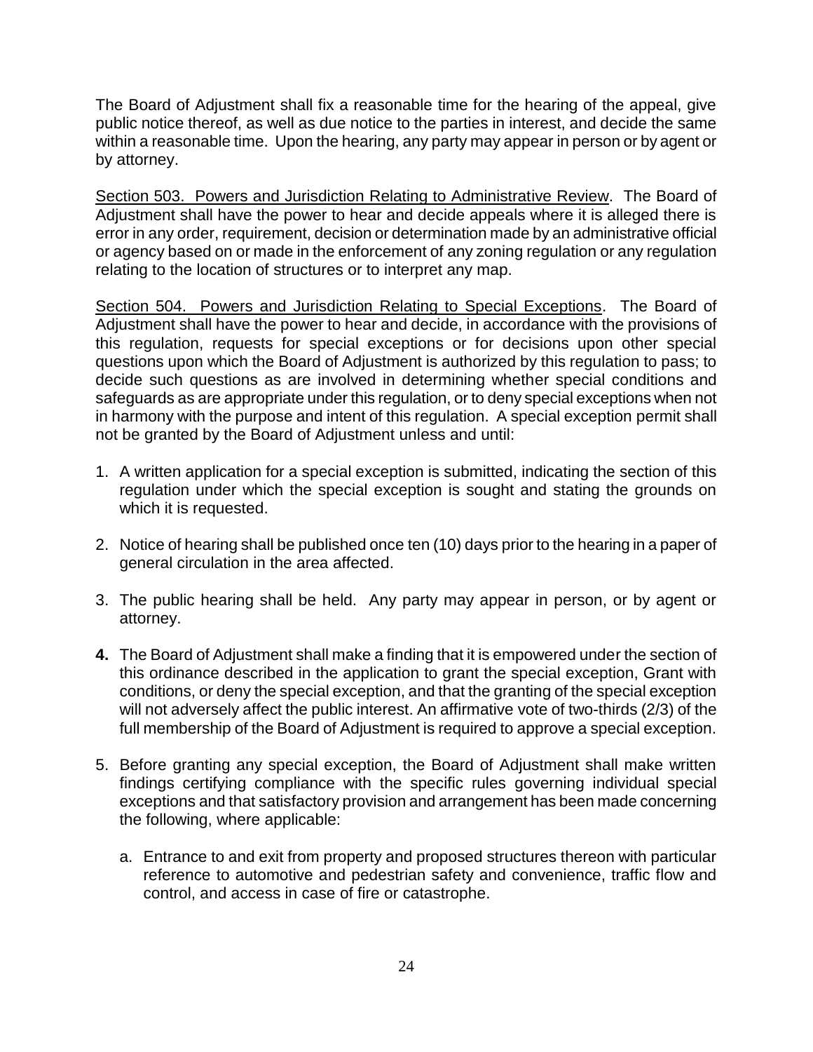The Board of Adjustment shall fix a reasonable time for the hearing of the appeal, give public notice thereof, as well as due notice to the parties in interest, and decide the same within a reasonable time. Upon the hearing, any party may appear in person or by agent or by attorney.

Section 503. Powers and Jurisdiction Relating to Administrative Review. The Board of Adjustment shall have the power to hear and decide appeals where it is alleged there is error in any order, requirement, decision or determination made by an administrative official or agency based on or made in the enforcement of any zoning regulation or any regulation relating to the location of structures or to interpret any map.

Section 504. Powers and Jurisdiction Relating to Special Exceptions. The Board of Adjustment shall have the power to hear and decide, in accordance with the provisions of this regulation, requests for special exceptions or for decisions upon other special questions upon which the Board of Adjustment is authorized by this regulation to pass; to decide such questions as are involved in determining whether special conditions and safeguards as are appropriate under this regulation, or to deny special exceptions when not in harmony with the purpose and intent of this regulation. A special exception permit shall not be granted by the Board of Adjustment unless and until:

1. A written application for a special exception is submitted, indicating the section of this regulation under which the special exception is sought and stating the grounds on which it is requested.

2. Notice of hearing shall be published once ten (10) days prior to the hearing in a paper of general circulation in the area affected.

3. The public hearing shall be held. Any party may appear in person, or by agent or attorney.

**4.** The Board of Adjustment shall make a finding that it is empowered under the section of this ordinance described in the application to grant the special exception, Grant with conditions, or deny the special exception, and that the granting of the special exception will not adversely affect the public interest. An affirmative vote of two-thirds (2/3) of the full membership of the Board of Adjustment is required to approve a special exception.

5. Before granting any special exception, the Board of Adjustment shall make written findings certifying compliance with the specific rules governing individual special exceptions and that satisfactory provision and arrangement has been made concerning the following, where applicable:

   a. Entrance to and exit from property and proposed structures thereon with particular reference to automotive and pedestrian safety and convenience, traffic flow and control, and access in case of fire or catastrophe.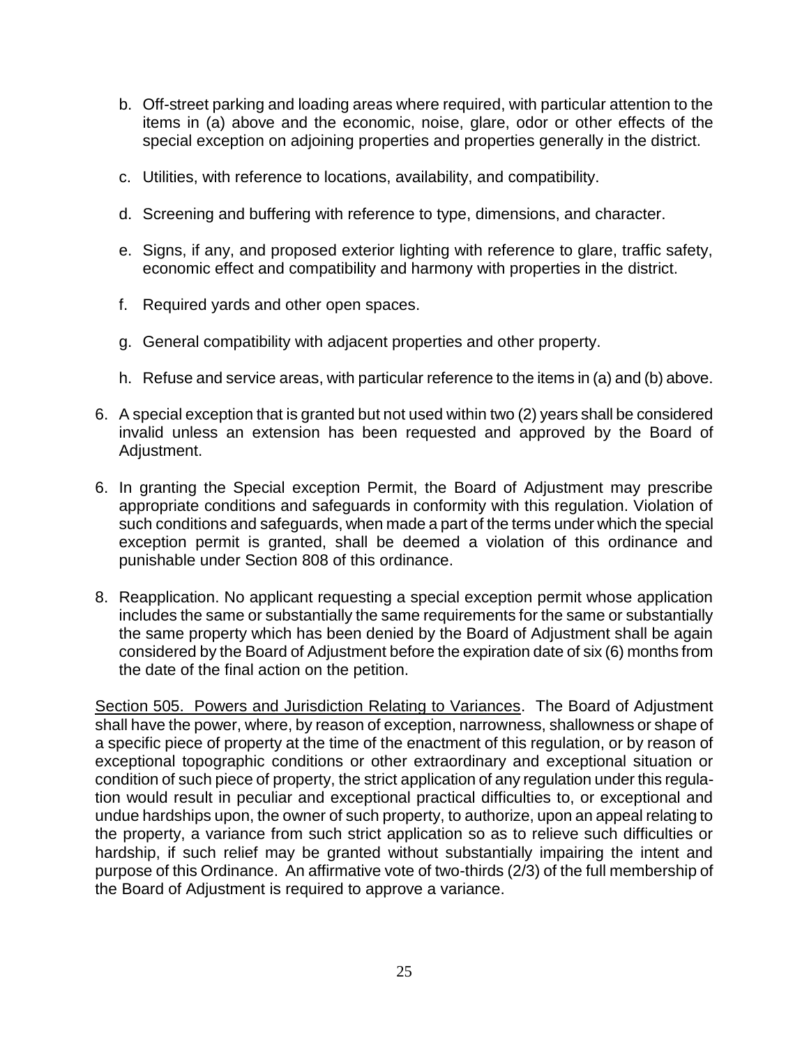b. Off-street parking and loading areas where required, with particular attention to the items in (a) above and the economic, noise, glare, odor or other effects of the special exception on adjoining properties and properties generally in the district.

c. Utilities, with reference to locations, availability, and compatibility.

d. Screening and buffering with reference to type, dimensions, and character.

e. Signs, if any, and proposed exterior lighting with reference to glare, traffic safety, economic effect and compatibility and harmony with properties in the district.

f. Required yards and other open spaces.

g. General compatibility with adjacent properties and other property.

h. Refuse and service areas, with particular reference to the items in (a) and (b) above.

6. A special exception that is granted but not used within two (2) years shall be considered invalid unless an extension has been requested and approved by the Board of Adjustment.

6. In granting the Special exception Permit, the Board of Adjustment may prescribe appropriate conditions and safeguards in conformity with this regulation. Violation of such conditions and safeguards, when made a part of the terms under which the special exception permit is granted, shall be deemed a violation of this ordinance and punishable under Section 808 of this ordinance.

8. Reapplication. No applicant requesting a special exception permit whose application includes the same or substantially the same requirements for the same or substantially the same property which has been denied by the Board of Adjustment shall be again considered by the Board of Adjustment before the expiration date of six (6) months from the date of the final action on the petition.

Section 505. Powers and Jurisdiction Relating to Variances. The Board of Adjustment shall have the power, where, by reason of exception, narrowness, shallowness or shape of a specific piece of property at the time of the enactment of this regulation, or by reason of exceptional topographic conditions or other extraordinary and exceptional situation or condition of such piece of property, the strict application of any regulation under this regulation would result in peculiar and exceptional practical difficulties to, or exceptional and undue hardships upon, the owner of such property, to authorize, upon an appeal relating to the property, a variance from such strict application so as to relieve such difficulties or hardship, if such relief may be granted without substantially impairing the intent and purpose of this Ordinance. An affirmative vote of two-thirds (2/3) of the full membership of the Board of Adjustment is required to approve a variance.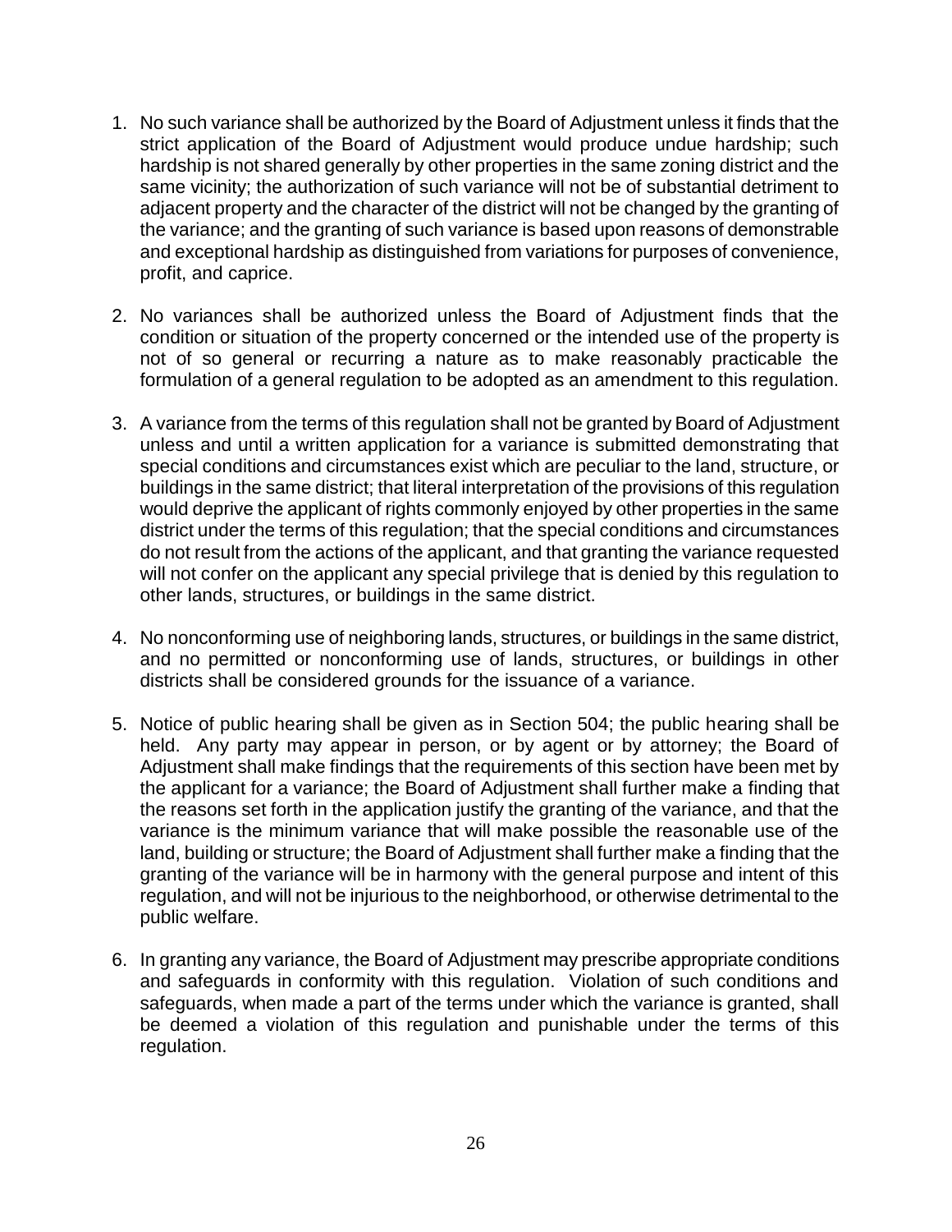1. No such variance shall be authorized by the Board of Adjustment unless it finds that the strict application of the Board of Adjustment would produce undue hardship; such hardship is not shared generally by other properties in the same zoning district and the same vicinity; the authorization of such variance will not be of substantial detriment to adjacent property and the character of the district will not be changed by the granting of the variance; and the granting of such variance is based upon reasons of demonstrable and exceptional hardship as distinguished from variations for purposes of convenience, profit, and caprice.

2. No variances shall be authorized unless the Board of Adjustment finds that the condition or situation of the property concerned or the intended use of the property is not of so general or recurring a nature as to make reasonably practicable the formulation of a general regulation to be adopted as an amendment to this regulation.

3. A variance from the terms of this regulation shall not be granted by Board of Adjustment unless and until a written application for a variance is submitted demonstrating that special conditions and circumstances exist which are peculiar to the land, structure, or buildings in the same district; that literal interpretation of the provisions of this regulation would deprive the applicant of rights commonly enjoyed by other properties in the same district under the terms of this regulation; that the special conditions and circumstances do not result from the actions of the applicant, and that granting the variance requested will not confer on the applicant any special privilege that is denied by this regulation to other lands, structures, or buildings in the same district.

4. No nonconforming use of neighboring lands, structures, or buildings in the same district, and no permitted or nonconforming use of lands, structures, or buildings in other districts shall be considered grounds for the issuance of a variance.

5. Notice of public hearing shall be given as in Section 504; the public hearing shall be held. Any party may appear in person, or by agent or by attorney; the Board of Adjustment shall make findings that the requirements of this section have been met by the applicant for a variance; the Board of Adjustment shall further make a finding that the reasons set forth in the application justify the granting of the variance, and that the variance is the minimum variance that will make possible the reasonable use of the land, building or structure; the Board of Adjustment shall further make a finding that the granting of the variance will be in harmony with the general purpose and intent of this regulation, and will not be injurious to the neighborhood, or otherwise detrimental to the public welfare.

6. In granting any variance, the Board of Adjustment may prescribe appropriate conditions and safeguards in conformity with this regulation. Violation of such conditions and safeguards, when made a part of the terms under which the variance is granted, shall be deemed a violation of this regulation and punishable under the terms of this regulation.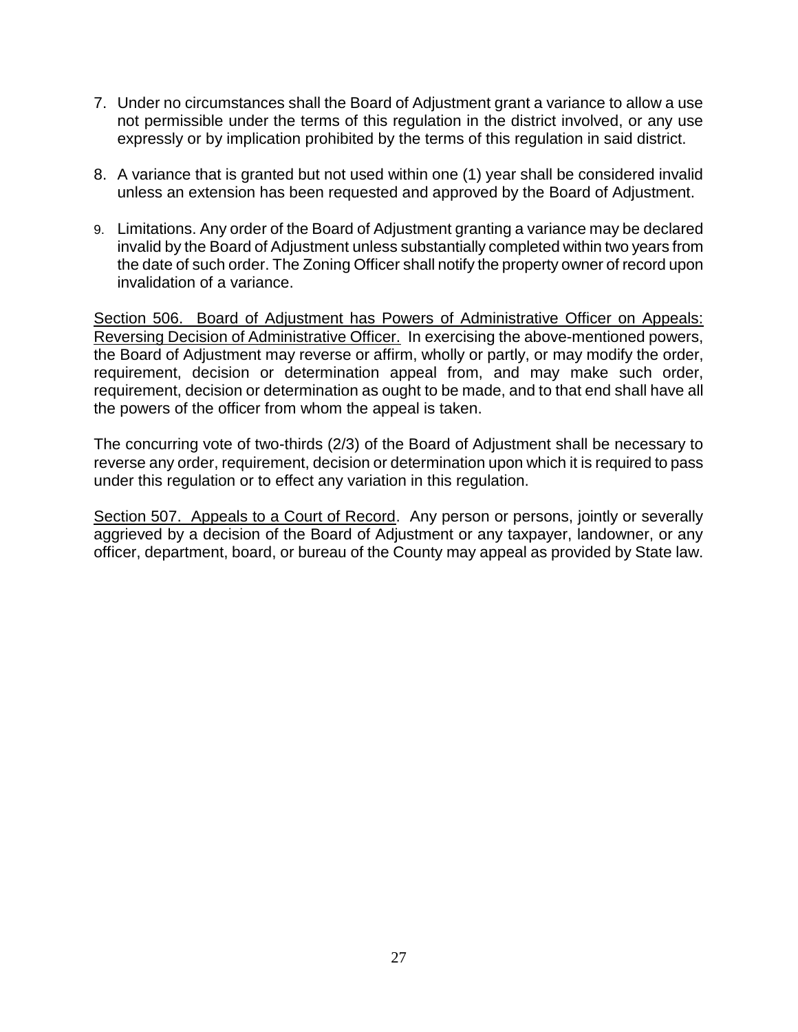7. Under no circumstances shall the Board of Adjustment grant a variance to allow a use not permissible under the terms of this regulation in the district involved, or any use expressly or by implication prohibited by the terms of this regulation in said district.

8. A variance that is granted but not used within one (1) year shall be considered invalid unless an extension has been requested and approved by the Board of Adjustment.

9. Limitations. Any order of the Board of Adjustment granting a variance may be declared invalid by the Board of Adjustment unless substantially completed within two years from the date of such order. The Zoning Officer shall notify the property owner of record upon invalidation of a variance.

<u>Section 506. Board of Adjustment has Powers of Administrative Officer on Appeals: Reversing Decision of Administrative Officer.</u> In exercising the above-mentioned powers, the Board of Adjustment may reverse or affirm, wholly or partly, or may modify the order, requirement, decision or determination appeal from, and may make such order, requirement, decision or determination as ought to be made, and to that end shall have all the powers of the officer from whom the appeal is taken.

The concurring vote of two-thirds (2/3) of the Board of Adjustment shall be necessary to reverse any order, requirement, decision or determination upon which it is required to pass under this regulation or to effect any variation in this regulation.

<u>Section 507. Appeals to a Court of Record</u>. Any person or persons, jointly or severally aggrieved by a decision of the Board of Adjustment or any taxpayer, landowner, or any officer, department, board, or bureau of the County may appeal as provided by State law.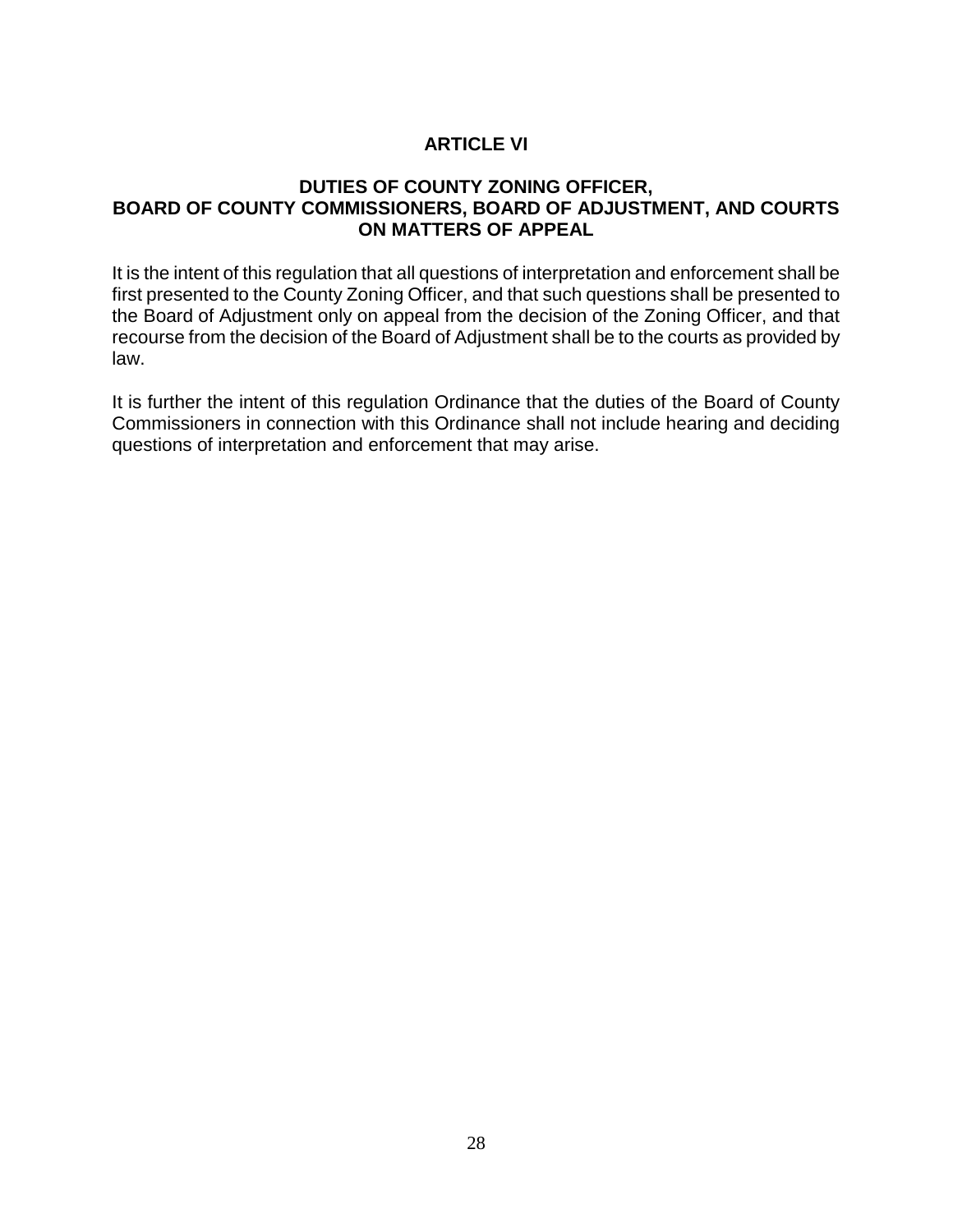# ARTICLE VI

## DUTIES OF COUNTY ZONING OFFICER, BOARD OF COUNTY COMMISSIONERS, BOARD OF ADJUSTMENT, AND COURTS ON MATTERS OF APPEAL

It is the intent of this regulation that all questions of interpretation and enforcement shall be first presented to the County Zoning Officer, and that such questions shall be presented to the Board of Adjustment only on appeal from the decision of the Zoning Officer, and that recourse from the decision of the Board of Adjustment shall be to the courts as provided by law.

It is further the intent of this regulation Ordinance that the duties of the Board of County Commissioners in connection with this Ordinance shall not include hearing and deciding questions of interpretation and enforcement that may arise.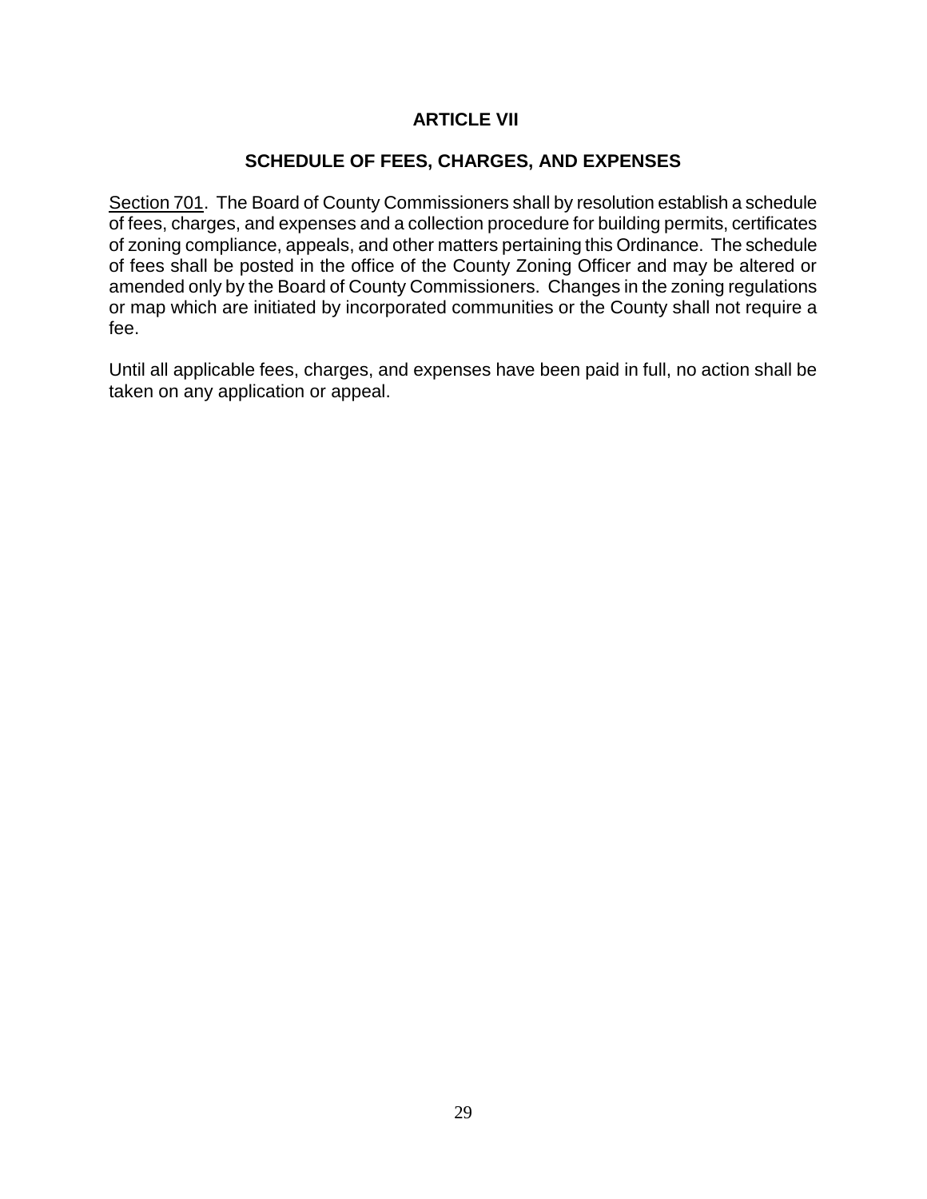# ARTICLE VII

## SCHEDULE OF FEES, CHARGES, AND EXPENSES

Section 701. The Board of County Commissioners shall by resolution establish a schedule of fees, charges, and expenses and a collection procedure for building permits, certificates of zoning compliance, appeals, and other matters pertaining this Ordinance. The schedule of fees shall be posted in the office of the County Zoning Officer and may be altered or amended only by the Board of County Commissioners. Changes in the zoning regulations or map which are initiated by incorporated communities or the County shall not require a fee.

Until all applicable fees, charges, and expenses have been paid in full, no action shall be taken on any application or appeal.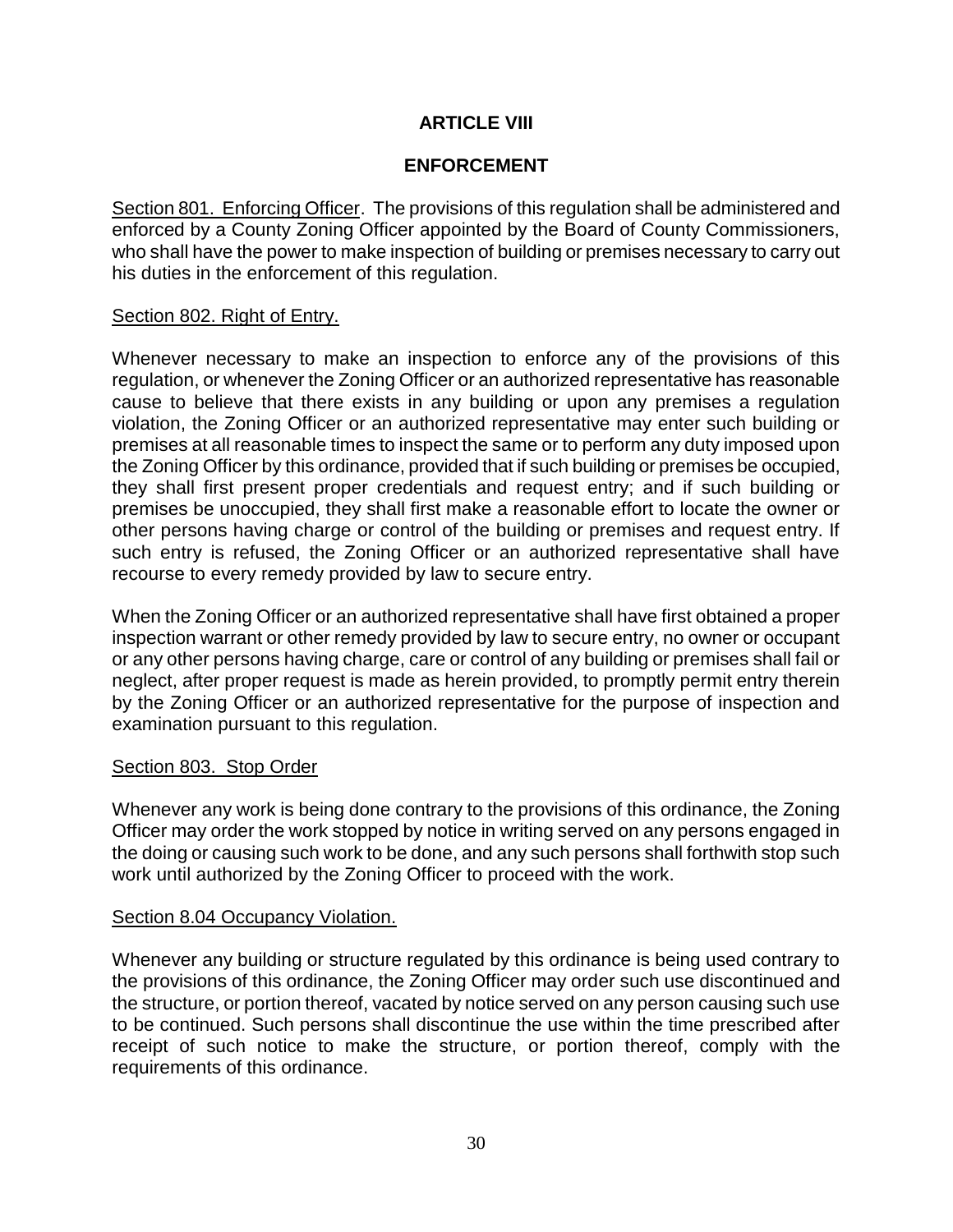# ARTICLE VIII

## ENFORCEMENT

Section 801. Enforcing Officer. The provisions of this regulation shall be administered and enforced by a County Zoning Officer appointed by the Board of County Commissioners, who shall have the power to make inspection of building or premises necessary to carry out his duties in the enforcement of this regulation.

Section 802. Right of Entry.

Whenever necessary to make an inspection to enforce any of the provisions of this regulation, or whenever the Zoning Officer or an authorized representative has reasonable cause to believe that there exists in any building or upon any premises a regulation violation, the Zoning Officer or an authorized representative may enter such building or premises at all reasonable times to inspect the same or to perform any duty imposed upon the Zoning Officer by this ordinance, provided that if such building or premises be occupied, they shall first present proper credentials and request entry; and if such building or premises be unoccupied, they shall first make a reasonable effort to locate the owner or other persons having charge or control of the building or premises and request entry. If such entry is refused, the Zoning Officer or an authorized representative shall have recourse to every remedy provided by law to secure entry.

When the Zoning Officer or an authorized representative shall have first obtained a proper inspection warrant or other remedy provided by law to secure entry, no owner or occupant or any other persons having charge, care or control of any building or premises shall fail or neglect, after proper request is made as herein provided, to promptly permit entry therein by the Zoning Officer or an authorized representative for the purpose of inspection and examination pursuant to this regulation.

Section 803. Stop Order

Whenever any work is being done contrary to the provisions of this ordinance, the Zoning Officer may order the work stopped by notice in writing served on any persons engaged in the doing or causing such work to be done, and any such persons shall forthwith stop such work until authorized by the Zoning Officer to proceed with the work.

Section 8.04 Occupancy Violation.

Whenever any building or structure regulated by this ordinance is being used contrary to the provisions of this ordinance, the Zoning Officer may order such use discontinued and the structure, or portion thereof, vacated by notice served on any person causing such use to be continued. Such persons shall discontinue the use within the time prescribed after receipt of such notice to make the structure, or portion thereof, comply with the requirements of this ordinance.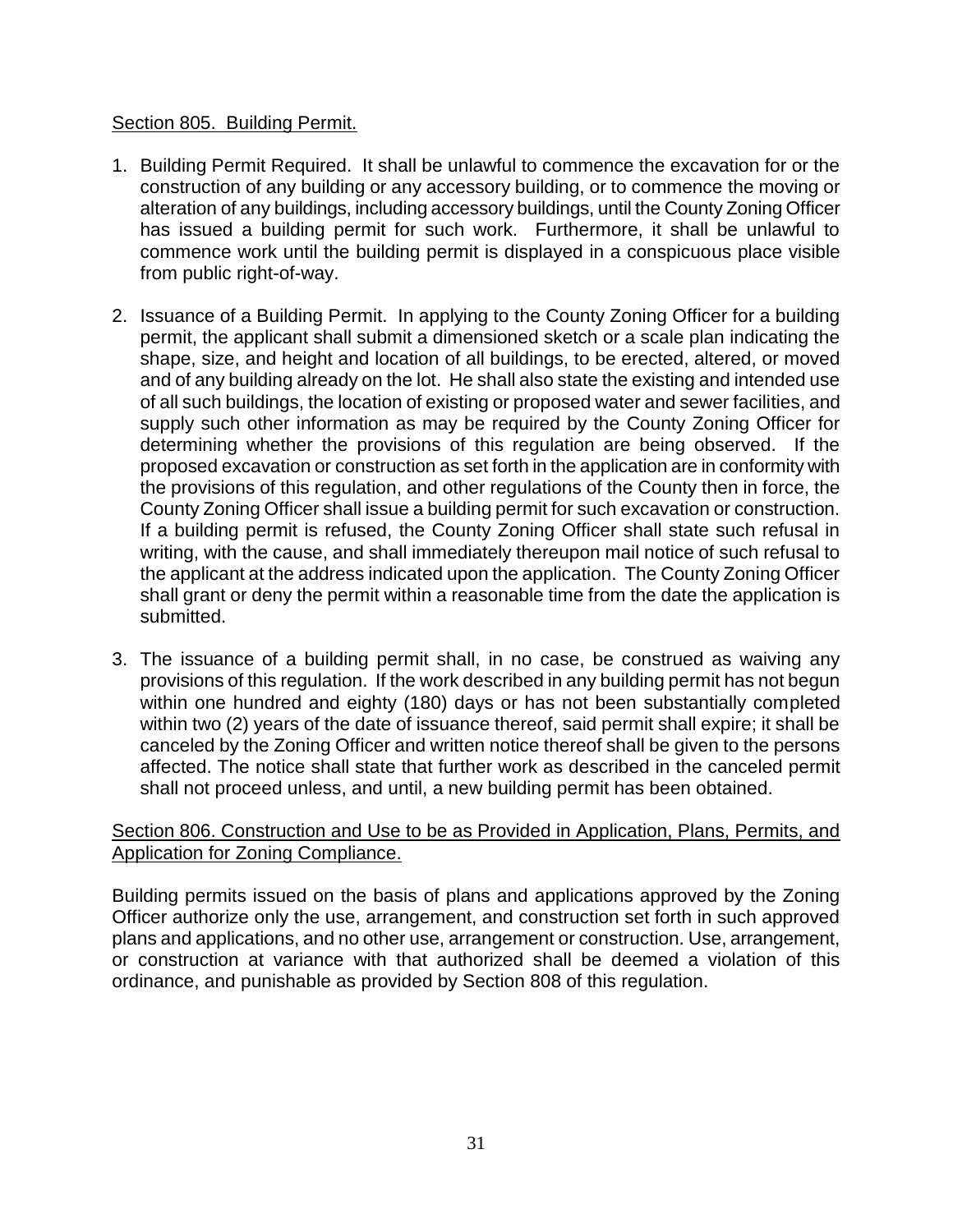## Section 805. Building Permit.

1. Building Permit Required. It shall be unlawful to commence the excavation for or the construction of any building or any accessory building, or to commence the moving or alteration of any buildings, including accessory buildings, until the County Zoning Officer has issued a building permit for such work. Furthermore, it shall be unlawful to commence work until the building permit is displayed in a conspicuous place visible from public right-of-way.

2. Issuance of a Building Permit. In applying to the County Zoning Officer for a building permit, the applicant shall submit a dimensioned sketch or a scale plan indicating the shape, size, and height and location of all buildings, to be erected, altered, or moved and of any building already on the lot. He shall also state the existing and intended use of all such buildings, the location of existing or proposed water and sewer facilities, and supply such other information as may be required by the County Zoning Officer for determining whether the provisions of this regulation are being observed. If the proposed excavation or construction as set forth in the application are in conformity with the provisions of this regulation, and other regulations of the County then in force, the County Zoning Officer shall issue a building permit for such excavation or construction. If a building permit is refused, the County Zoning Officer shall state such refusal in writing, with the cause, and shall immediately thereupon mail notice of such refusal to the applicant at the address indicated upon the application. The County Zoning Officer shall grant or deny the permit within a reasonable time from the date the application is submitted.

3. The issuance of a building permit shall, in no case, be construed as waiving any provisions of this regulation. If the work described in any building permit has not begun within one hundred and eighty (180) days or has not been substantially completed within two (2) years of the date of issuance thereof, said permit shall expire; it shall be canceled by the Zoning Officer and written notice thereof shall be given to the persons affected. The notice shall state that further work as described in the canceled permit shall not proceed unless, and until, a new building permit has been obtained.

## Section 806. Construction and Use to be as Provided in Application, Plans, Permits, and Application for Zoning Compliance.

Building permits issued on the basis of plans and applications approved by the Zoning Officer authorize only the use, arrangement, and construction set forth in such approved plans and applications, and no other use, arrangement or construction. Use, arrangement, or construction at variance with that authorized shall be deemed a violation of this ordinance, and punishable as provided by Section 808 of this regulation.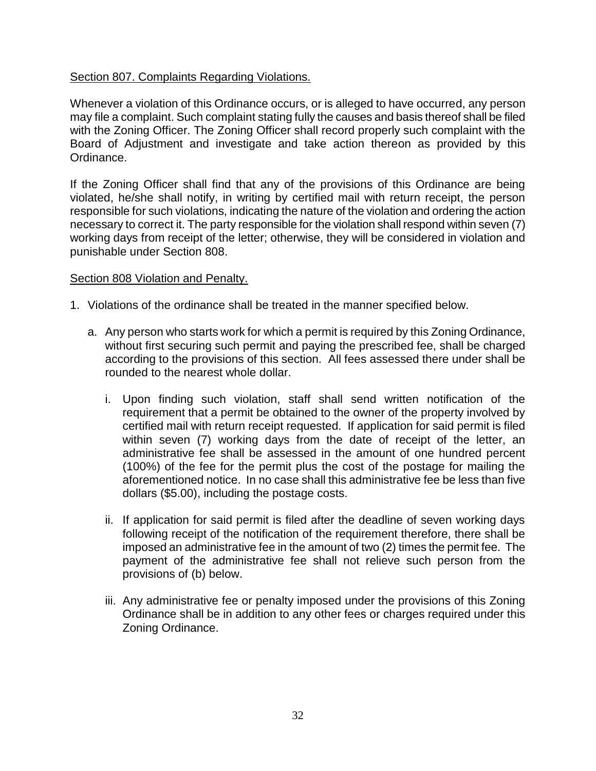Section 807. Complaints Regarding Violations.

Whenever a violation of this Ordinance occurs, or is alleged to have occurred, any person may file a complaint. Such complaint stating fully the causes and basis thereof shall be filed with the Zoning Officer. The Zoning Officer shall record properly such complaint with the Board of Adjustment and investigate and take action thereon as provided by this Ordinance.

If the Zoning Officer shall find that any of the provisions of this Ordinance are being violated, he/she shall notify, in writing by certified mail with return receipt, the person responsible for such violations, indicating the nature of the violation and ordering the action necessary to correct it. The party responsible for the violation shall respond within seven (7) working days from receipt of the letter; otherwise, they will be considered in violation and punishable under Section 808.

Section 808 Violation and Penalty.

1. Violations of the ordinance shall be treated in the manner specified below.

   a. Any person who starts work for which a permit is required by this Zoning Ordinance, without first securing such permit and paying the prescribed fee, shall be charged according to the provisions of this section. All fees assessed there under shall be rounded to the nearest whole dollar.

      i. Upon finding such violation, staff shall send written notification of the requirement that a permit be obtained to the owner of the property involved by certified mail with return receipt requested. If application for said permit is filed within seven (7) working days from the date of receipt of the letter, an administrative fee shall be assessed in the amount of one hundred percent (100%) of the fee for the permit plus the cost of the postage for mailing the aforementioned notice. In no case shall this administrative fee be less than five dollars ($5.00), including the postage costs.

      ii. If application for said permit is filed after the deadline of seven working days following receipt of the notification of the requirement therefore, there shall be imposed an administrative fee in the amount of two (2) times the permit fee. The payment of the administrative fee shall not relieve such person from the provisions of (b) below.

      iii. Any administrative fee or penalty imposed under the provisions of this Zoning Ordinance shall be in addition to any other fees or charges required under this Zoning Ordinance.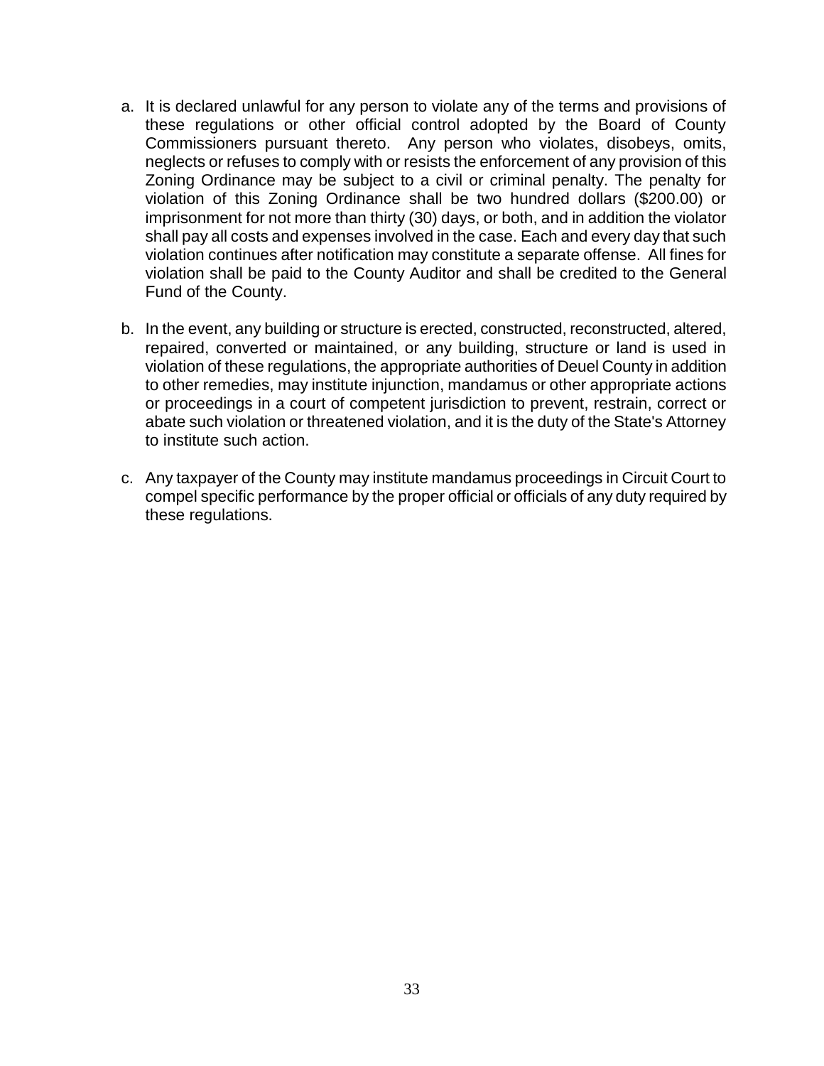a. It is declared unlawful for any person to violate any of the terms and provisions of these regulations or other official control adopted by the Board of County Commissioners pursuant thereto. Any person who violates, disobeys, omits, neglects or refuses to comply with or resists the enforcement of any provision of this Zoning Ordinance may be subject to a civil or criminal penalty. The penalty for violation of this Zoning Ordinance shall be two hundred dollars ($200.00) or imprisonment for not more than thirty (30) days, or both, and in addition the violator shall pay all costs and expenses involved in the case. Each and every day that such violation continues after notification may constitute a separate offense. All fines for violation shall be paid to the County Auditor and shall be credited to the General Fund of the County.

b. In the event, any building or structure is erected, constructed, reconstructed, altered, repaired, converted or maintained, or any building, structure or land is used in violation of these regulations, the appropriate authorities of Deuel County in addition to other remedies, may institute injunction, mandamus or other appropriate actions or proceedings in a court of competent jurisdiction to prevent, restrain, correct or abate such violation or threatened violation, and it is the duty of the State's Attorney to institute such action.

c. Any taxpayer of the County may institute mandamus proceedings in Circuit Court to compel specific performance by the proper official or officials of any duty required by these regulations.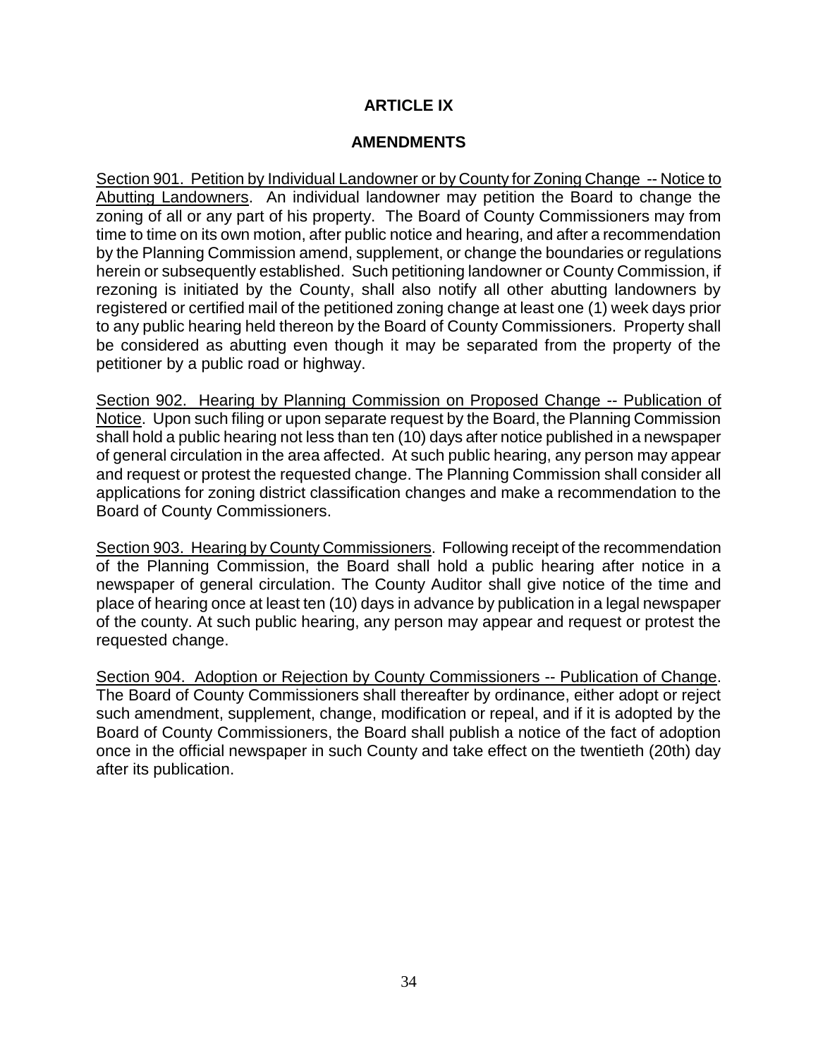# ARTICLE IX

## AMENDMENTS

Section 901. Petition by Individual Landowner or by County for Zoning Change -- Notice to Abutting Landowners. An individual landowner may petition the Board to change the zoning of all or any part of his property. The Board of County Commissioners may from time to time on its own motion, after public notice and hearing, and after a recommendation by the Planning Commission amend, supplement, or change the boundaries or regulations herein or subsequently established. Such petitioning landowner or County Commission, if rezoning is initiated by the County, shall also notify all other abutting landowners by registered or certified mail of the petitioned zoning change at least one (1) week days prior to any public hearing held thereon by the Board of County Commissioners. Property shall be considered as abutting even though it may be separated from the property of the petitioner by a public road or highway.

Section 902. Hearing by Planning Commission on Proposed Change -- Publication of Notice. Upon such filing or upon separate request by the Board, the Planning Commission shall hold a public hearing not less than ten (10) days after notice published in a newspaper of general circulation in the area affected. At such public hearing, any person may appear and request or protest the requested change. The Planning Commission shall consider all applications for zoning district classification changes and make a recommendation to the Board of County Commissioners.

Section 903. Hearing by County Commissioners. Following receipt of the recommendation of the Planning Commission, the Board shall hold a public hearing after notice in a newspaper of general circulation. The County Auditor shall give notice of the time and place of hearing once at least ten (10) days in advance by publication in a legal newspaper of the county. At such public hearing, any person may appear and request or protest the requested change.

Section 904. Adoption or Rejection by County Commissioners -- Publication of Change. The Board of County Commissioners shall thereafter by ordinance, either adopt or reject such amendment, supplement, change, modification or repeal, and if it is adopted by the Board of County Commissioners, the Board shall publish a notice of the fact of adoption once in the official newspaper in such County and take effect on the twentieth (20th) day after its publication.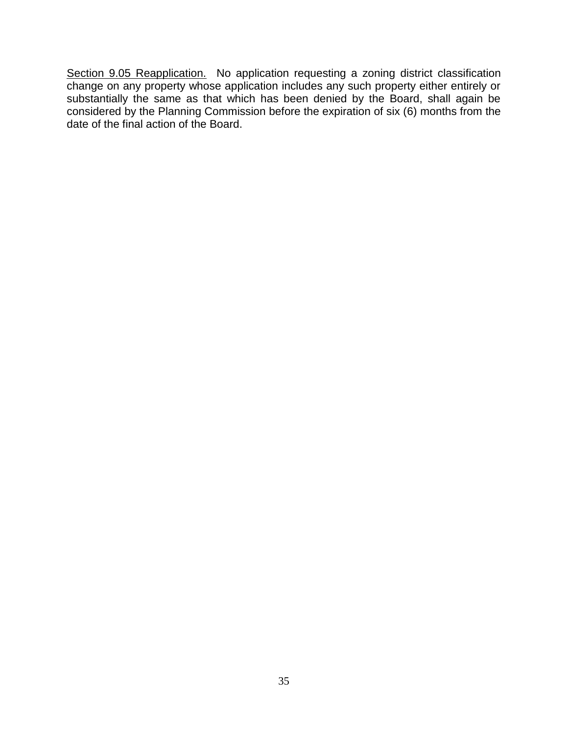Section 9.05 Reapplication. No application requesting a zoning district classification change on any property whose application includes any such property either entirely or substantially the same as that which has been denied by the Board, shall again be considered by the Planning Commission before the expiration of six (6) months from the date of the final action of the Board.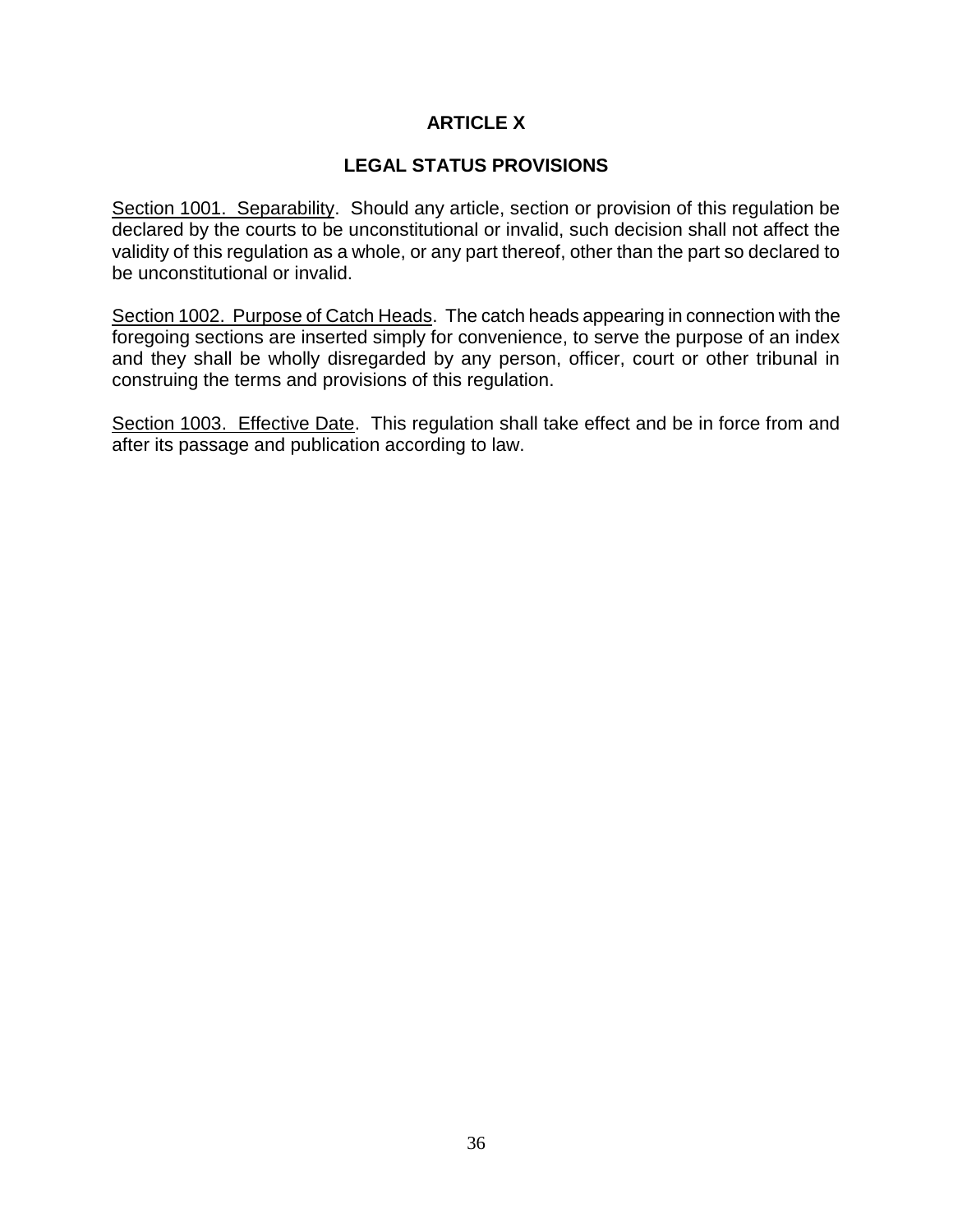# ARTICLE X

## LEGAL STATUS PROVISIONS

<u>Section 1001. Separability</u>. Should any article, section or provision of this regulation be declared by the courts to be unconstitutional or invalid, such decision shall not affect the validity of this regulation as a whole, or any part thereof, other than the part so declared to be unconstitutional or invalid.

<u>Section 1002. Purpose of Catch Heads</u>. The catch heads appearing in connection with the foregoing sections are inserted simply for convenience, to serve the purpose of an index and they shall be wholly disregarded by any person, officer, court or other tribunal in construing the terms and provisions of this regulation.

<u>Section 1003. Effective Date</u>. This regulation shall take effect and be in force from and after its passage and publication according to law.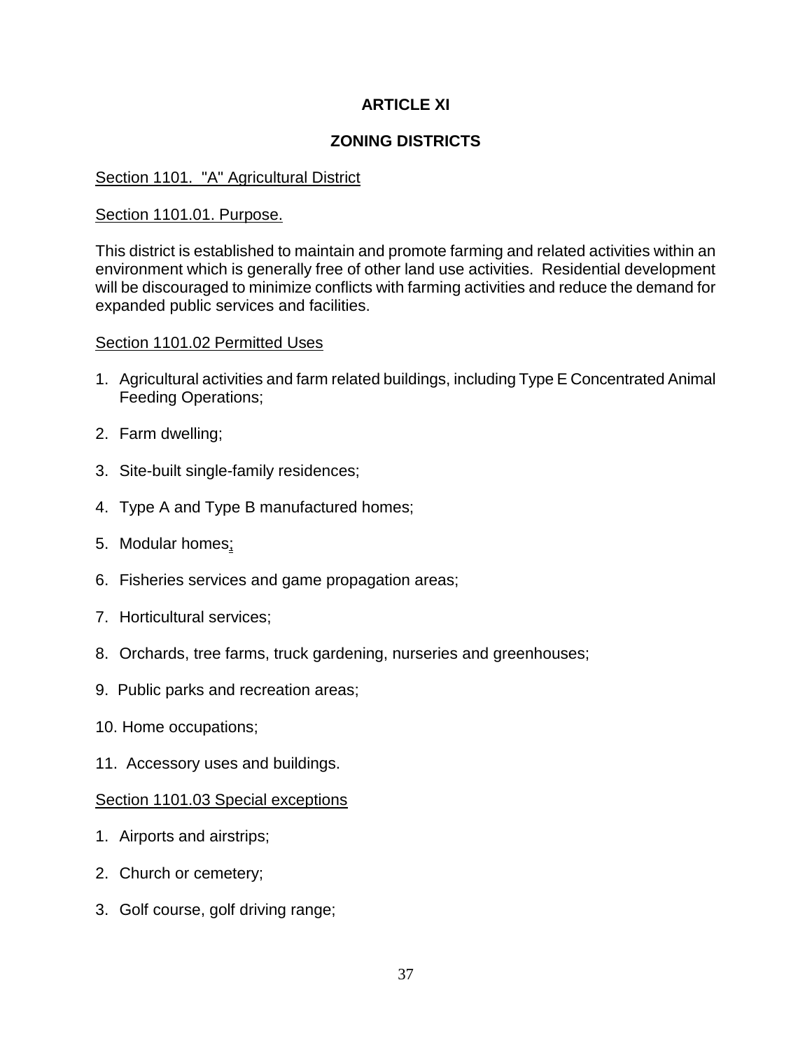# ARTICLE XI

## ZONING DISTRICTS

### Section 1101. "A" Agricultural District

#### Section 1101.01. Purpose.

This district is established to maintain and promote farming and related activities within an environment which is generally free of other land use activities. Residential development will be discouraged to minimize conflicts with farming activities and reduce the demand for expanded public services and facilities.

#### Section 1101.02 Permitted Uses

1. Agricultural activities and farm related buildings, including Type E Concentrated Animal Feeding Operations;
2. Farm dwelling;
3. Site-built single-family residences;
4. Type A and Type B manufactured homes;
5. Modular homes;
6. Fisheries services and game propagation areas;
7. Horticultural services;
8. Orchards, tree farms, truck gardening, nurseries and greenhouses;
9. Public parks and recreation areas;
10. Home occupations;
11. Accessory uses and buildings.

#### Section 1101.03 Special exceptions

1. Airports and airstrips;
2. Church or cemetery;
3. Golf course, golf driving range;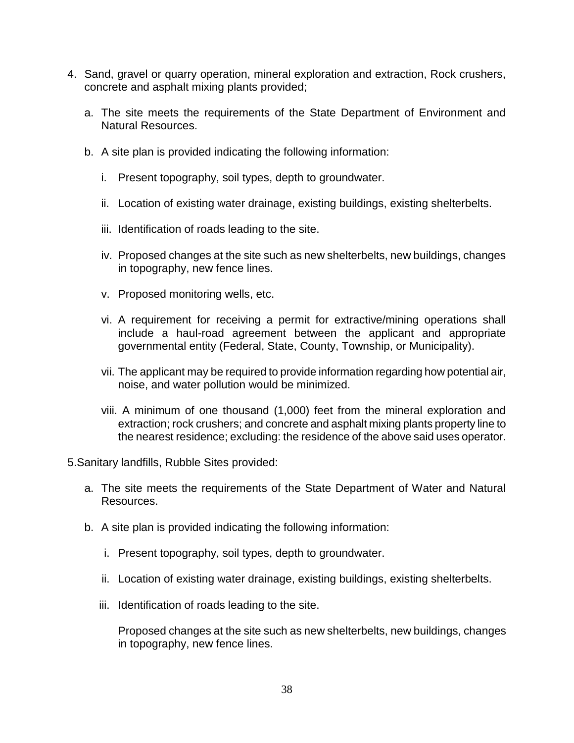4. Sand, gravel or quarry operation, mineral exploration and extraction, Rock crushers, concrete and asphalt mixing plants provided;

   a. The site meets the requirements of the State Department of Environment and Natural Resources.

   b. A site plan is provided indicating the following information:

      i. Present topography, soil types, depth to groundwater.

      ii. Location of existing water drainage, existing buildings, existing shelterbelts.

      iii. Identification of roads leading to the site.

      iv. Proposed changes at the site such as new shelterbelts, new buildings, changes in topography, new fence lines.

      v. Proposed monitoring wells, etc.

      vi. A requirement for receiving a permit for extractive/mining operations shall include a haul-road agreement between the applicant and appropriate governmental entity (Federal, State, County, Township, or Municipality).

      vii. The applicant may be required to provide information regarding how potential air, noise, and water pollution would be minimized.

      viii. A minimum of one thousand (1,000) feet from the mineral exploration and extraction; rock crushers; and concrete and asphalt mixing plants property line to the nearest residence; excluding: the residence of the above said uses operator.

5.Sanitary landfills, Rubble Sites provided:

   a. The site meets the requirements of the State Department of Water and Natural Resources.

   b. A site plan is provided indicating the following information:

      i. Present topography, soil types, depth to groundwater.

      ii. Location of existing water drainage, existing buildings, existing shelterbelts.

      iii. Identification of roads leading to the site.

      Proposed changes at the site such as new shelterbelts, new buildings, changes in topography, new fence lines.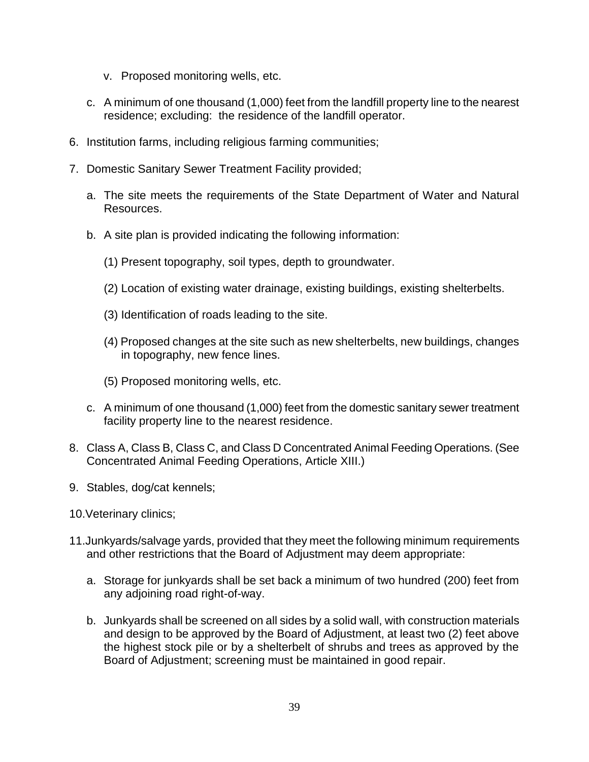v. Proposed monitoring wells, etc.

c. A minimum of one thousand (1,000) feet from the landfill property line to the nearest residence; excluding: the residence of the landfill operator.

6. Institution farms, including religious farming communities;

7. Domestic Sanitary Sewer Treatment Facility provided;

   a. The site meets the requirements of the State Department of Water and Natural Resources.

   b. A site plan is provided indicating the following information:

      (1) Present topography, soil types, depth to groundwater.

      (2) Location of existing water drainage, existing buildings, existing shelterbelts.

      (3) Identification of roads leading to the site.

      (4) Proposed changes at the site such as new shelterbelts, new buildings, changes in topography, new fence lines.

      (5) Proposed monitoring wells, etc.

   c. A minimum of one thousand (1,000) feet from the domestic sanitary sewer treatment facility property line to the nearest residence.

8. Class A, Class B, Class C, and Class D Concentrated Animal Feeding Operations. (See Concentrated Animal Feeding Operations, Article XIII.)

9. Stables, dog/cat kennels;

10. Veterinary clinics;

11. Junkyards/salvage yards, provided that they meet the following minimum requirements and other restrictions that the Board of Adjustment may deem appropriate:

    a. Storage for junkyards shall be set back a minimum of two hundred (200) feet from any adjoining road right-of-way.

    b. Junkyards shall be screened on all sides by a solid wall, with construction materials and design to be approved by the Board of Adjustment, at least two (2) feet above the highest stock pile or by a shelterbelt of shrubs and trees as approved by the Board of Adjustment; screening must be maintained in good repair.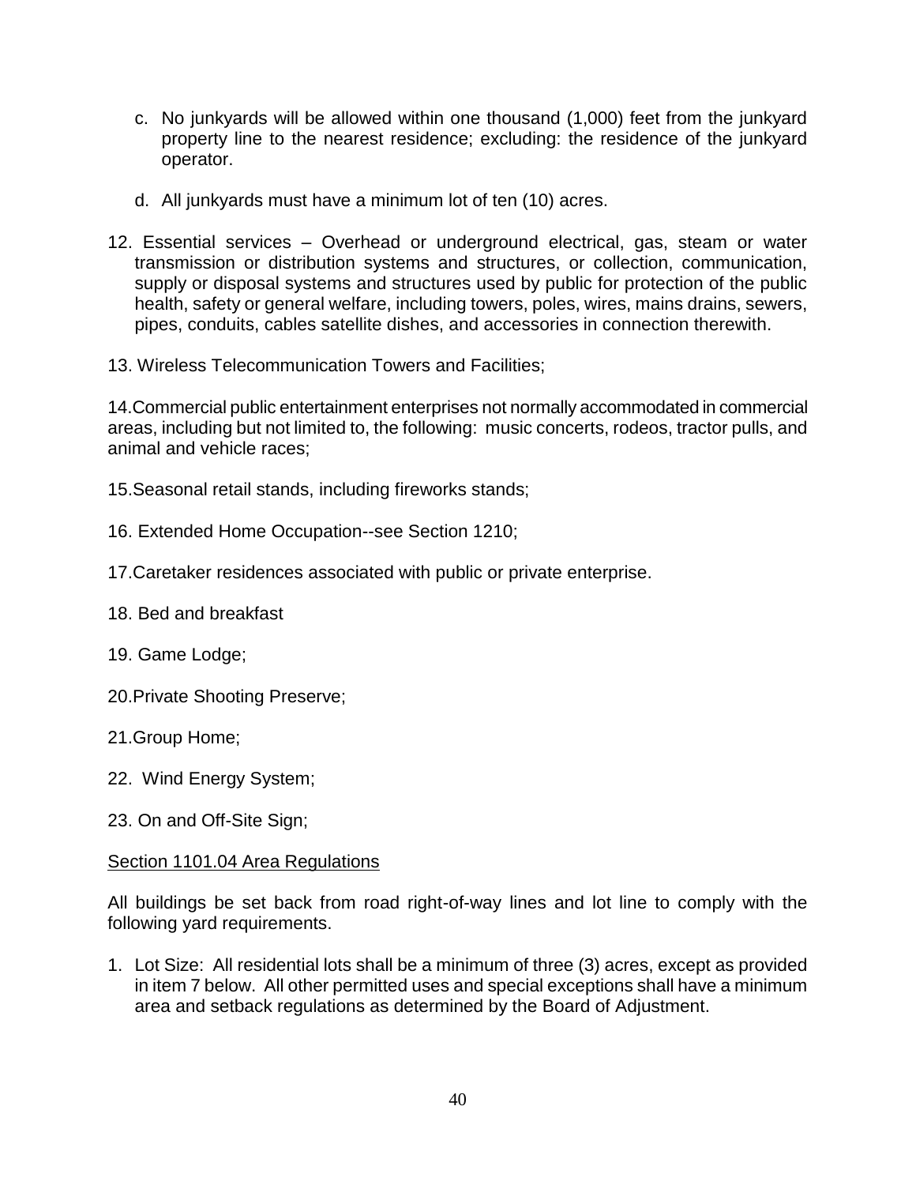c. No junkyards will be allowed within one thousand (1,000) feet from the junkyard property line to the nearest residence; excluding: the residence of the junkyard operator.

d. All junkyards must have a minimum lot of ten (10) acres.

12. Essential services – Overhead or underground electrical, gas, steam or water transmission or distribution systems and structures, or collection, communication, supply or disposal systems and structures used by public for protection of the public health, safety or general welfare, including towers, poles, wires, mains drains, sewers, pipes, conduits, cables satellite dishes, and accessories in connection therewith.

13. Wireless Telecommunication Towers and Facilities;

14.Commercial public entertainment enterprises not normally accommodated in commercial areas, including but not limited to, the following: music concerts, rodeos, tractor pulls, and animal and vehicle races;

15.Seasonal retail stands, including fireworks stands;

16. Extended Home Occupation--see Section 1210;

17.Caretaker residences associated with public or private enterprise.

18. Bed and breakfast

19. Game Lodge;

20.Private Shooting Preserve;

21.Group Home;

22. Wind Energy System;

23. On and Off-Site Sign;

Section 1101.04 Area Regulations

All buildings be set back from road right-of-way lines and lot line to comply with the following yard requirements.

1. Lot Size: All residential lots shall be a minimum of three (3) acres, except as provided in item 7 below. All other permitted uses and special exceptions shall have a minimum area and setback regulations as determined by the Board of Adjustment.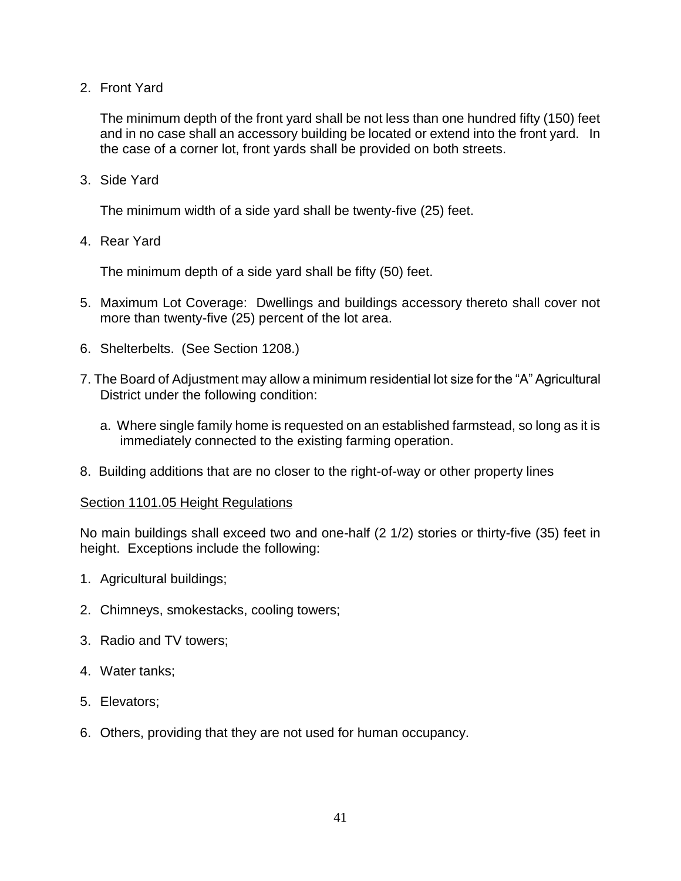2. Front Yard

   The minimum depth of the front yard shall be not less than one hundred fifty (150) feet and in no case shall an accessory building be located or extend into the front yard. In the case of a corner lot, front yards shall be provided on both streets.

3. Side Yard

   The minimum width of a side yard shall be twenty-five (25) feet.

4. Rear Yard

   The minimum depth of a side yard shall be fifty (50) feet.

5. Maximum Lot Coverage: Dwellings and buildings accessory thereto shall cover not more than twenty-five (25) percent of the lot area.

6. Shelterbelts. (See Section 1208.)

7. The Board of Adjustment may allow a minimum residential lot size for the “A” Agricultural District under the following condition:

   a. Where single family home is requested on an established farmstead, so long as it is immediately connected to the existing farming operation.

8. Building additions that are no closer to the right-of-way or other property lines

Section 1101.05 Height Regulations

No main buildings shall exceed two and one-half (2 1/2) stories or thirty-five (35) feet in height. Exceptions include the following:

1. Agricultural buildings;

2. Chimneys, smokestacks, cooling towers;

3. Radio and TV towers;

4. Water tanks;

5. Elevators;

6. Others, providing that they are not used for human occupancy.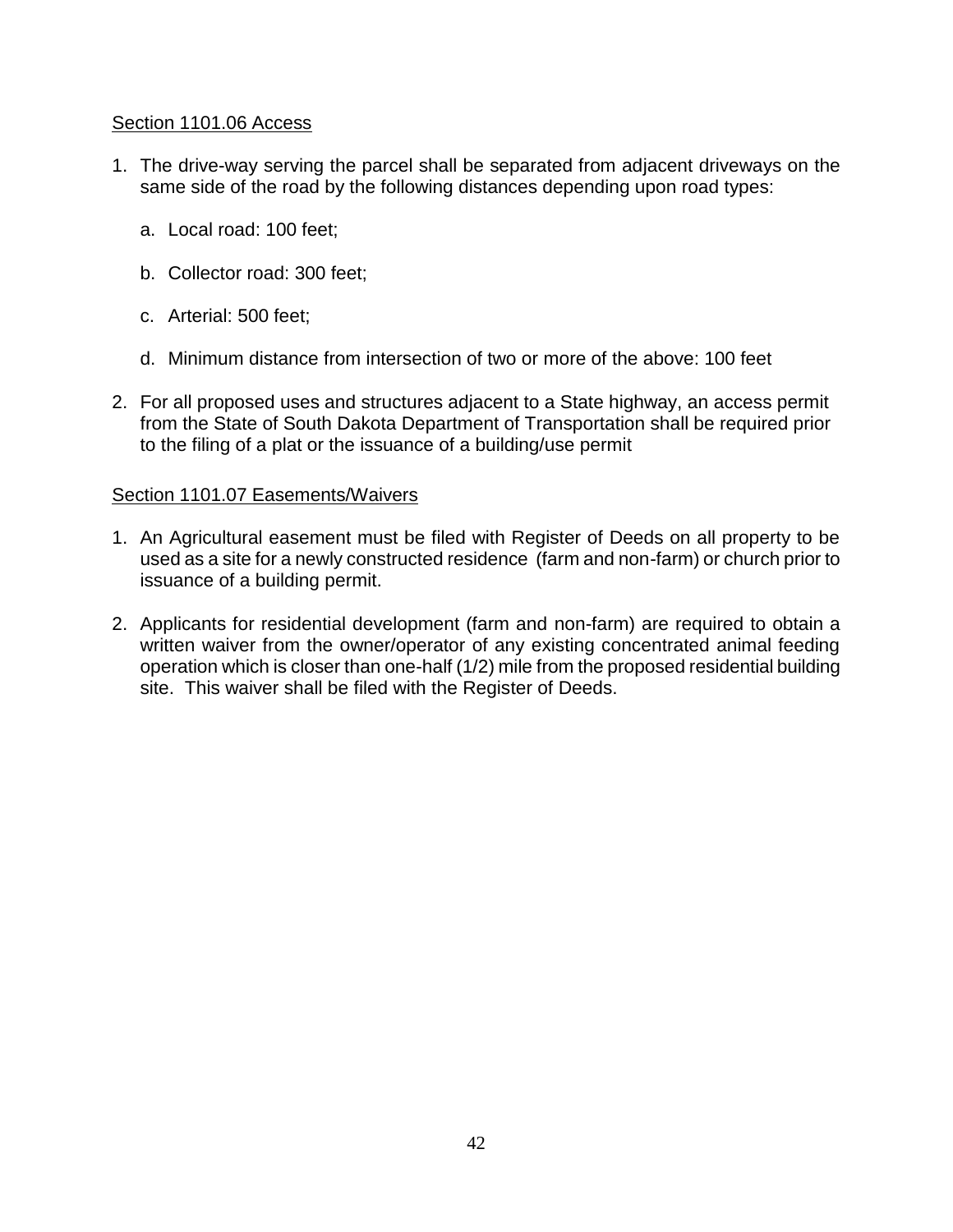Section 1101.06 Access

1. The drive-way serving the parcel shall be separated from adjacent driveways on the same side of the road by the following distances depending upon road types:

   a. Local road: 100 feet;

   b. Collector road: 300 feet;

   c. Arterial: 500 feet;

   d. Minimum distance from intersection of two or more of the above: 100 feet

2. For all proposed uses and structures adjacent to a State highway, an access permit from the State of South Dakota Department of Transportation shall be required prior to the filing of a plat or the issuance of a building/use permit

Section 1101.07 Easements/Waivers

1. An Agricultural easement must be filed with Register of Deeds on all property to be used as a site for a newly constructed residence (farm and non-farm) or church prior to issuance of a building permit.

2. Applicants for residential development (farm and non-farm) are required to obtain a written waiver from the owner/operator of any existing concentrated animal feeding operation which is closer than one-half (1/2) mile from the proposed residential building site. This waiver shall be filed with the Register of Deeds.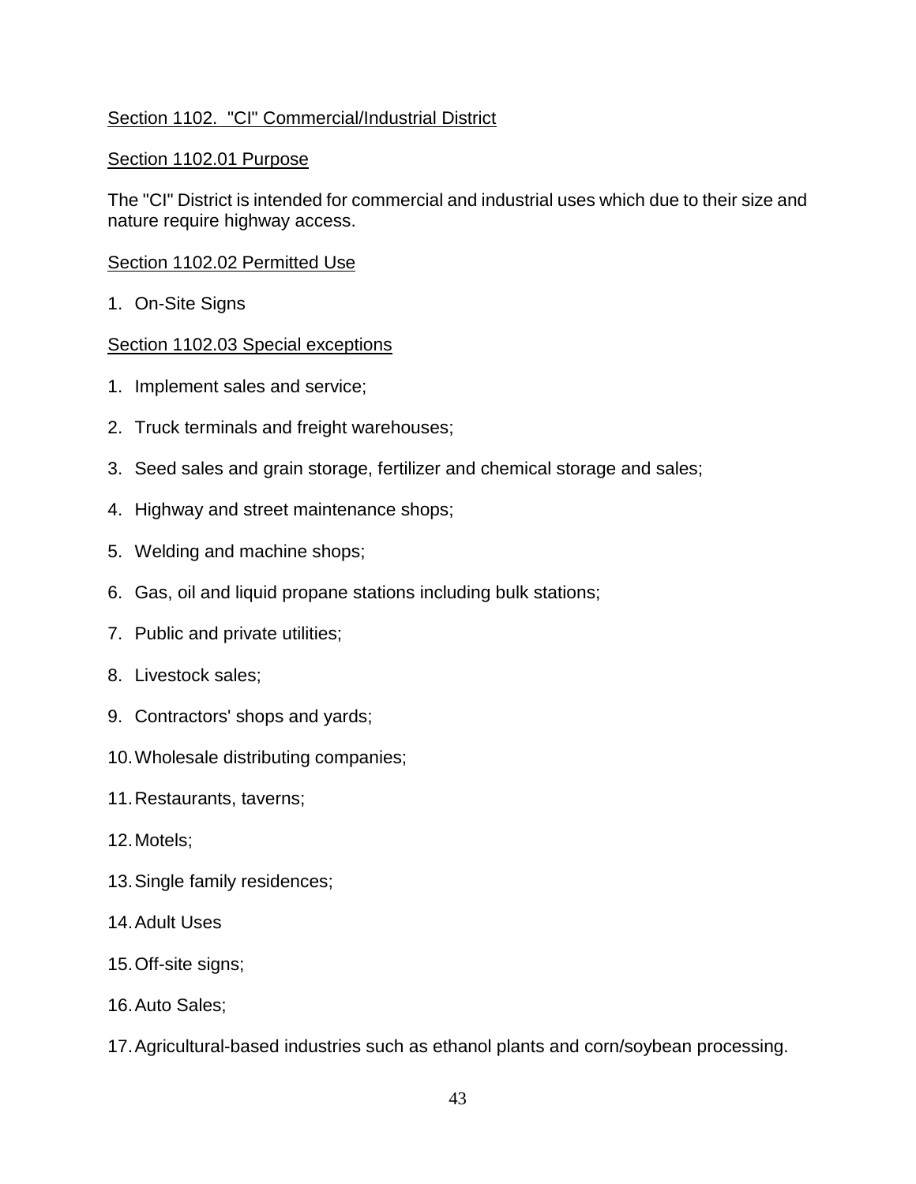## Section 1102. "CI" Commercial/Industrial District

### Section 1102.01 Purpose

The "CI" District is intended for commercial and industrial uses which due to their size and nature require highway access.

### Section 1102.02 Permitted Use

1. On-Site Signs

### Section 1102.03 Special exceptions

1. Implement sales and service;
2. Truck terminals and freight warehouses;
3. Seed sales and grain storage, fertilizer and chemical storage and sales;
4. Highway and street maintenance shops;
5. Welding and machine shops;
6. Gas, oil and liquid propane stations including bulk stations;
7. Public and private utilities;
8. Livestock sales;
9. Contractors' shops and yards;
10. Wholesale distributing companies;
11. Restaurants, taverns;
12. Motels;
13. Single family residences;
14. Adult Uses
15. Off-site signs;
16. Auto Sales;
17. Agricultural-based industries such as ethanol plants and corn/soybean processing.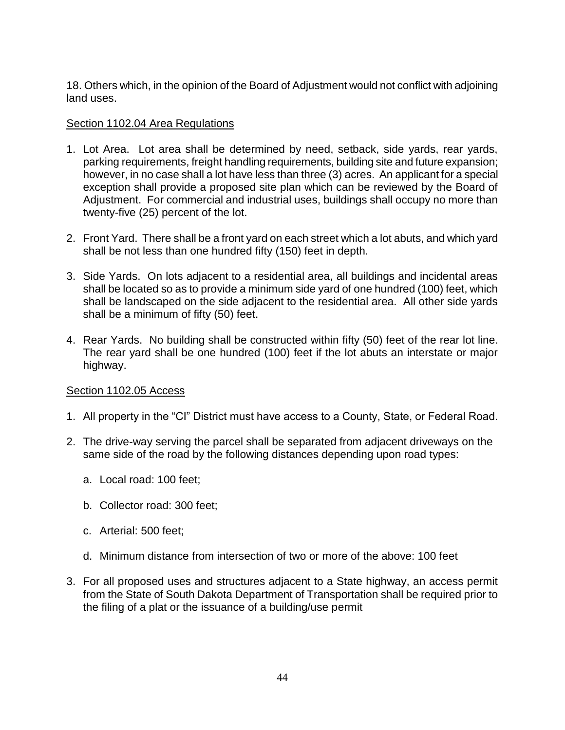18. Others which, in the opinion of the Board of Adjustment would not conflict with adjoining land uses.

Section 1102.04 Area Regulations

1. Lot Area. Lot area shall be determined by need, setback, side yards, rear yards, parking requirements, freight handling requirements, building site and future expansion; however, in no case shall a lot have less than three (3) acres. An applicant for a special exception shall provide a proposed site plan which can be reviewed by the Board of Adjustment. For commercial and industrial uses, buildings shall occupy no more than twenty-five (25) percent of the lot.

2. Front Yard. There shall be a front yard on each street which a lot abuts, and which yard shall be not less than one hundred fifty (150) feet in depth.

3. Side Yards. On lots adjacent to a residential area, all buildings and incidental areas shall be located so as to provide a minimum side yard of one hundred (100) feet, which shall be landscaped on the side adjacent to the residential area. All other side yards shall be a minimum of fifty (50) feet.

4. Rear Yards. No building shall be constructed within fifty (50) feet of the rear lot line. The rear yard shall be one hundred (100) feet if the lot abuts an interstate or major highway.

Section 1102.05 Access

1. All property in the "CI" District must have access to a County, State, or Federal Road.

2. The drive-way serving the parcel shall be separated from adjacent driveways on the same side of the road by the following distances depending upon road types:

   a. Local road: 100 feet;

   b. Collector road: 300 feet;

   c. Arterial: 500 feet;

   d. Minimum distance from intersection of two or more of the above: 100 feet

3. For all proposed uses and structures adjacent to a State highway, an access permit from the State of South Dakota Department of Transportation shall be required prior to the filing of a plat or the issuance of a building/use permit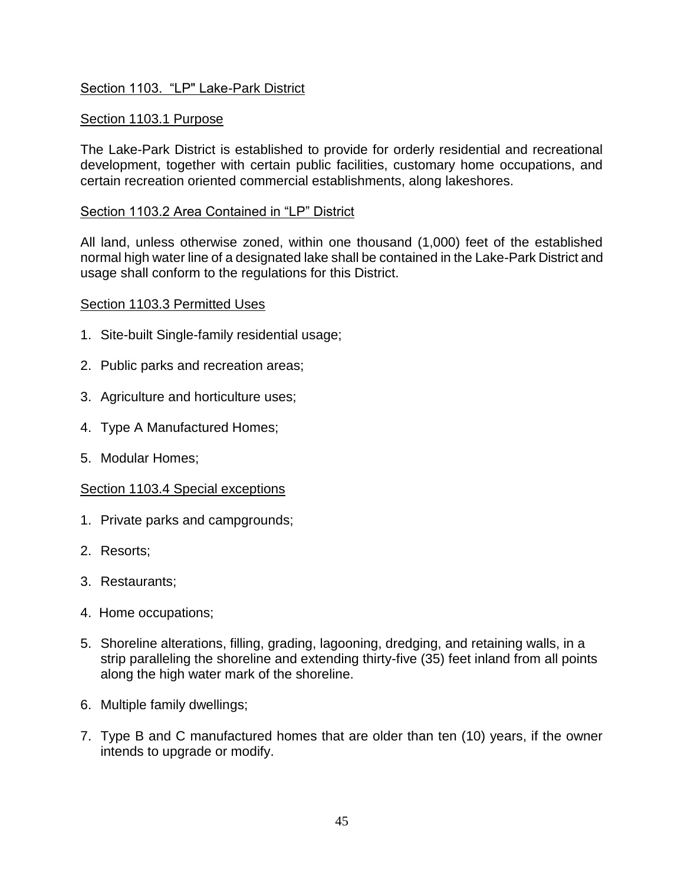## Section 1103. "LP" Lake-Park District

### Section 1103.1 Purpose

The Lake-Park District is established to provide for orderly residential and recreational development, together with certain public facilities, customary home occupations, and certain recreation oriented commercial establishments, along lakeshores.

### Section 1103.2 Area Contained in "LP" District

All land, unless otherwise zoned, within one thousand (1,000) feet of the established normal high water line of a designated lake shall be contained in the Lake-Park District and usage shall conform to the regulations for this District.

### Section 1103.3 Permitted Uses

1. Site-built Single-family residential usage;
2. Public parks and recreation areas;
3. Agriculture and horticulture uses;
4. Type A Manufactured Homes;
5. Modular Homes;

### Section 1103.4 Special exceptions

1. Private parks and campgrounds;
2. Resorts;
3. Restaurants;
4. Home occupations;
5. Shoreline alterations, filling, grading, lagooning, dredging, and retaining walls, in a strip paralleling the shoreline and extending thirty-five (35) feet inland from all points along the high water mark of the shoreline.
6. Multiple family dwellings;
7. Type B and C manufactured homes that are older than ten (10) years, if the owner intends to upgrade or modify.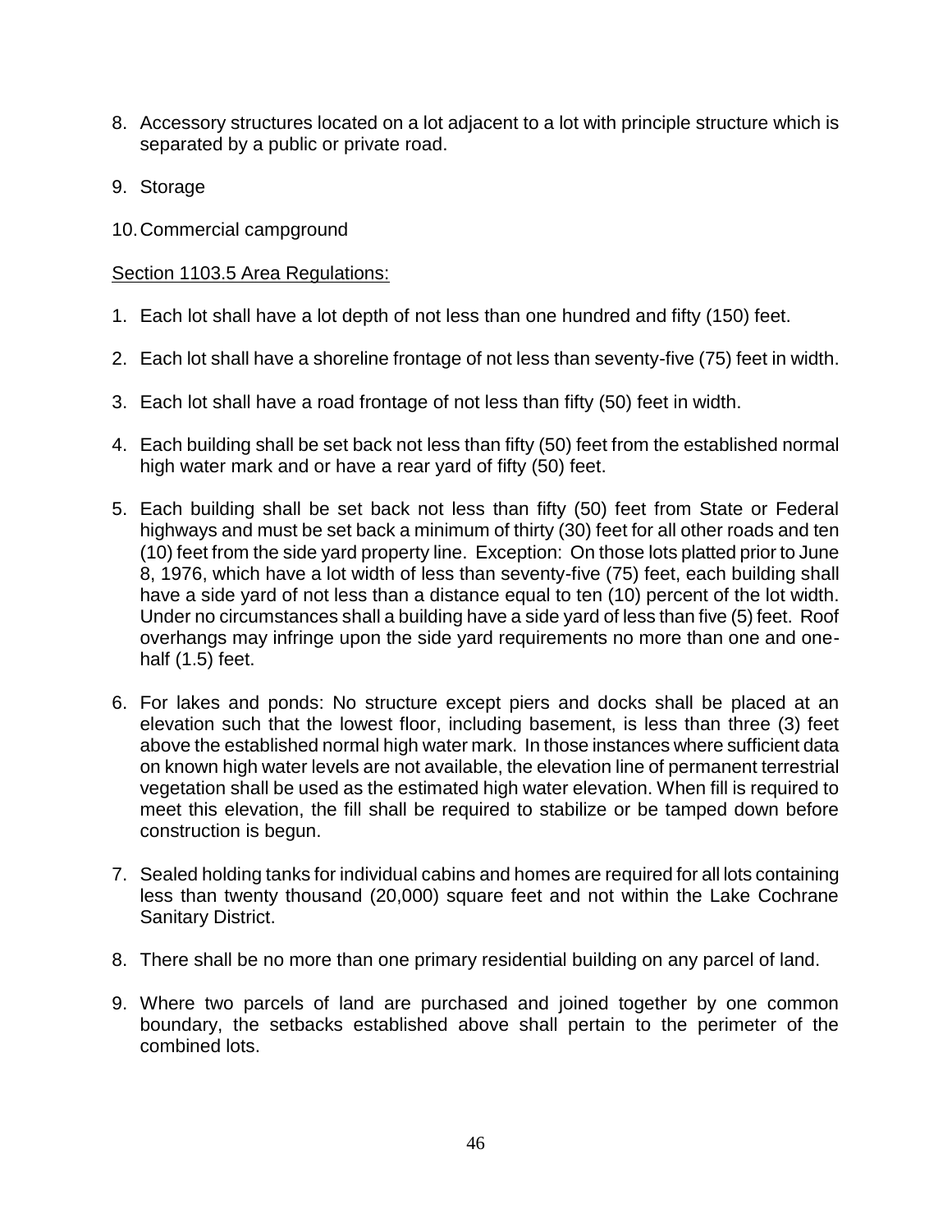8. Accessory structures located on a lot adjacent to a lot with principle structure which is separated by a public or private road.

9. Storage

10. Commercial campground

Section 1103.5 Area Regulations:

1. Each lot shall have a lot depth of not less than one hundred and fifty (150) feet.

2. Each lot shall have a shoreline frontage of not less than seventy-five (75) feet in width.

3. Each lot shall have a road frontage of not less than fifty (50) feet in width.

4. Each building shall be set back not less than fifty (50) feet from the established normal high water mark and or have a rear yard of fifty (50) feet.

5. Each building shall be set back not less than fifty (50) feet from State or Federal highways and must be set back a minimum of thirty (30) feet for all other roads and ten (10) feet from the side yard property line. Exception: On those lots platted prior to June 8, 1976, which have a lot width of less than seventy-five (75) feet, each building shall have a side yard of not less than a distance equal to ten (10) percent of the lot width. Under no circumstances shall a building have a side yard of less than five (5) feet. Roof overhangs may infringe upon the side yard requirements no more than one and one-half (1.5) feet.

6. For lakes and ponds: No structure except piers and docks shall be placed at an elevation such that the lowest floor, including basement, is less than three (3) feet above the established normal high water mark. In those instances where sufficient data on known high water levels are not available, the elevation line of permanent terrestrial vegetation shall be used as the estimated high water elevation. When fill is required to meet this elevation, the fill shall be required to stabilize or be tamped down before construction is begun.

7. Sealed holding tanks for individual cabins and homes are required for all lots containing less than twenty thousand (20,000) square feet and not within the Lake Cochrane Sanitary District.

8. There shall be no more than one primary residential building on any parcel of land.

9. Where two parcels of land are purchased and joined together by one common boundary, the setbacks established above shall pertain to the perimeter of the combined lots.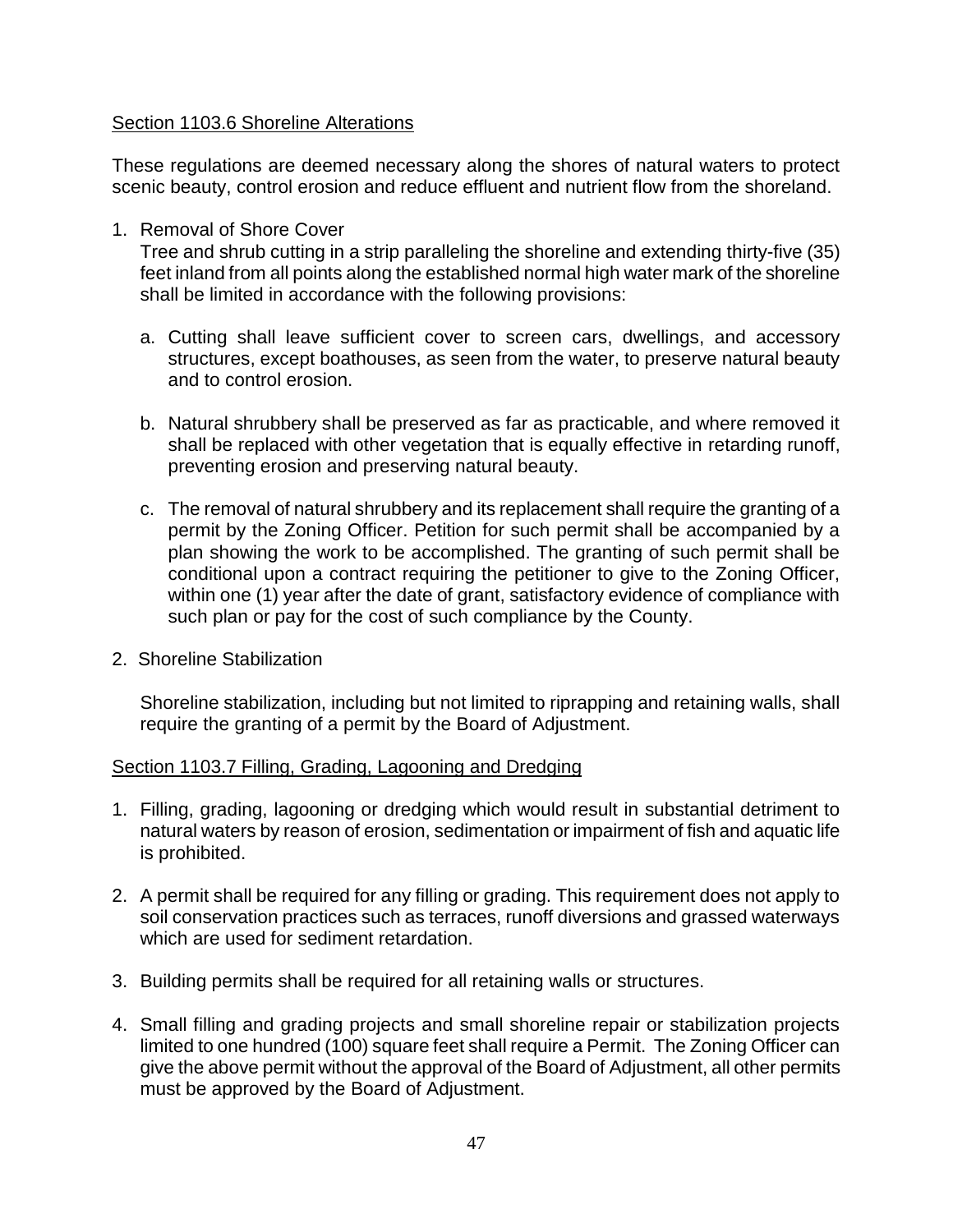## Section 1103.6 Shoreline Alterations

These regulations are deemed necessary along the shores of natural waters to protect scenic beauty, control erosion and reduce effluent and nutrient flow from the shoreland.

1. Removal of Shore Cover

   Tree and shrub cutting in a strip paralleling the shoreline and extending thirty-five (35) feet inland from all points along the established normal high water mark of the shoreline shall be limited in accordance with the following provisions:

   a. Cutting shall leave sufficient cover to screen cars, dwellings, and accessory structures, except boathouses, as seen from the water, to preserve natural beauty and to control erosion.

   b. Natural shrubbery shall be preserved as far as practicable, and where removed it shall be replaced with other vegetation that is equally effective in retarding runoff, preventing erosion and preserving natural beauty.

   c. The removal of natural shrubbery and its replacement shall require the granting of a permit by the Zoning Officer. Petition for such permit shall be accompanied by a plan showing the work to be accomplished. The granting of such permit shall be conditional upon a contract requiring the petitioner to give to the Zoning Officer, within one (1) year after the date of grant, satisfactory evidence of compliance with such plan or pay for the cost of such compliance by the County.

2. Shoreline Stabilization

   Shoreline stabilization, including but not limited to riprapping and retaining walls, shall require the granting of a permit by the Board of Adjustment.

## Section 1103.7 Filling, Grading, Lagooning and Dredging

1. Filling, grading, lagooning or dredging which would result in substantial detriment to natural waters by reason of erosion, sedimentation or impairment of fish and aquatic life is prohibited.

2. A permit shall be required for any filling or grading. This requirement does not apply to soil conservation practices such as terraces, runoff diversions and grassed waterways which are used for sediment retardation.

3. Building permits shall be required for all retaining walls or structures.

4. Small filling and grading projects and small shoreline repair or stabilization projects limited to one hundred (100) square feet shall require a Permit. The Zoning Officer can give the above permit without the approval of the Board of Adjustment, all other permits must be approved by the Board of Adjustment.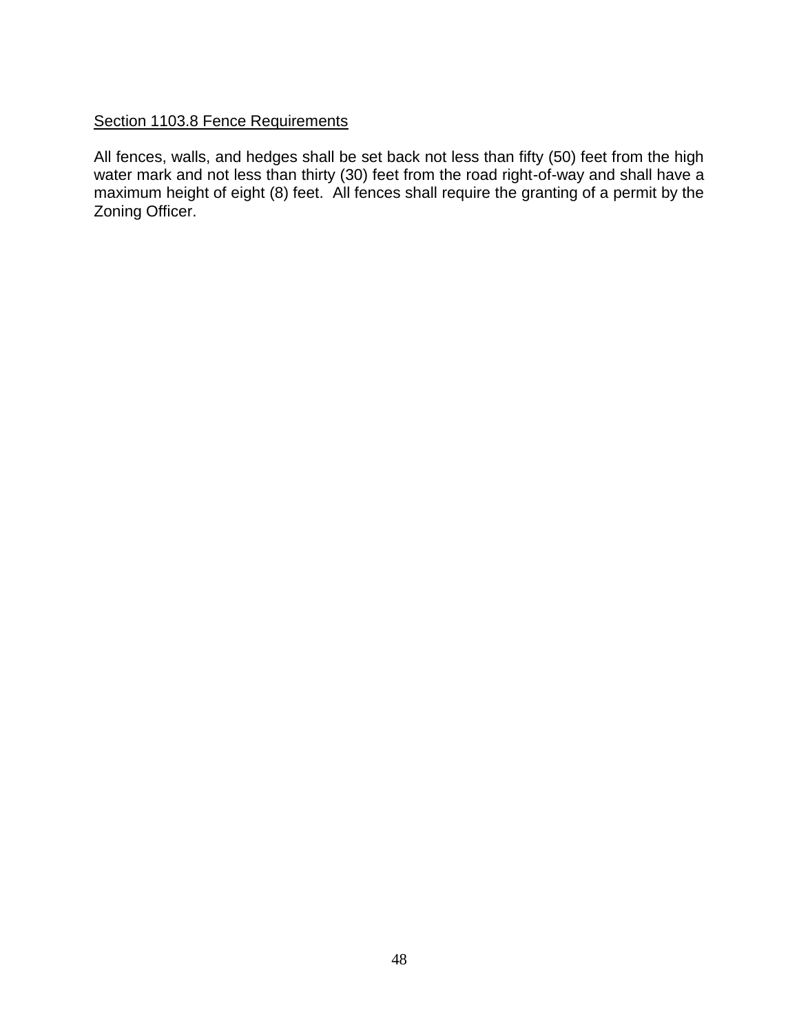Section 1103.8 Fence Requirements

All fences, walls, and hedges shall be set back not less than fifty (50) feet from the high water mark and not less than thirty (30) feet from the road right-of-way and shall have a maximum height of eight (8) feet. All fences shall require the granting of a permit by the Zoning Officer.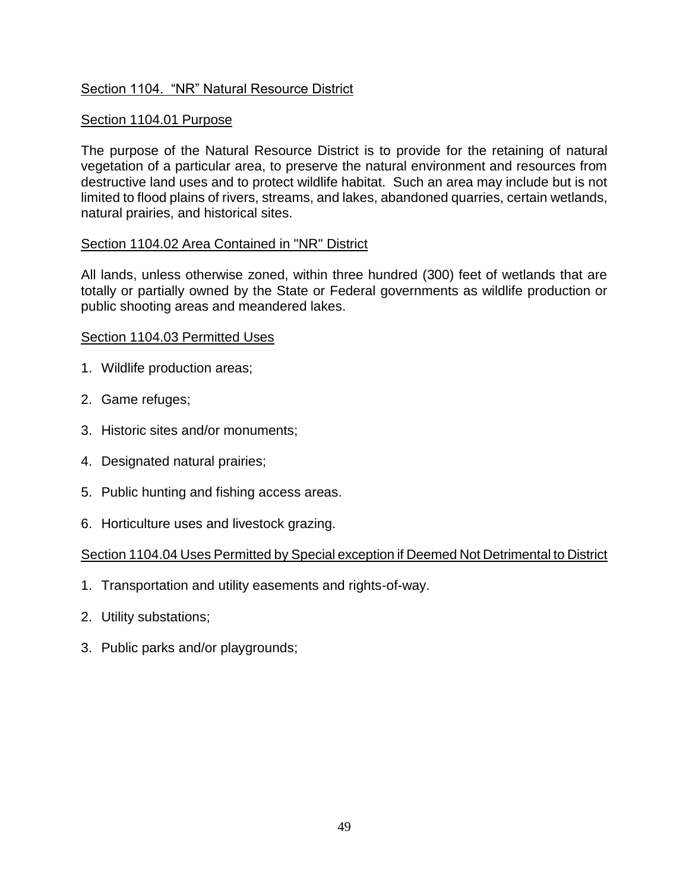## Section 1104. "NR" Natural Resource District

### Section 1104.01 Purpose

The purpose of the Natural Resource District is to provide for the retaining of natural vegetation of a particular area, to preserve the natural environment and resources from destructive land uses and to protect wildlife habitat. Such an area may include but is not limited to flood plains of rivers, streams, and lakes, abandoned quarries, certain wetlands, natural prairies, and historical sites.

### Section 1104.02 Area Contained in "NR" District

All lands, unless otherwise zoned, within three hundred (300) feet of wetlands that are totally or partially owned by the State or Federal governments as wildlife production or public shooting areas and meandered lakes.

### Section 1104.03 Permitted Uses

1. Wildlife production areas;
2. Game refuges;
3. Historic sites and/or monuments;
4. Designated natural prairies;
5. Public hunting and fishing access areas.
6. Horticulture uses and livestock grazing.

### Section 1104.04 Uses Permitted by Special exception if Deemed Not Detrimental to District

1. Transportation and utility easements and rights-of-way.
2. Utility substations;
3. Public parks and/or playgrounds;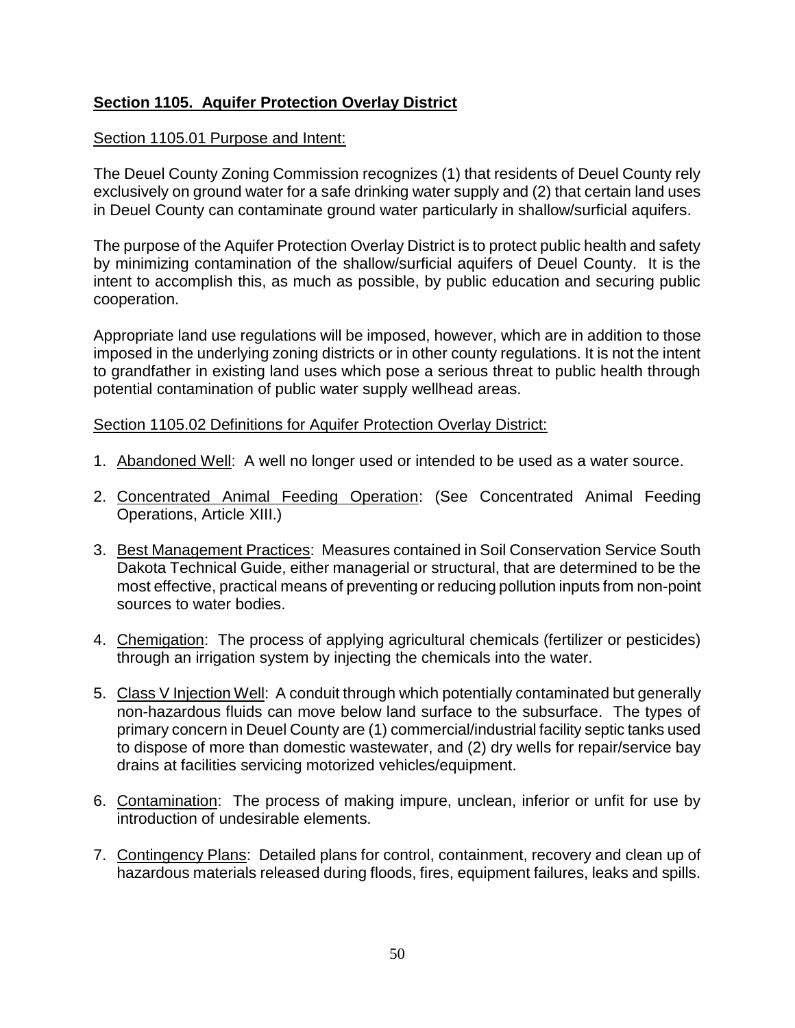## **Section 1105. Aquifer Protection Overlay District**

Section 1105.01 Purpose and Intent:

The Deuel County Zoning Commission recognizes (1) that residents of Deuel County rely exclusively on ground water for a safe drinking water supply and (2) that certain land uses in Deuel County can contaminate ground water particularly in shallow/surficial aquifers.

The purpose of the Aquifer Protection Overlay District is to protect public health and safety by minimizing contamination of the shallow/surficial aquifers of Deuel County. It is the intent to accomplish this, as much as possible, by public education and securing public cooperation.

Appropriate land use regulations will be imposed, however, which are in addition to those imposed in the underlying zoning districts or in other county regulations. It is not the intent to grandfather in existing land uses which pose a serious threat to public health through potential contamination of public water supply wellhead areas.

Section 1105.02 Definitions for Aquifer Protection Overlay District:

1. Abandoned Well: A well no longer used or intended to be used as a water source.

2. Concentrated Animal Feeding Operation: (See Concentrated Animal Feeding Operations, Article XIII.)

3. Best Management Practices: Measures contained in Soil Conservation Service South Dakota Technical Guide, either managerial or structural, that are determined to be the most effective, practical means of preventing or reducing pollution inputs from non-point sources to water bodies.

4. Chemigation: The process of applying agricultural chemicals (fertilizer or pesticides) through an irrigation system by injecting the chemicals into the water.

5. Class V Injection Well: A conduit through which potentially contaminated but generally non-hazardous fluids can move below land surface to the subsurface. The types of primary concern in Deuel County are (1) commercial/industrial facility septic tanks used to dispose of more than domestic wastewater, and (2) dry wells for repair/service bay drains at facilities servicing motorized vehicles/equipment.

6. Contamination: The process of making impure, unclean, inferior or unfit for use by introduction of undesirable elements.

7. Contingency Plans: Detailed plans for control, containment, recovery and clean up of hazardous materials released during floods, fires, equipment failures, leaks and spills.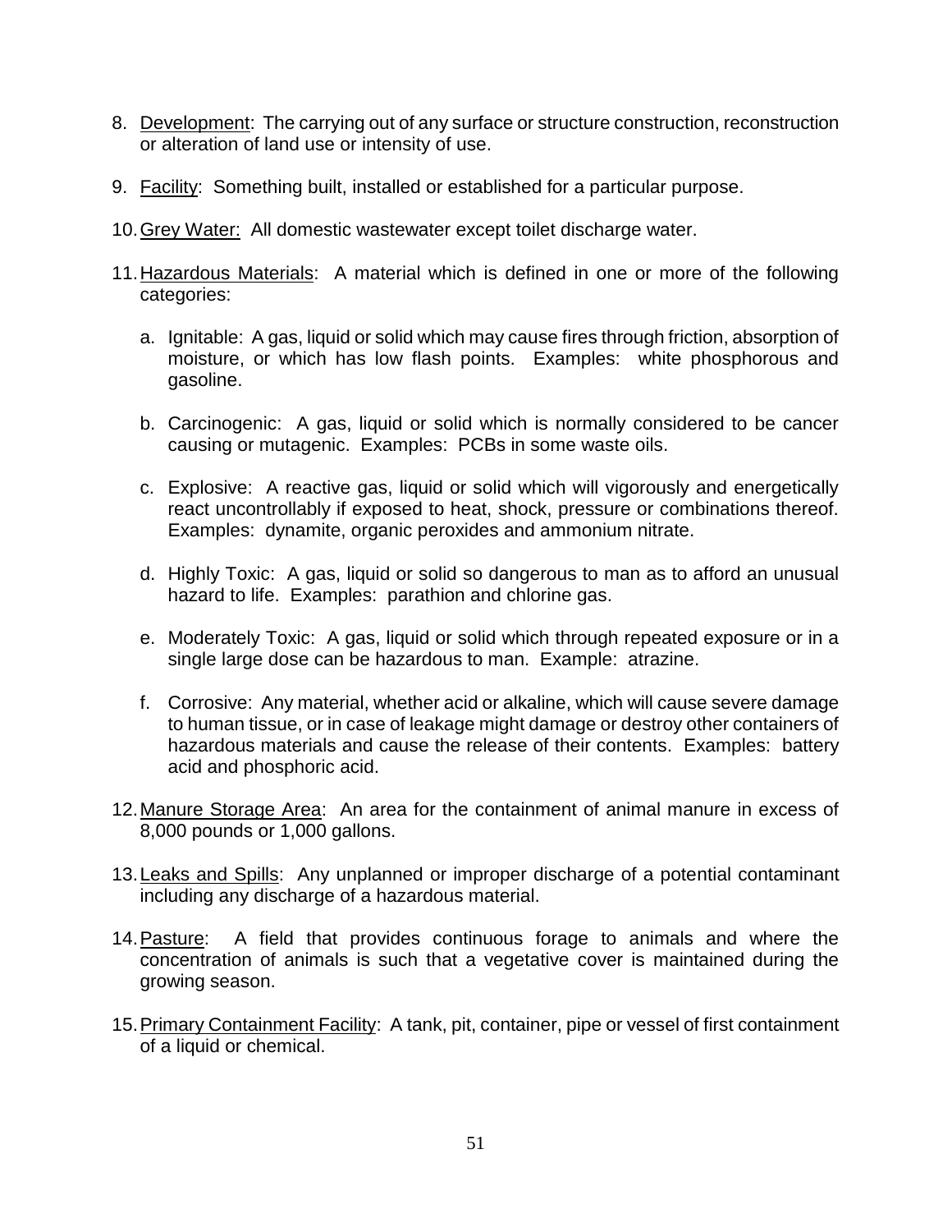8. Development: The carrying out of any surface or structure construction, reconstruction or alteration of land use or intensity of use.

9. Facility: Something built, installed or established for a particular purpose.

10. Grey Water: All domestic wastewater except toilet discharge water.

11. Hazardous Materials: A material which is defined in one or more of the following categories:

    a. Ignitable: A gas, liquid or solid which may cause fires through friction, absorption of moisture, or which has low flash points. Examples: white phosphorous and gasoline.

    b. Carcinogenic: A gas, liquid or solid which is normally considered to be cancer causing or mutagenic. Examples: PCBs in some waste oils.

    c. Explosive: A reactive gas, liquid or solid which will vigorously and energetically react uncontrollably if exposed to heat, shock, pressure or combinations thereof. Examples: dynamite, organic peroxides and ammonium nitrate.

    d. Highly Toxic: A gas, liquid or solid so dangerous to man as to afford an unusual hazard to life. Examples: parathion and chlorine gas.

    e. Moderately Toxic: A gas, liquid or solid which through repeated exposure or in a single large dose can be hazardous to man. Example: atrazine.

    f. Corrosive: Any material, whether acid or alkaline, which will cause severe damage to human tissue, or in case of leakage might damage or destroy other containers of hazardous materials and cause the release of their contents. Examples: battery acid and phosphoric acid.

12. Manure Storage Area: An area for the containment of animal manure in excess of 8,000 pounds or 1,000 gallons.

13. Leaks and Spills: Any unplanned or improper discharge of a potential contaminant including any discharge of a hazardous material.

14. Pasture: A field that provides continuous forage to animals and where the concentration of animals is such that a vegetative cover is maintained during the growing season.

15. Primary Containment Facility: A tank, pit, container, pipe or vessel of first containment of a liquid or chemical.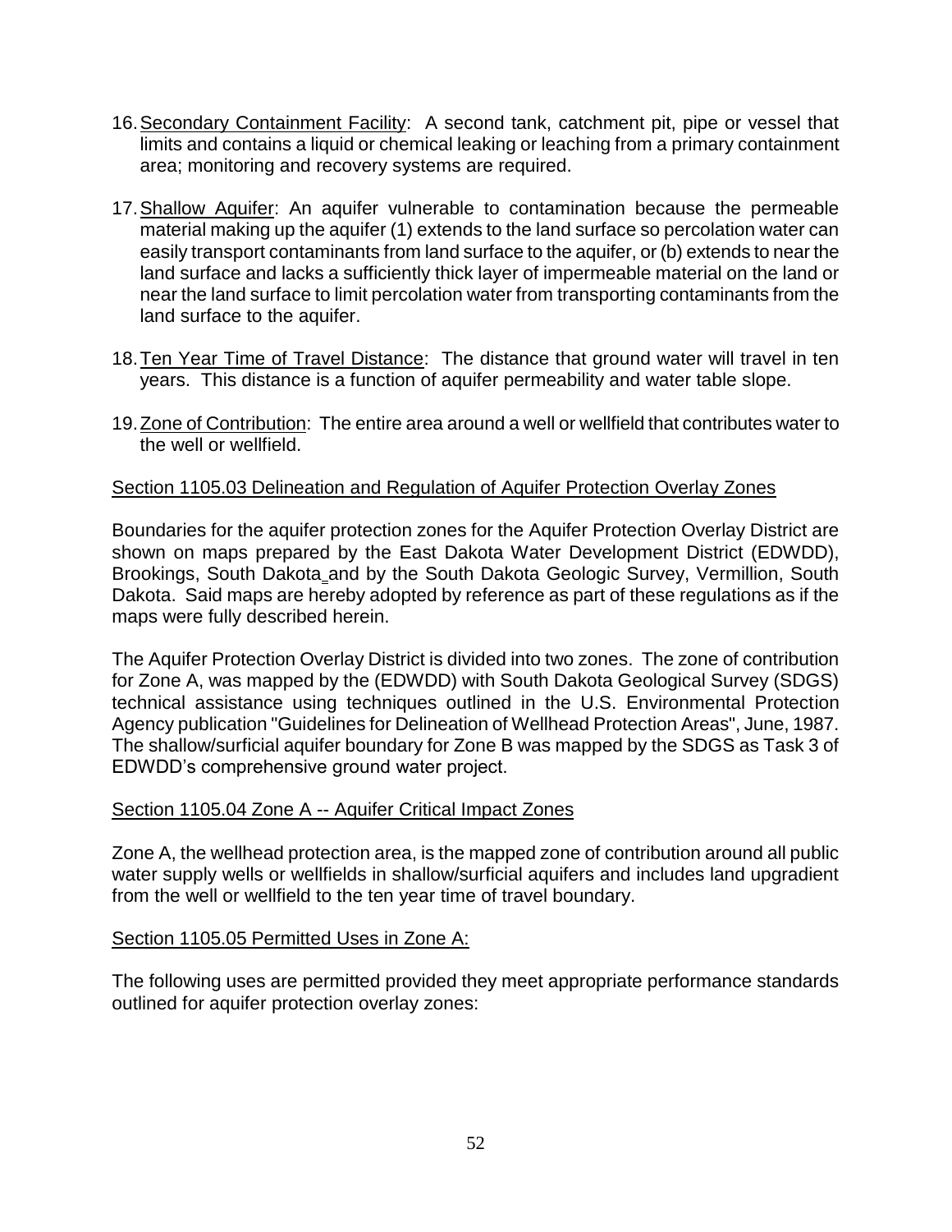16. Secondary Containment Facility: A second tank, catchment pit, pipe or vessel that limits and contains a liquid or chemical leaking or leaching from a primary containment area; monitoring and recovery systems are required.

17. Shallow Aquifer: An aquifer vulnerable to contamination because the permeable material making up the aquifer (1) extends to the land surface so percolation water can easily transport contaminants from land surface to the aquifer, or (b) extends to near the land surface and lacks a sufficiently thick layer of impermeable material on the land or near the land surface to limit percolation water from transporting contaminants from the land surface to the aquifer.

18. Ten Year Time of Travel Distance: The distance that ground water will travel in ten years. This distance is a function of aquifer permeability and water table slope.

19. Zone of Contribution: The entire area around a well or wellfield that contributes water to the well or wellfield.

## Section 1105.03 Delineation and Regulation of Aquifer Protection Overlay Zones

Boundaries for the aquifer protection zones for the Aquifer Protection Overlay District are shown on maps prepared by the East Dakota Water Development District (EDWDD), Brookings, South Dakota and by the South Dakota Geologic Survey, Vermillion, South Dakota. Said maps are hereby adopted by reference as part of these regulations as if the maps were fully described herein.

The Aquifer Protection Overlay District is divided into two zones. The zone of contribution for Zone A, was mapped by the (EDWDD) with South Dakota Geological Survey (SDGS) technical assistance using techniques outlined in the U.S. Environmental Protection Agency publication "Guidelines for Delineation of Wellhead Protection Areas", June, 1987. The shallow/surficial aquifer boundary for Zone B was mapped by the SDGS as Task 3 of EDWDD's comprehensive ground water project.

## Section 1105.04 Zone A -- Aquifer Critical Impact Zones

Zone A, the wellhead protection area, is the mapped zone of contribution around all public water supply wells or wellfields in shallow/surficial aquifers and includes land upgradient from the well or wellfield to the ten year time of travel boundary.

## Section 1105.05 Permitted Uses in Zone A:

The following uses are permitted provided they meet appropriate performance standards outlined for aquifer protection overlay zones: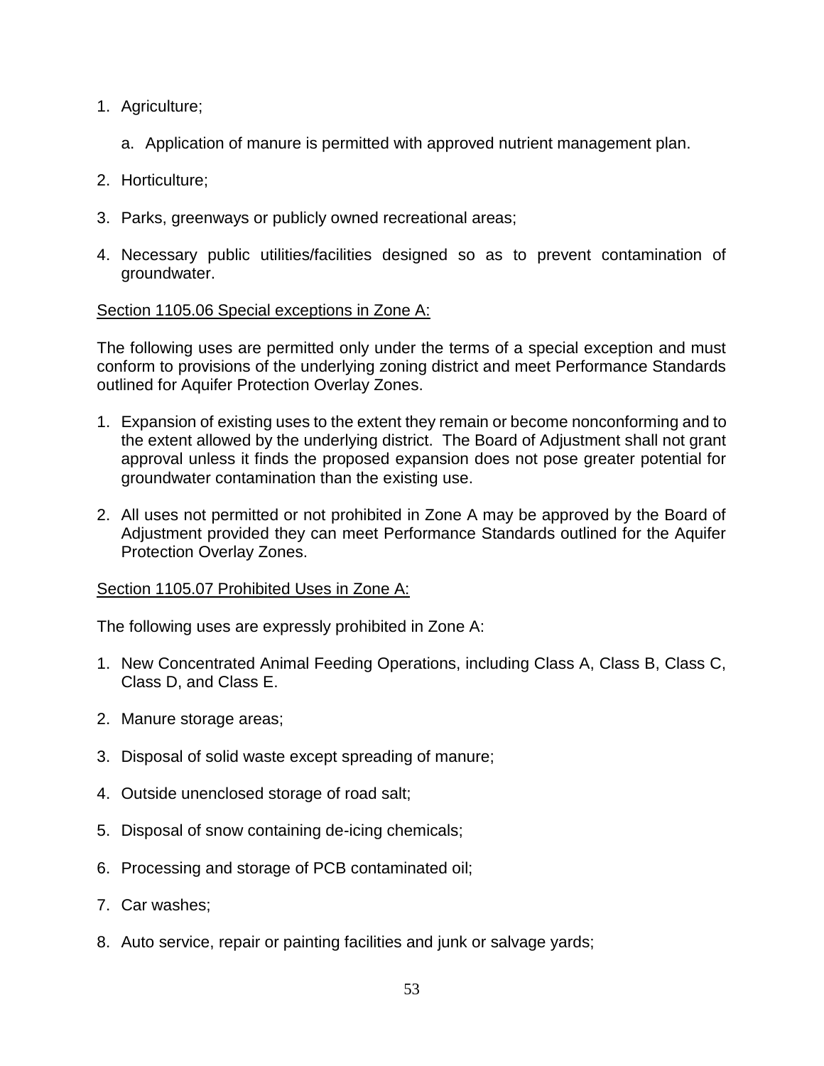1. Agriculture;

   a. Application of manure is permitted with approved nutrient management plan.

2. Horticulture;

3. Parks, greenways or publicly owned recreational areas;

4. Necessary public utilities/facilities designed so as to prevent contamination of groundwater.

<u>Section 1105.06 Special exceptions in Zone A:</u>

The following uses are permitted only under the terms of a special exception and must conform to provisions of the underlying zoning district and meet Performance Standards outlined for Aquifer Protection Overlay Zones.

1. Expansion of existing uses to the extent they remain or become nonconforming and to the extent allowed by the underlying district. The Board of Adjustment shall not grant approval unless it finds the proposed expansion does not pose greater potential for groundwater contamination than the existing use.

2. All uses not permitted or not prohibited in Zone A may be approved by the Board of Adjustment provided they can meet Performance Standards outlined for the Aquifer Protection Overlay Zones.

<u>Section 1105.07 Prohibited Uses in Zone A:</u>

The following uses are expressly prohibited in Zone A:

1. New Concentrated Animal Feeding Operations, including Class A, Class B, Class C, Class D, and Class E.

2. Manure storage areas;

3. Disposal of solid waste except spreading of manure;

4. Outside unenclosed storage of road salt;

5. Disposal of snow containing de-icing chemicals;

6. Processing and storage of PCB contaminated oil;

7. Car washes;

8. Auto service, repair or painting facilities and junk or salvage yards;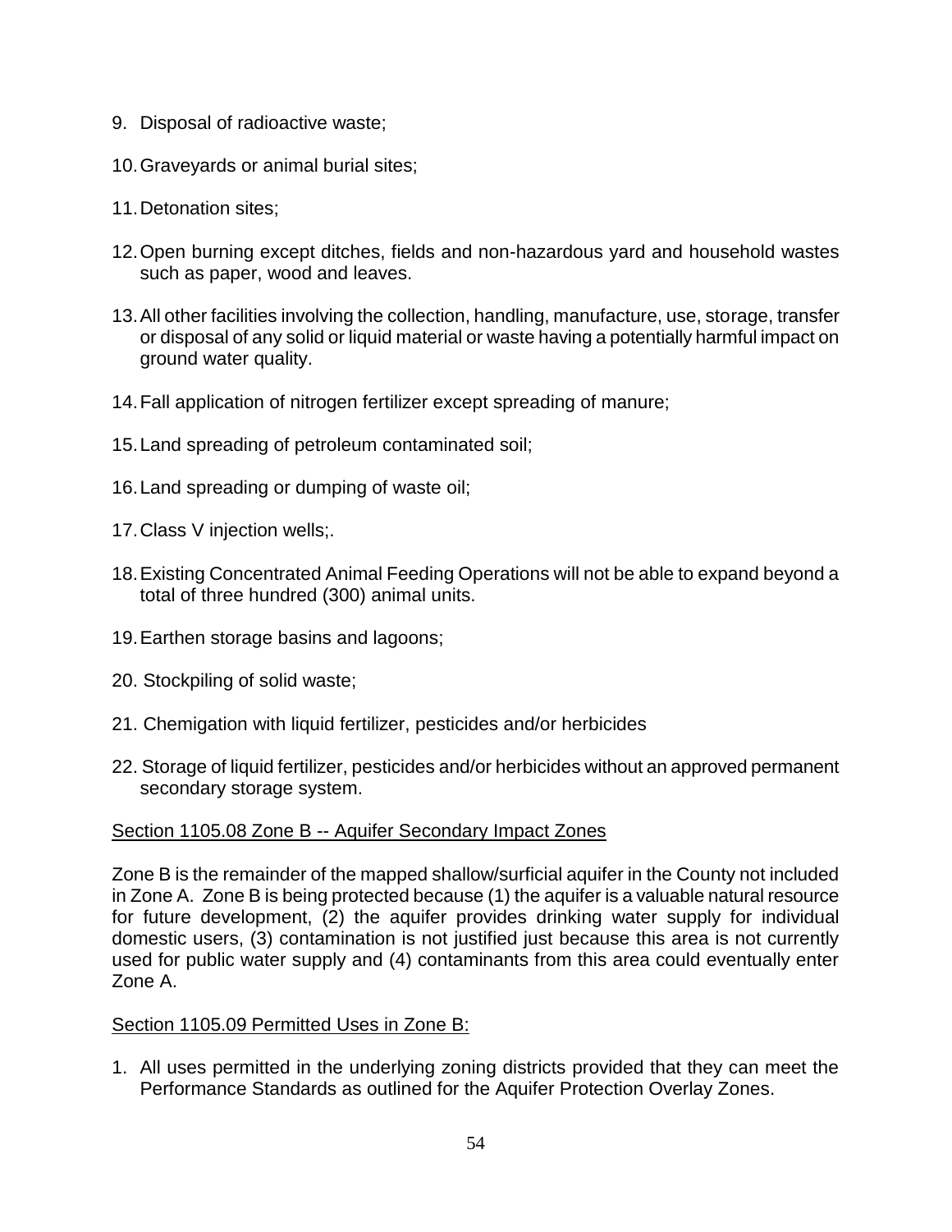9. Disposal of radioactive waste;

10. Graveyards or animal burial sites;

11. Detonation sites;

12. Open burning except ditches, fields and non-hazardous yard and household wastes such as paper, wood and leaves.

13. All other facilities involving the collection, handling, manufacture, use, storage, transfer or disposal of any solid or liquid material or waste having a potentially harmful impact on ground water quality.

14. Fall application of nitrogen fertilizer except spreading of manure;

15. Land spreading of petroleum contaminated soil;

16. Land spreading or dumping of waste oil;

17. Class V injection wells;.

18. Existing Concentrated Animal Feeding Operations will not be able to expand beyond a total of three hundred (300) animal units.

19. Earthen storage basins and lagoons;

20. Stockpiling of solid waste;

21. Chemigation with liquid fertilizer, pesticides and/or herbicides

22. Storage of liquid fertilizer, pesticides and/or herbicides without an approved permanent secondary storage system.

Section 1105.08 Zone B -- Aquifer Secondary Impact Zones

Zone B is the remainder of the mapped shallow/surficial aquifer in the County not included in Zone A. Zone B is being protected because (1) the aquifer is a valuable natural resource for future development, (2) the aquifer provides drinking water supply for individual domestic users, (3) contamination is not justified just because this area is not currently used for public water supply and (4) contaminants from this area could eventually enter Zone A.

Section 1105.09 Permitted Uses in Zone B:

1. All uses permitted in the underlying zoning districts provided that they can meet the Performance Standards as outlined for the Aquifer Protection Overlay Zones.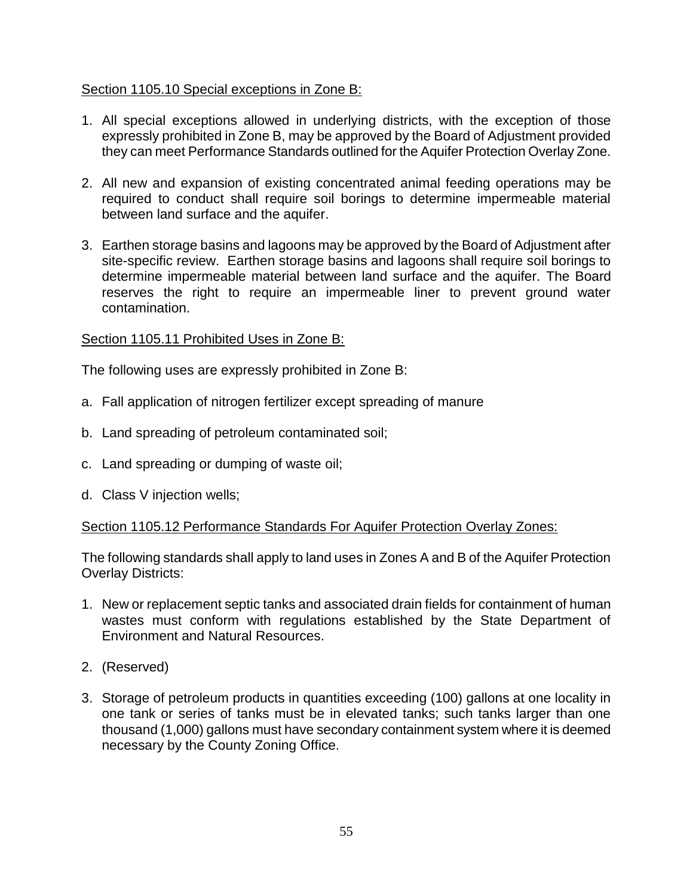Section 1105.10 Special exceptions in Zone B:

1. All special exceptions allowed in underlying districts, with the exception of those expressly prohibited in Zone B, may be approved by the Board of Adjustment provided they can meet Performance Standards outlined for the Aquifer Protection Overlay Zone.

2. All new and expansion of existing concentrated animal feeding operations may be required to conduct shall require soil borings to determine impermeable material between land surface and the aquifer.

3. Earthen storage basins and lagoons may be approved by the Board of Adjustment after site-specific review. Earthen storage basins and lagoons shall require soil borings to determine impermeable material between land surface and the aquifer. The Board reserves the right to require an impermeable liner to prevent ground water contamination.

Section 1105.11 Prohibited Uses in Zone B:

The following uses are expressly prohibited in Zone B:

a. Fall application of nitrogen fertilizer except spreading of manure

b. Land spreading of petroleum contaminated soil;

c. Land spreading or dumping of waste oil;

d. Class V injection wells;

Section 1105.12 Performance Standards For Aquifer Protection Overlay Zones:

The following standards shall apply to land uses in Zones A and B of the Aquifer Protection Overlay Districts:

1. New or replacement septic tanks and associated drain fields for containment of human wastes must conform with regulations established by the State Department of Environment and Natural Resources.

2. (Reserved)

3. Storage of petroleum products in quantities exceeding (100) gallons at one locality in one tank or series of tanks must be in elevated tanks; such tanks larger than one thousand (1,000) gallons must have secondary containment system where it is deemed necessary by the County Zoning Office.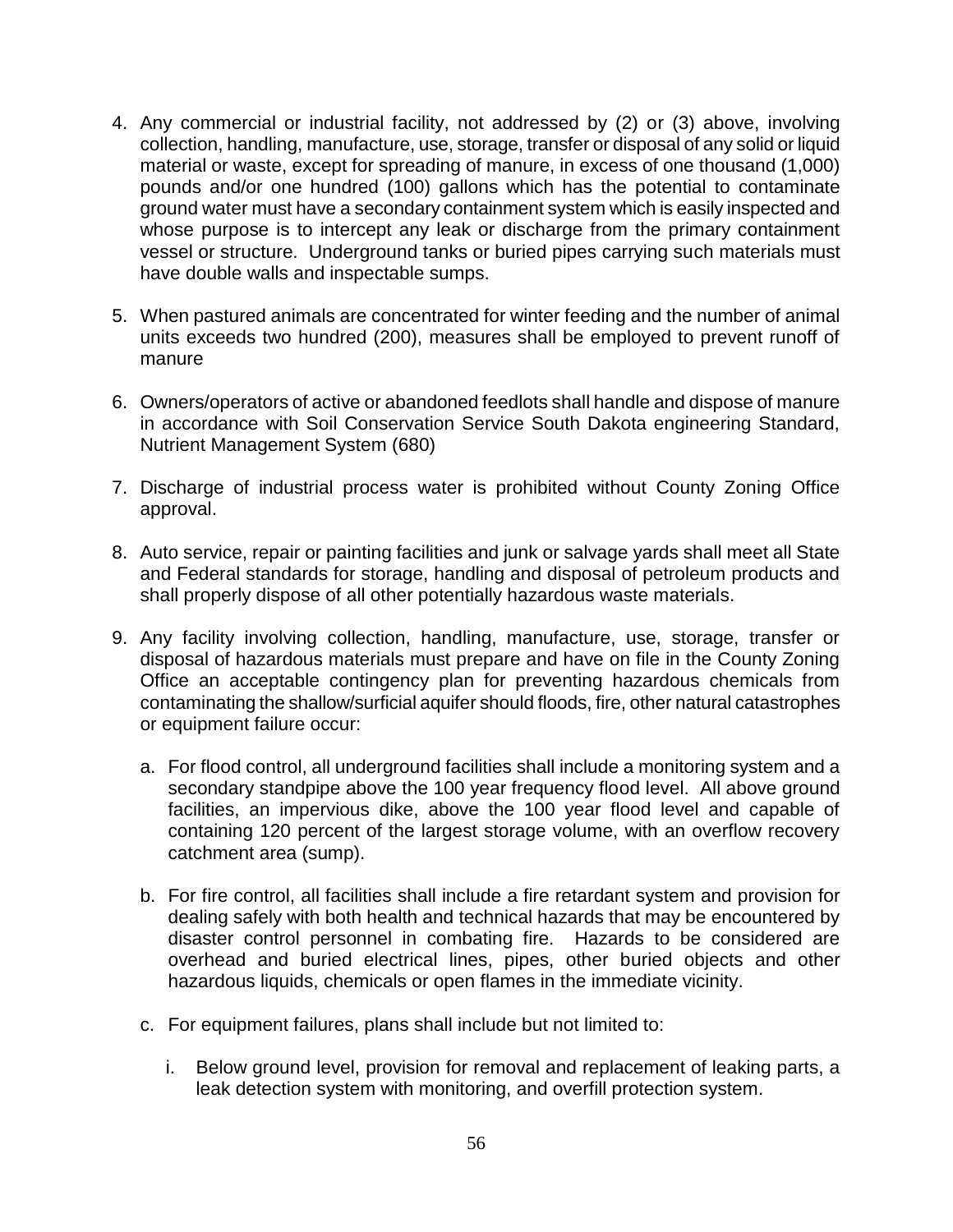4. Any commercial or industrial facility, not addressed by (2) or (3) above, involving collection, handling, manufacture, use, storage, transfer or disposal of any solid or liquid material or waste, except for spreading of manure, in excess of one thousand (1,000) pounds and/or one hundred (100) gallons which has the potential to contaminate ground water must have a secondary containment system which is easily inspected and whose purpose is to intercept any leak or discharge from the primary containment vessel or structure. Underground tanks or buried pipes carrying such materials must have double walls and inspectable sumps.

5. When pastured animals are concentrated for winter feeding and the number of animal units exceeds two hundred (200), measures shall be employed to prevent runoff of manure

6. Owners/operators of active or abandoned feedlots shall handle and dispose of manure in accordance with Soil Conservation Service South Dakota engineering Standard, Nutrient Management System (680)

7. Discharge of industrial process water is prohibited without County Zoning Office approval.

8. Auto service, repair or painting facilities and junk or salvage yards shall meet all State and Federal standards for storage, handling and disposal of petroleum products and shall properly dispose of all other potentially hazardous waste materials.

9. Any facility involving collection, handling, manufacture, use, storage, transfer or disposal of hazardous materials must prepare and have on file in the County Zoning Office an acceptable contingency plan for preventing hazardous chemicals from contaminating the shallow/surficial aquifer should floods, fire, other natural catastrophes or equipment failure occur:

   a. For flood control, all underground facilities shall include a monitoring system and a secondary standpipe above the 100 year frequency flood level. All above ground facilities, an impervious dike, above the 100 year flood level and capable of containing 120 percent of the largest storage volume, with an overflow recovery catchment area (sump).

   b. For fire control, all facilities shall include a fire retardant system and provision for dealing safely with both health and technical hazards that may be encountered by disaster control personnel in combating fire. Hazards to be considered are overhead and buried electrical lines, pipes, other buried objects and other hazardous liquids, chemicals or open flames in the immediate vicinity.

   c. For equipment failures, plans shall include but not limited to:

      i. Below ground level, provision for removal and replacement of leaking parts, a leak detection system with monitoring, and overfill protection system.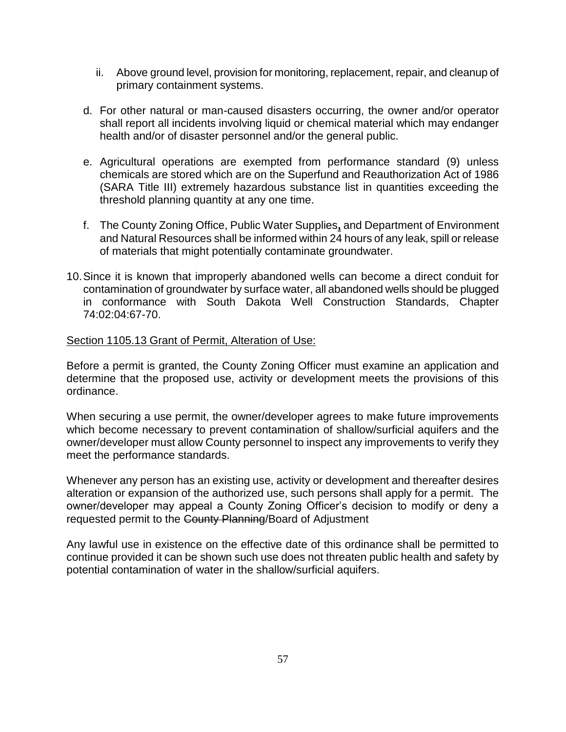ii. Above ground level, provision for monitoring, replacement, repair, and cleanup of primary containment systems.

d. For other natural or man-caused disasters occurring, the owner and/or operator shall report all incidents involving liquid or chemical material which may endanger health and/or of disaster personnel and/or the general public.

e. Agricultural operations are exempted from performance standard (9) unless chemicals are stored which are on the Superfund and Reauthorization Act of 1986 (SARA Title III) extremely hazardous substance list in quantities exceeding the threshold planning quantity at any one time.

f. The County Zoning Office, Public Water Supplies, and Department of Environment and Natural Resources shall be informed within 24 hours of any leak, spill or release of materials that might potentially contaminate groundwater.

10. Since it is known that improperly abandoned wells can become a direct conduit for contamination of groundwater by surface water, all abandoned wells should be plugged in conformance with South Dakota Well Construction Standards, Chapter 74:02:04:67-70.

Section 1105.13 Grant of Permit, Alteration of Use:

Before a permit is granted, the County Zoning Officer must examine an application and determine that the proposed use, activity or development meets the provisions of this ordinance.

When securing a use permit, the owner/developer agrees to make future improvements which become necessary to prevent contamination of shallow/surficial aquifers and the owner/developer must allow County personnel to inspect any improvements to verify they meet the performance standards.

Whenever any person has an existing use, activity or development and thereafter desires alteration or expansion of the authorized use, such persons shall apply for a permit. The owner/developer may appeal a County Zoning Officer's decision to modify or deny a requested permit to the ~~County Planning~~/Board of Adjustment

Any lawful use in existence on the effective date of this ordinance shall be permitted to continue provided it can be shown such use does not threaten public health and safety by potential contamination of water in the shallow/surficial aquifers.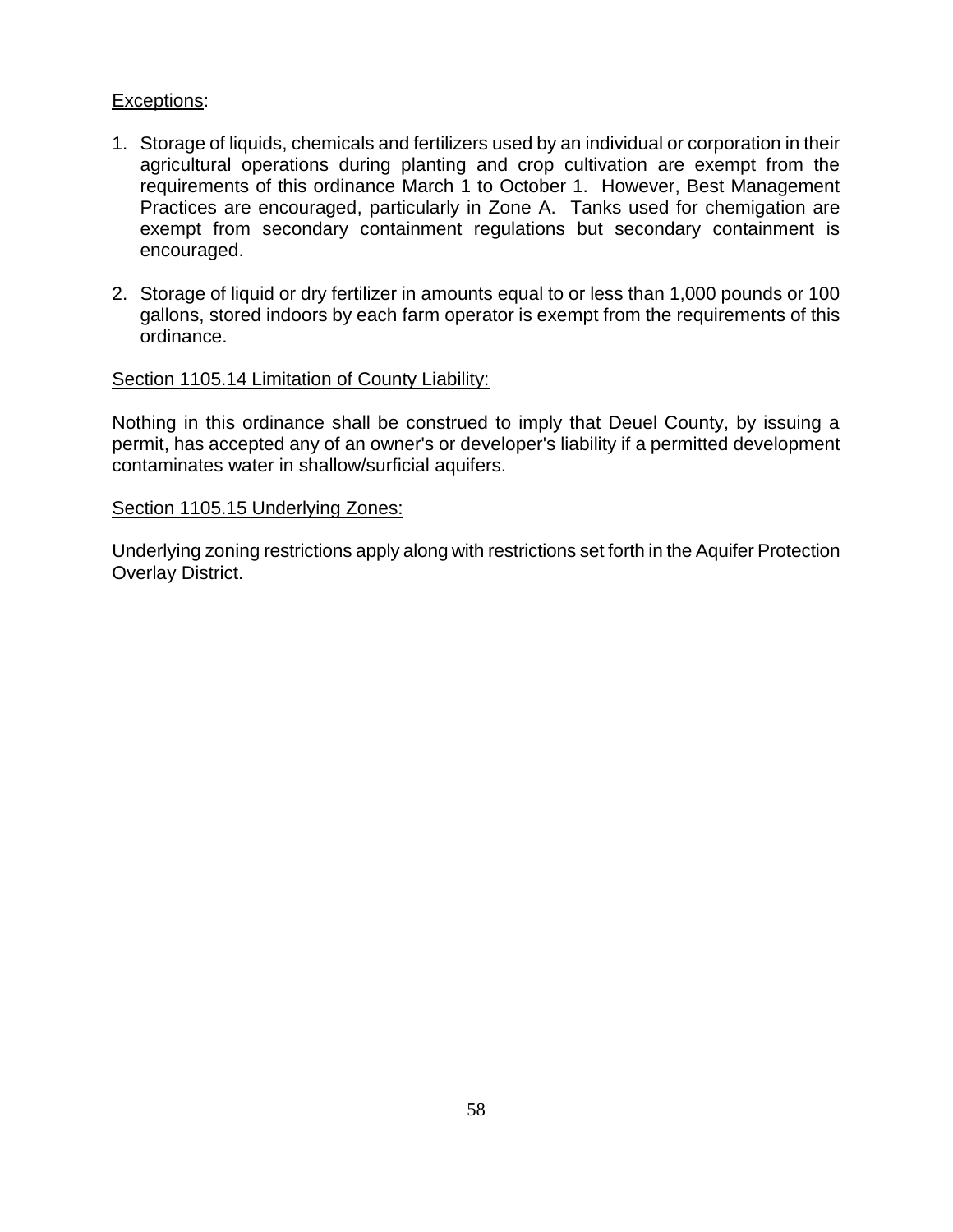<u>Exceptions</u>:

1. Storage of liquids, chemicals and fertilizers used by an individual or corporation in their agricultural operations during planting and crop cultivation are exempt from the requirements of this ordinance March 1 to October 1. However, Best Management Practices are encouraged, particularly in Zone A. Tanks used for chemigation are exempt from secondary containment regulations but secondary containment is encouraged.

2. Storage of liquid or dry fertilizer in amounts equal to or less than 1,000 pounds or 100 gallons, stored indoors by each farm operator is exempt from the requirements of this ordinance.

<u>Section 1105.14 Limitation of County Liability:</u>

Nothing in this ordinance shall be construed to imply that Deuel County, by issuing a permit, has accepted any of an owner's or developer's liability if a permitted development contaminates water in shallow/surficial aquifers.

<u>Section 1105.15 Underlying Zones:</u>

Underlying zoning restrictions apply along with restrictions set forth in the Aquifer Protection Overlay District.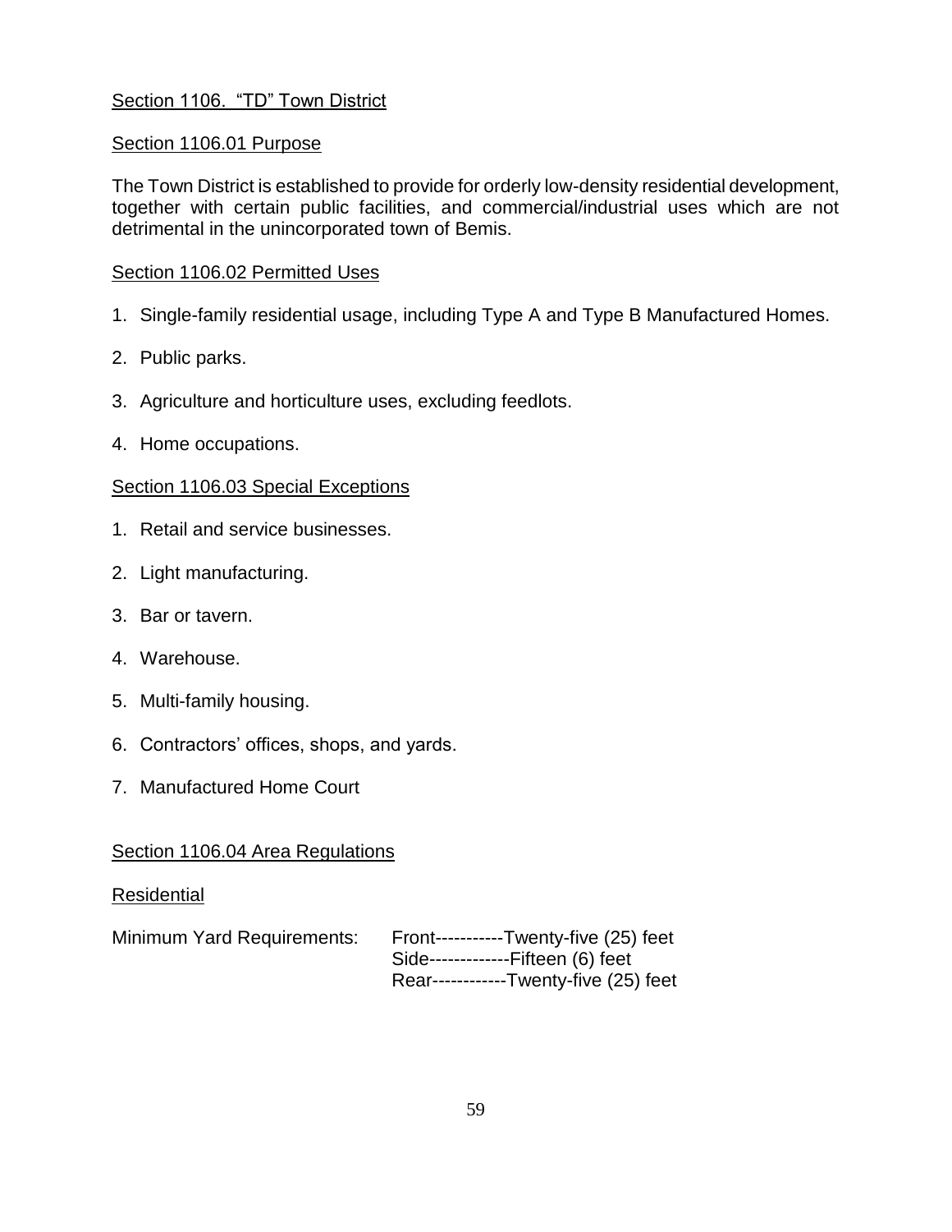## Section 1106. "TD" Town District

### Section 1106.01 Purpose

The Town District is established to provide for orderly low-density residential development, together with certain public facilities, and commercial/industrial uses which are not detrimental in the unincorporated town of Bemis.

### Section 1106.02 Permitted Uses

1. Single-family residential usage, including Type A and Type B Manufactured Homes.
2. Public parks.
3. Agriculture and horticulture uses, excluding feedlots.
4. Home occupations.

### Section 1106.03 Special Exceptions

1. Retail and service businesses.
2. Light manufacturing.
3. Bar or tavern.
4. Warehouse.
5. Multi-family housing.
6. Contractors' offices, shops, and yards.
7. Manufactured Home Court

### Section 1106.04 Area Regulations

#### Residential

Minimum Yard Requirements:
Front-----------Twenty-five (25) feet
Side-------------Fifteen (6) feet
Rear------------Twenty-five (25) feet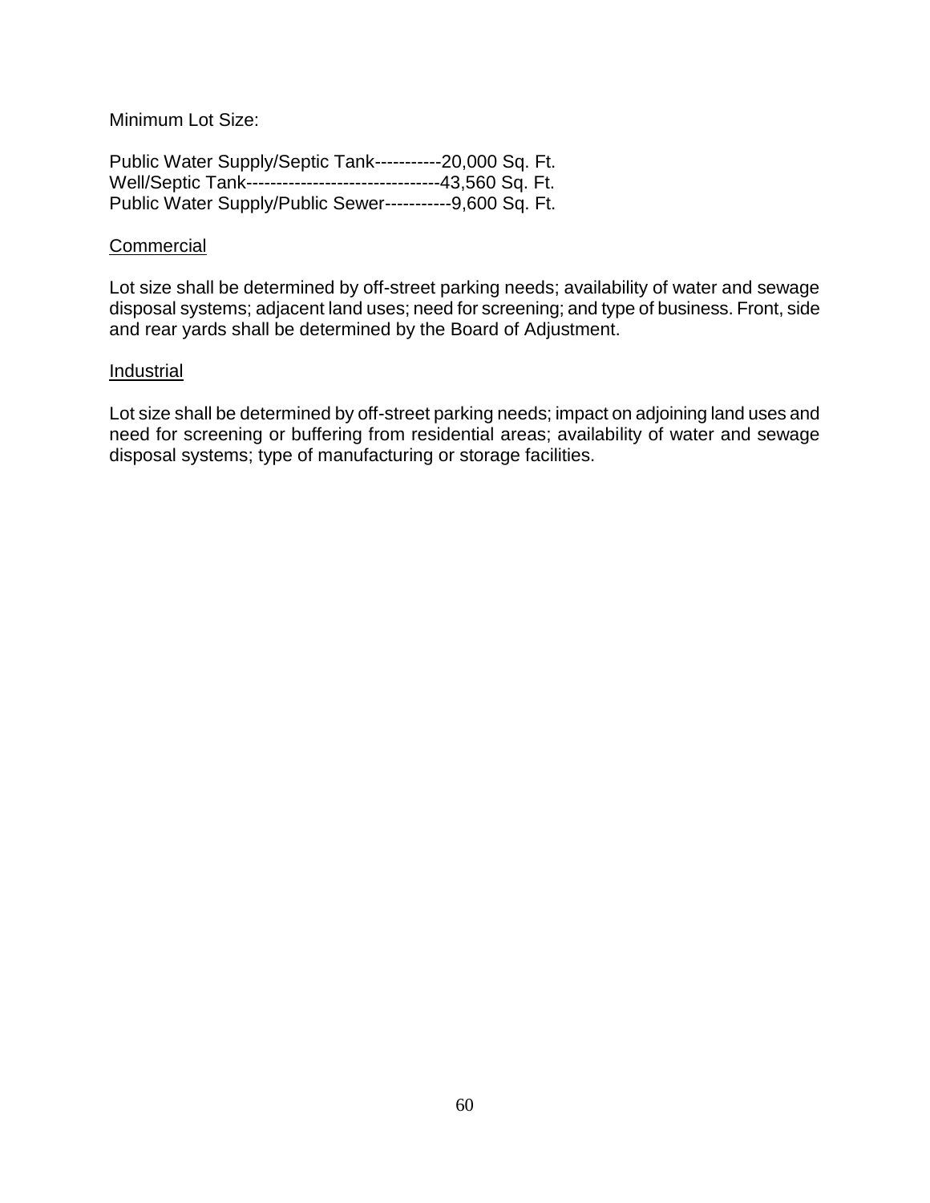Minimum Lot Size:

Public Water Supply/Septic Tank-----------20,000 Sq. Ft.
Well/Septic Tank--------------------------------43,560 Sq. Ft.
Public Water Supply/Public Sewer-----------9,600 Sq. Ft.

<u>Commercial</u>

Lot size shall be determined by off-street parking needs; availability of water and sewage disposal systems; adjacent land uses; need for screening; and type of business. Front, side and rear yards shall be determined by the Board of Adjustment.

<u>Industrial</u>

Lot size shall be determined by off-street parking needs; impact on adjoining land uses and need for screening or buffering from residential areas; availability of water and sewage disposal systems; type of manufacturing or storage facilities.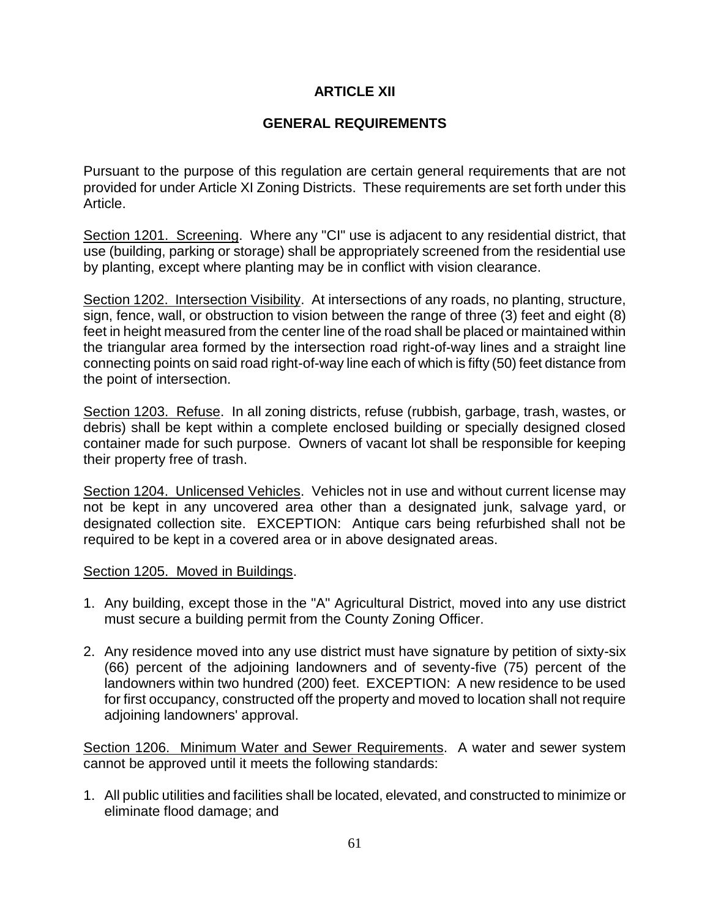# ARTICLE XII

## GENERAL REQUIREMENTS

Pursuant to the purpose of this regulation are certain general requirements that are not provided for under Article XI Zoning Districts. These requirements are set forth under this Article.

Section 1201. Screening. Where any "CI" use is adjacent to any residential district, that use (building, parking or storage) shall be appropriately screened from the residential use by planting, except where planting may be in conflict with vision clearance.

Section 1202. Intersection Visibility. At intersections of any roads, no planting, structure, sign, fence, wall, or obstruction to vision between the range of three (3) feet and eight (8) feet in height measured from the center line of the road shall be placed or maintained within the triangular area formed by the intersection road right-of-way lines and a straight line connecting points on said road right-of-way line each of which is fifty (50) feet distance from the point of intersection.

Section 1203. Refuse. In all zoning districts, refuse (rubbish, garbage, trash, wastes, or debris) shall be kept within a complete enclosed building or specially designed closed container made for such purpose. Owners of vacant lot shall be responsible for keeping their property free of trash.

Section 1204. Unlicensed Vehicles. Vehicles not in use and without current license may not be kept in any uncovered area other than a designated junk, salvage yard, or designated collection site. EXCEPTION: Antique cars being refurbished shall not be required to be kept in a covered area or in above designated areas.

Section 1205. Moved in Buildings.

1. Any building, except those in the "A" Agricultural District, moved into any use district must secure a building permit from the County Zoning Officer.
2. Any residence moved into any use district must have signature by petition of sixty-six (66) percent of the adjoining landowners and of seventy-five (75) percent of the landowners within two hundred (200) feet. EXCEPTION: A new residence to be used for first occupancy, constructed off the property and moved to location shall not require adjoining landowners' approval.

Section 1206. Minimum Water and Sewer Requirements. A water and sewer system cannot be approved until it meets the following standards:

1. All public utilities and facilities shall be located, elevated, and constructed to minimize or eliminate flood damage; and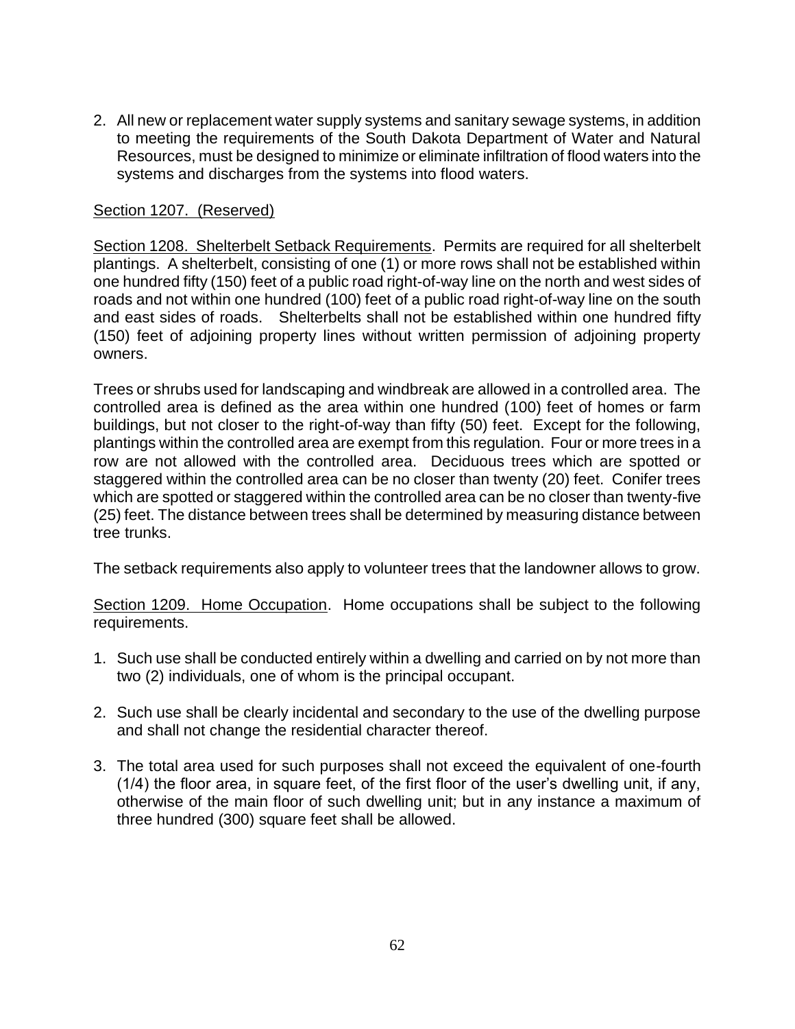2. All new or replacement water supply systems and sanitary sewage systems, in addition to meeting the requirements of the South Dakota Department of Water and Natural Resources, must be designed to minimize or eliminate infiltration of flood waters into the systems and discharges from the systems into flood waters.

Section 1207. (Reserved)

Section 1208. Shelterbelt Setback Requirements. Permits are required for all shelterbelt plantings. A shelterbelt, consisting of one (1) or more rows shall not be established within one hundred fifty (150) feet of a public road right-of-way line on the north and west sides of roads and not within one hundred (100) feet of a public road right-of-way line on the south and east sides of roads. Shelterbelts shall not be established within one hundred fifty (150) feet of adjoining property lines without written permission of adjoining property owners.

Trees or shrubs used for landscaping and windbreak are allowed in a controlled area. The controlled area is defined as the area within one hundred (100) feet of homes or farm buildings, but not closer to the right-of-way than fifty (50) feet. Except for the following, plantings within the controlled area are exempt from this regulation. Four or more trees in a row are not allowed with the controlled area. Deciduous trees which are spotted or staggered within the controlled area can be no closer than twenty (20) feet. Conifer trees which are spotted or staggered within the controlled area can be no closer than twenty-five (25) feet. The distance between trees shall be determined by measuring distance between tree trunks.

The setback requirements also apply to volunteer trees that the landowner allows to grow.

Section 1209. Home Occupation. Home occupations shall be subject to the following requirements.

1. Such use shall be conducted entirely within a dwelling and carried on by not more than two (2) individuals, one of whom is the principal occupant.

2. Such use shall be clearly incidental and secondary to the use of the dwelling purpose and shall not change the residential character thereof.

3. The total area used for such purposes shall not exceed the equivalent of one-fourth (1/4) the floor area, in square feet, of the first floor of the user's dwelling unit, if any, otherwise of the main floor of such dwelling unit; but in any instance a maximum of three hundred (300) square feet shall be allowed.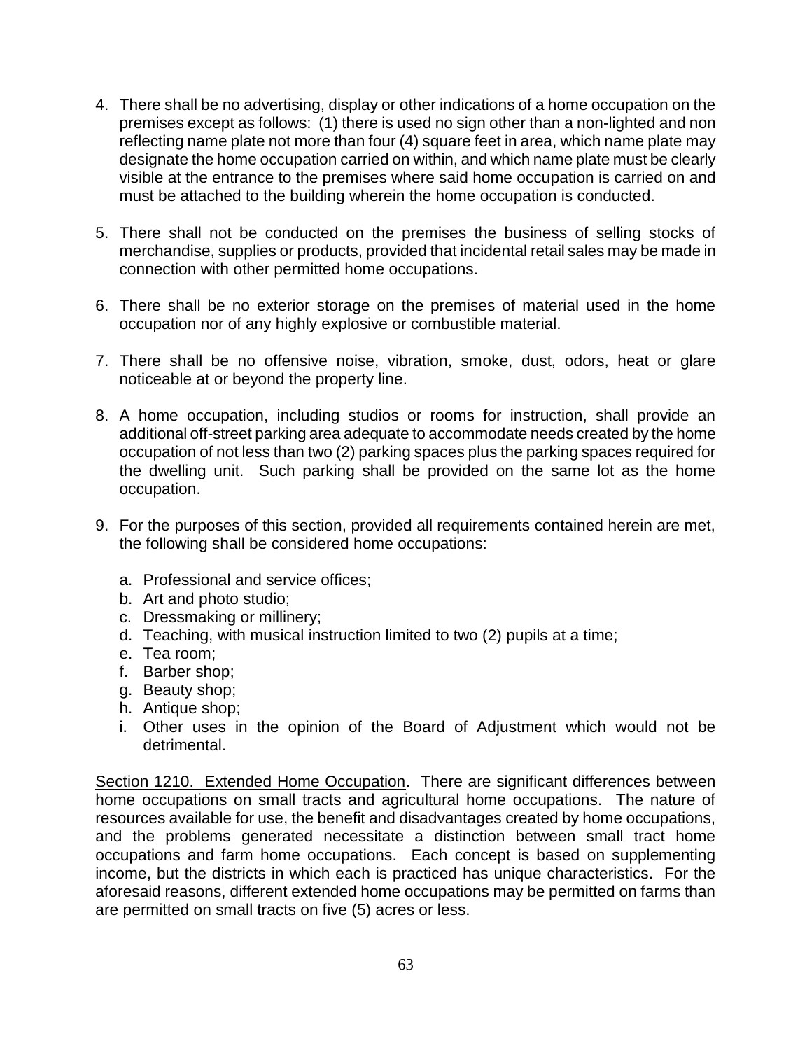4. There shall be no advertising, display or other indications of a home occupation on the premises except as follows: (1) there is used no sign other than a non-lighted and non reflecting name plate not more than four (4) square feet in area, which name plate may designate the home occupation carried on within, and which name plate must be clearly visible at the entrance to the premises where said home occupation is carried on and must be attached to the building wherein the home occupation is conducted.

5. There shall not be conducted on the premises the business of selling stocks of merchandise, supplies or products, provided that incidental retail sales may be made in connection with other permitted home occupations.

6. There shall be no exterior storage on the premises of material used in the home occupation nor of any highly explosive or combustible material.

7. There shall be no offensive noise, vibration, smoke, dust, odors, heat or glare noticeable at or beyond the property line.

8. A home occupation, including studios or rooms for instruction, shall provide an additional off-street parking area adequate to accommodate needs created by the home occupation of not less than two (2) parking spaces plus the parking spaces required for the dwelling unit. Such parking shall be provided on the same lot as the home occupation.

9. For the purposes of this section, provided all requirements contained herein are met, the following shall be considered home occupations:

   a. Professional and service offices;
   b. Art and photo studio;
   c. Dressmaking or millinery;
   d. Teaching, with musical instruction limited to two (2) pupils at a time;
   e. Tea room;
   f. Barber shop;
   g. Beauty shop;
   h. Antique shop;
   i. Other uses in the opinion of the Board of Adjustment which would not be detrimental.

Section 1210. Extended Home Occupation. There are significant differences between home occupations on small tracts and agricultural home occupations. The nature of resources available for use, the benefit and disadvantages created by home occupations, and the problems generated necessitate a distinction between small tract home occupations and farm home occupations. Each concept is based on supplementing income, but the districts in which each is practiced has unique characteristics. For the aforesaid reasons, different extended home occupations may be permitted on farms than are permitted on small tracts on five (5) acres or less.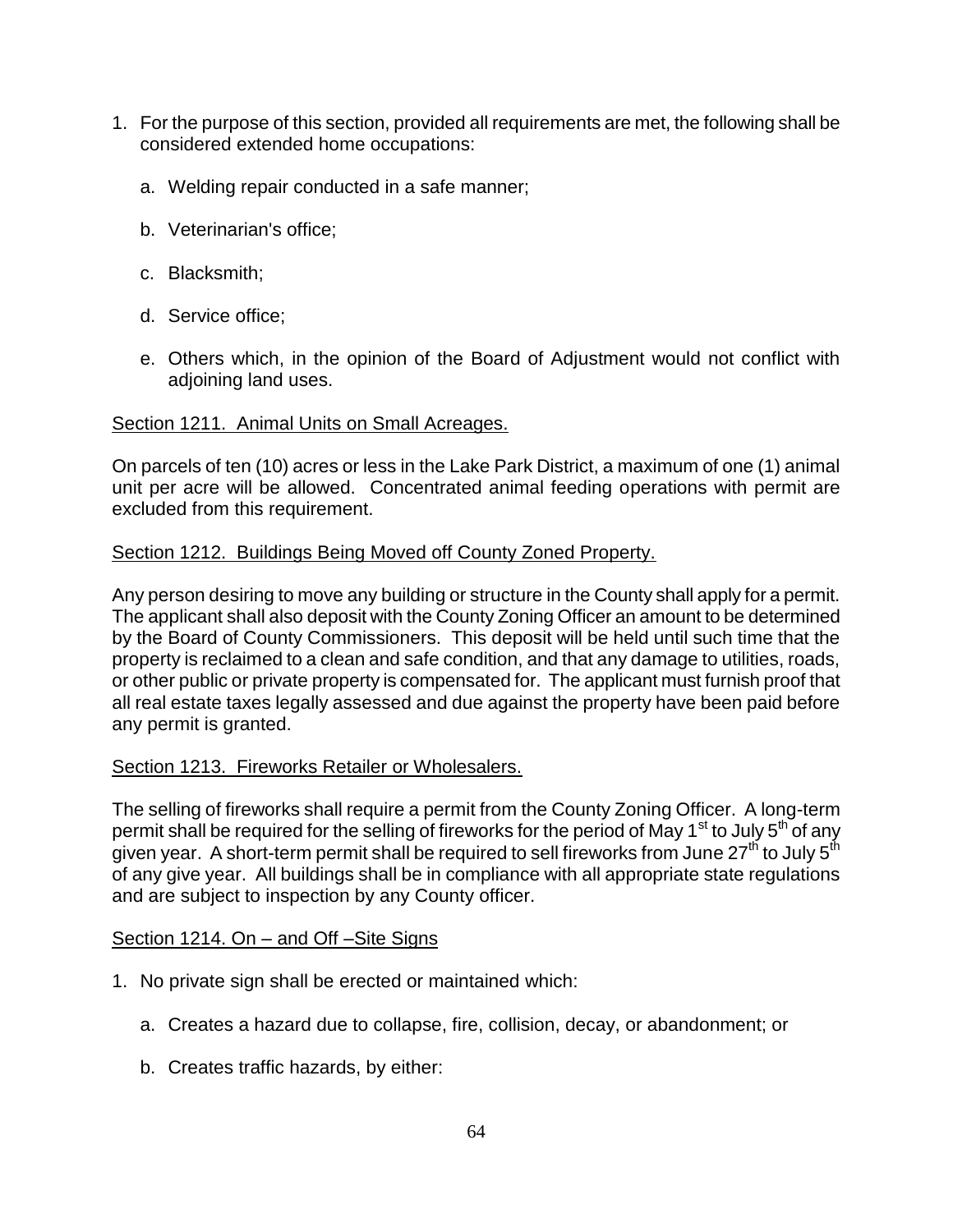1. For the purpose of this section, provided all requirements are met, the following shall be considered extended home occupations:

    a. Welding repair conducted in a safe manner;

    b. Veterinarian's office;

    c. Blacksmith;

    d. Service office;

    e. Others which, in the opinion of the Board of Adjustment would not conflict with adjoining land uses.

<u>Section 1211. Animal Units on Small Acreages.</u>

On parcels of ten (10) acres or less in the Lake Park District, a maximum of one (1) animal unit per acre will be allowed. Concentrated animal feeding operations with permit are excluded from this requirement.

<u>Section 1212. Buildings Being Moved off County Zoned Property.</u>

Any person desiring to move any building or structure in the County shall apply for a permit. The applicant shall also deposit with the County Zoning Officer an amount to be determined by the Board of County Commissioners. This deposit will be held until such time that the property is reclaimed to a clean and safe condition, and that any damage to utilities, roads, or other public or private property is compensated for. The applicant must furnish proof that all real estate taxes legally assessed and due against the property have been paid before any permit is granted.

<u>Section 1213. Fireworks Retailer or Wholesalers.</u>

The selling of fireworks shall require a permit from the County Zoning Officer. A long-term permit shall be required for the selling of fireworks for the period of May 1st to July 5th of any given year. A short-term permit shall be required to sell fireworks from June 27th to July 5th of any give year. All buildings shall be in compliance with all appropriate state regulations and are subject to inspection by any County officer.

<u>Section 1214. On – and Off –Site Signs</u>

1. No private sign shall be erected or maintained which:

    a. Creates a hazard due to collapse, fire, collision, decay, or abandonment; or

    b. Creates traffic hazards, by either: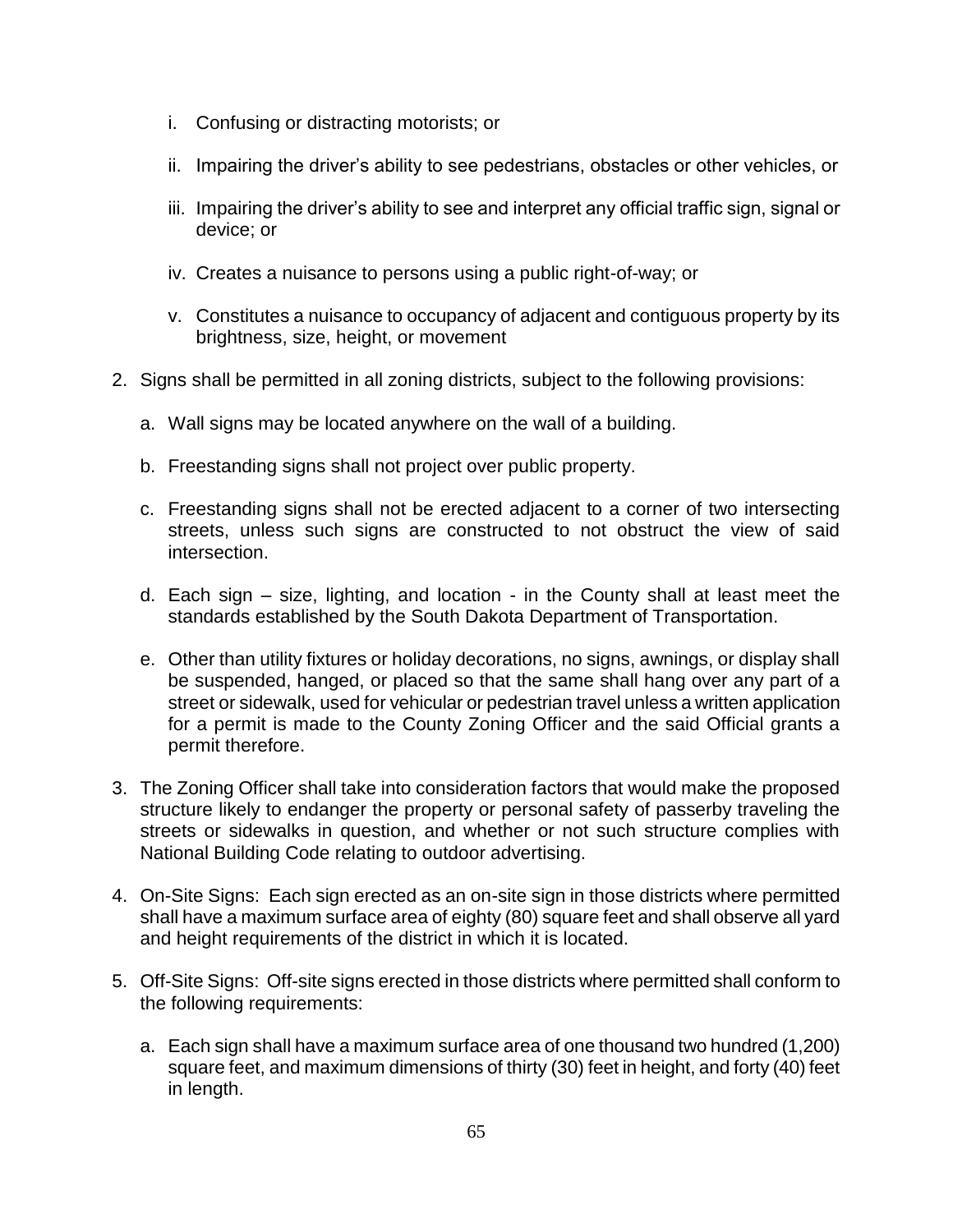i. Confusing or distracting motorists; or

ii. Impairing the driver's ability to see pedestrians, obstacles or other vehicles, or

iii. Impairing the driver's ability to see and interpret any official traffic sign, signal or device; or

iv. Creates a nuisance to persons using a public right-of-way; or

v. Constitutes a nuisance to occupancy of adjacent and contiguous property by its brightness, size, height, or movement

2. Signs shall be permitted in all zoning districts, subject to the following provisions:

   a. Wall signs may be located anywhere on the wall of a building.

   b. Freestanding signs shall not project over public property.

   c. Freestanding signs shall not be erected adjacent to a corner of two intersecting streets, unless such signs are constructed to not obstruct the view of said intersection.

   d. Each sign – size, lighting, and location - in the County shall at least meet the standards established by the South Dakota Department of Transportation.

   e. Other than utility fixtures or holiday decorations, no signs, awnings, or display shall be suspended, hanged, or placed so that the same shall hang over any part of a street or sidewalk, used for vehicular or pedestrian travel unless a written application for a permit is made to the County Zoning Officer and the said Official grants a permit therefore.

3. The Zoning Officer shall take into consideration factors that would make the proposed structure likely to endanger the property or personal safety of passerby traveling the streets or sidewalks in question, and whether or not such structure complies with National Building Code relating to outdoor advertising.

4. On-Site Signs: Each sign erected as an on-site sign in those districts where permitted shall have a maximum surface area of eighty (80) square feet and shall observe all yard and height requirements of the district in which it is located.

5. Off-Site Signs: Off-site signs erected in those districts where permitted shall conform to the following requirements:

   a. Each sign shall have a maximum surface area of one thousand two hundred (1,200) square feet, and maximum dimensions of thirty (30) feet in height, and forty (40) feet in length.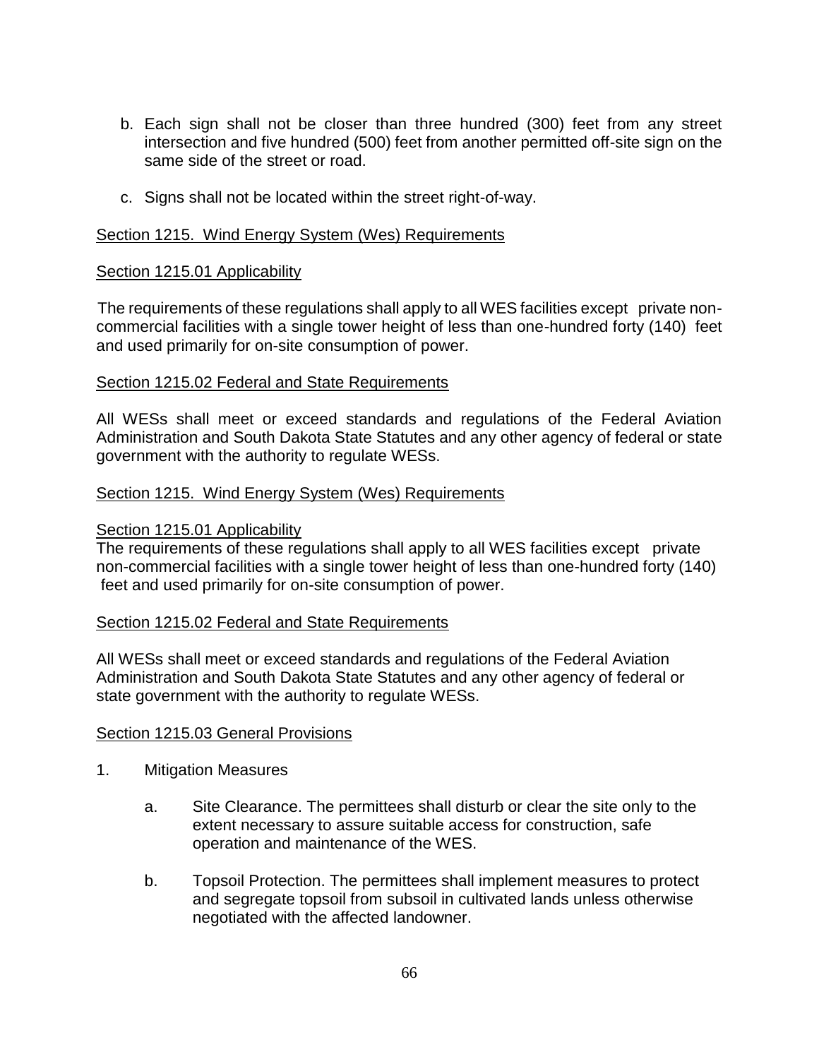b. Each sign shall not be closer than three hundred (300) feet from any street intersection and five hundred (500) feet from another permitted off-site sign on the same side of the street or road.

c. Signs shall not be located within the street right-of-way.

Section 1215. Wind Energy System (Wes) Requirements

Section 1215.01 Applicability

The requirements of these regulations shall apply to all WES facilities except private non-commercial facilities with a single tower height of less than one-hundred forty (140) feet and used primarily for on-site consumption of power.

Section 1215.02 Federal and State Requirements

All WESs shall meet or exceed standards and regulations of the Federal Aviation Administration and South Dakota State Statutes and any other agency of federal or state government with the authority to regulate WESs.

Section 1215. Wind Energy System (Wes) Requirements

Section 1215.01 Applicability

The requirements of these regulations shall apply to all WES facilities except private non-commercial facilities with a single tower height of less than one-hundred forty (140) feet and used primarily for on-site consumption of power.

Section 1215.02 Federal and State Requirements

All WESs shall meet or exceed standards and regulations of the Federal Aviation Administration and South Dakota State Statutes and any other agency of federal or state government with the authority to regulate WESs.

Section 1215.03 General Provisions

1. Mitigation Measures

   a. Site Clearance. The permittees shall disturb or clear the site only to the extent necessary to assure suitable access for construction, safe operation and maintenance of the WES.

   b. Topsoil Protection. The permittees shall implement measures to protect and segregate topsoil from subsoil in cultivated lands unless otherwise negotiated with the affected landowner.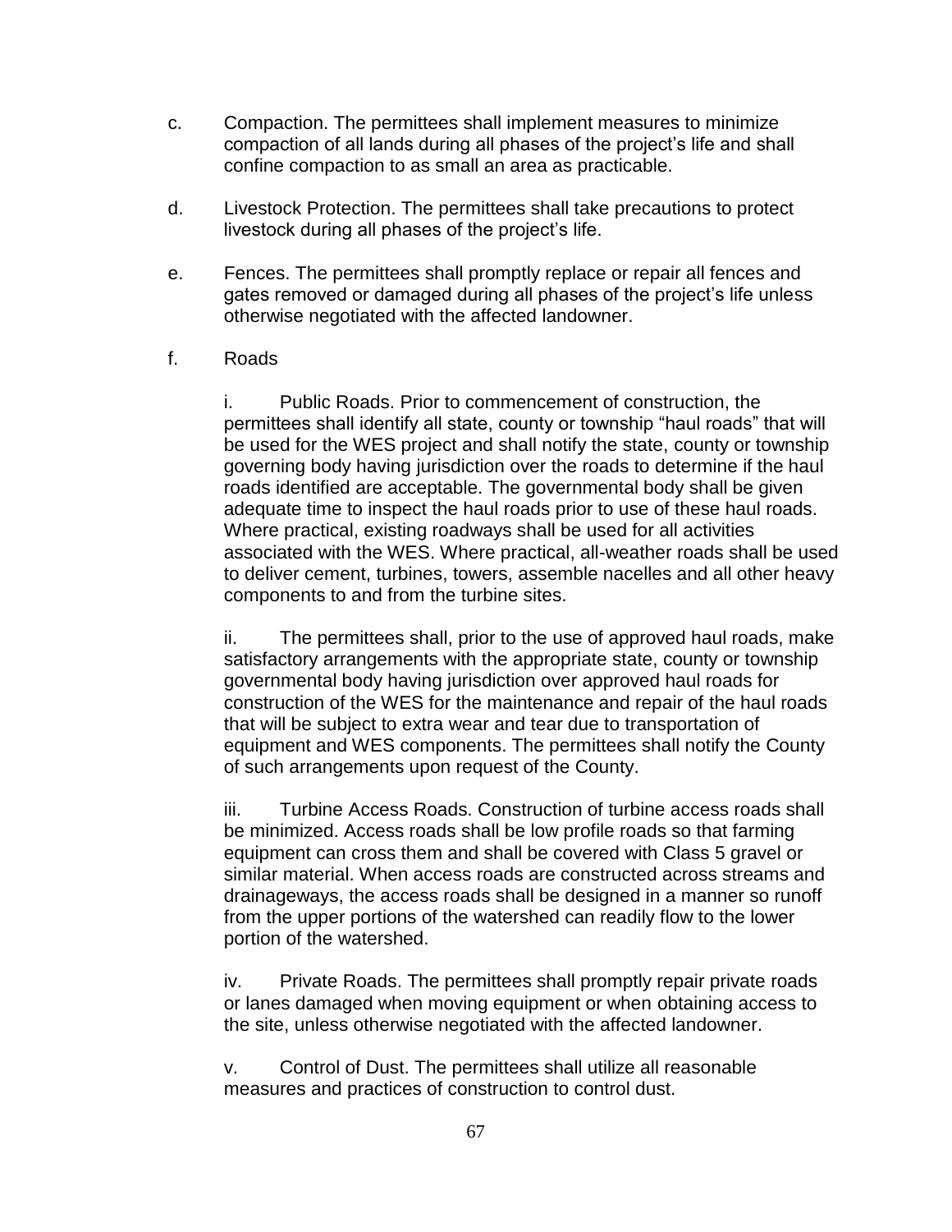c. Compaction. The permittees shall implement measures to minimize compaction of all lands during all phases of the project's life and shall confine compaction to as small an area as practicable.

d. Livestock Protection. The permittees shall take precautions to protect livestock during all phases of the project's life.

e. Fences. The permittees shall promptly replace or repair all fences and gates removed or damaged during all phases of the project's life unless otherwise negotiated with the affected landowner.

f. Roads

i. Public Roads. Prior to commencement of construction, the permittees shall identify all state, county or township "haul roads" that will be used for the WES project and shall notify the state, county or township governing body having jurisdiction over the roads to determine if the haul roads identified are acceptable. The governmental body shall be given adequate time to inspect the haul roads prior to use of these haul roads. Where practical, existing roadways shall be used for all activities associated with the WES. Where practical, all-weather roads shall be used to deliver cement, turbines, towers, assemble nacelles and all other heavy components to and from the turbine sites.

ii. The permittees shall, prior to the use of approved haul roads, make satisfactory arrangements with the appropriate state, county or township governmental body having jurisdiction over approved haul roads for construction of the WES for the maintenance and repair of the haul roads that will be subject to extra wear and tear due to transportation of equipment and WES components. The permittees shall notify the County of such arrangements upon request of the County.

iii. Turbine Access Roads. Construction of turbine access roads shall be minimized. Access roads shall be low profile roads so that farming equipment can cross them and shall be covered with Class 5 gravel or similar material. When access roads are constructed across streams and drainageways, the access roads shall be designed in a manner so runoff from the upper portions of the watershed can readily flow to the lower portion of the watershed.

iv. Private Roads. The permittees shall promptly repair private roads or lanes damaged when moving equipment or when obtaining access to the site, unless otherwise negotiated with the affected landowner.

v. Control of Dust. The permittees shall utilize all reasonable measures and practices of construction to control dust.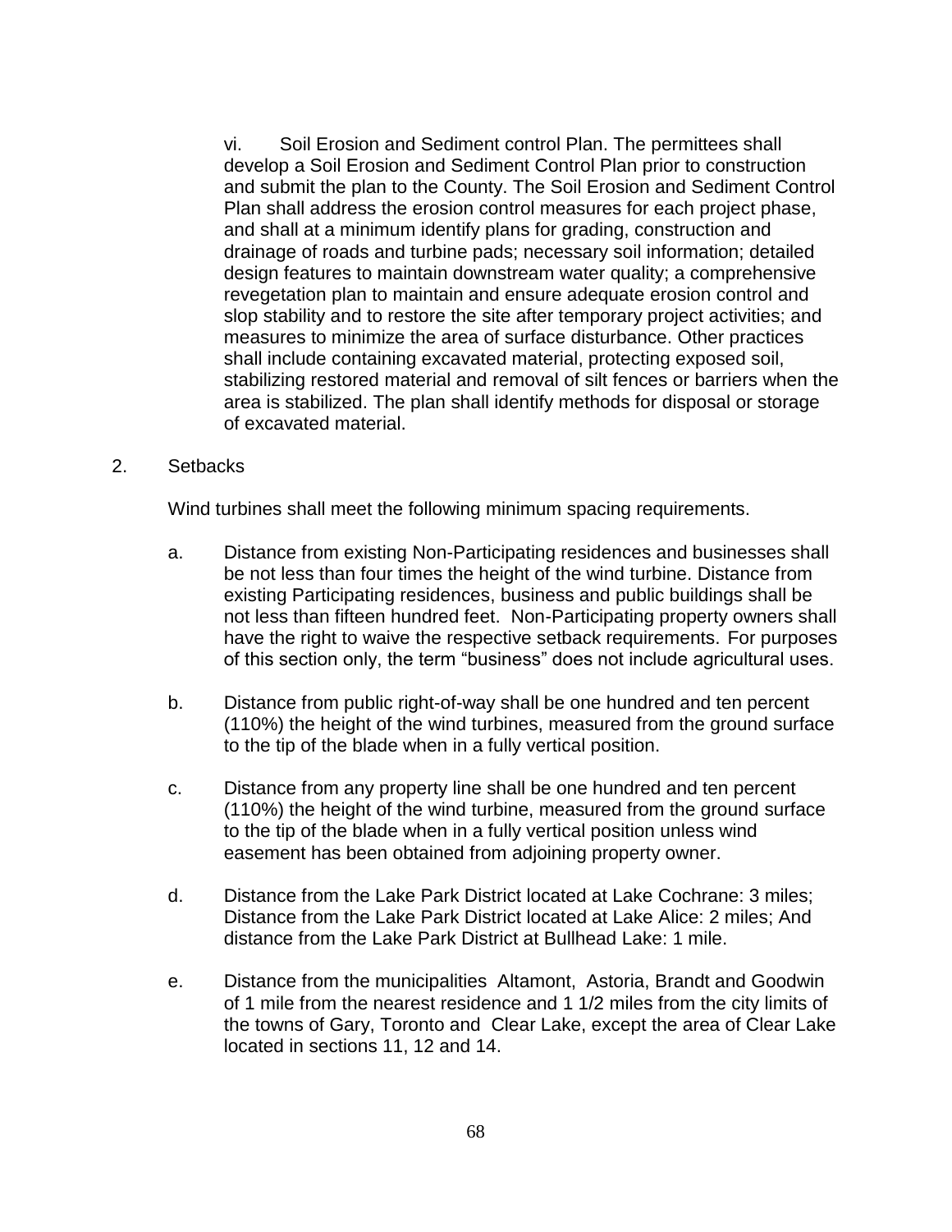vi. Soil Erosion and Sediment control Plan. The permittees shall develop a Soil Erosion and Sediment Control Plan prior to construction and submit the plan to the County. The Soil Erosion and Sediment Control Plan shall address the erosion control measures for each project phase, and shall at a minimum identify plans for grading, construction and drainage of roads and turbine pads; necessary soil information; detailed design features to maintain downstream water quality; a comprehensive revegetation plan to maintain and ensure adequate erosion control and slop stability and to restore the site after temporary project activities; and measures to minimize the area of surface disturbance. Other practices shall include containing excavated material, protecting exposed soil, stabilizing restored material and removal of silt fences or barriers when the area is stabilized. The plan shall identify methods for disposal or storage of excavated material.

2. Setbacks

Wind turbines shall meet the following minimum spacing requirements.

a. Distance from existing Non-Participating residences and businesses shall be not less than four times the height of the wind turbine. Distance from existing Participating residences, business and public buildings shall be not less than fifteen hundred feet. Non-Participating property owners shall have the right to waive the respective setback requirements. For purposes of this section only, the term “business” does not include agricultural uses.

b. Distance from public right-of-way shall be one hundred and ten percent (110%) the height of the wind turbines, measured from the ground surface to the tip of the blade when in a fully vertical position.

c. Distance from any property line shall be one hundred and ten percent (110%) the height of the wind turbine, measured from the ground surface to the tip of the blade when in a fully vertical position unless wind easement has been obtained from adjoining property owner.

d. Distance from the Lake Park District located at Lake Cochrane: 3 miles; Distance from the Lake Park District located at Lake Alice: 2 miles; And distance from the Lake Park District at Bullhead Lake: 1 mile.

e. Distance from the municipalities Altamont, Astoria, Brandt and Goodwin of 1 mile from the nearest residence and 1 1/2 miles from the city limits of the towns of Gary, Toronto and Clear Lake, except the area of Clear Lake located in sections 11, 12 and 14.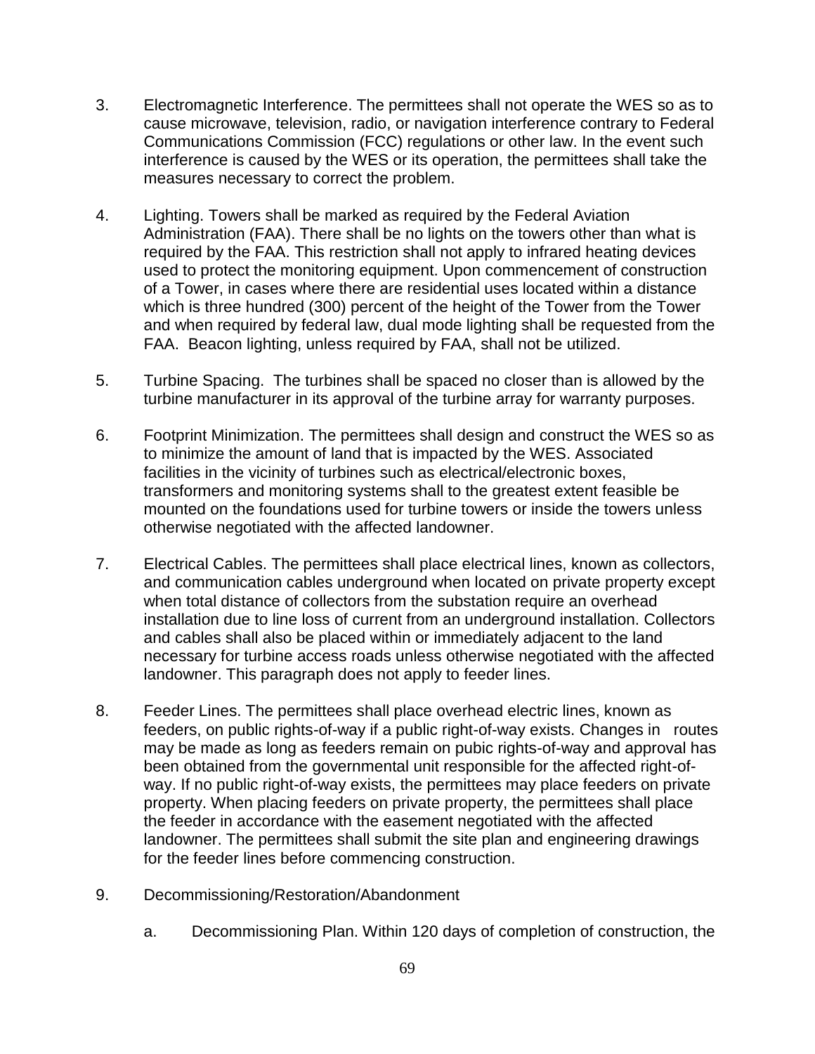3. Electromagnetic Interference. The permittees shall not operate the WES so as to cause microwave, television, radio, or navigation interference contrary to Federal Communications Commission (FCC) regulations or other law. In the event such interference is caused by the WES or its operation, the permittees shall take the measures necessary to correct the problem.

4. Lighting. Towers shall be marked as required by the Federal Aviation Administration (FAA). There shall be no lights on the towers other than what is required by the FAA. This restriction shall not apply to infrared heating devices used to protect the monitoring equipment. Upon commencement of construction of a Tower, in cases where there are residential uses located within a distance which is three hundred (300) percent of the height of the Tower from the Tower and when required by federal law, dual mode lighting shall be requested from the FAA. Beacon lighting, unless required by FAA, shall not be utilized.

5. Turbine Spacing. The turbines shall be spaced no closer than is allowed by the turbine manufacturer in its approval of the turbine array for warranty purposes.

6. Footprint Minimization. The permittees shall design and construct the WES so as to minimize the amount of land that is impacted by the WES. Associated facilities in the vicinity of turbines such as electrical/electronic boxes, transformers and monitoring systems shall to the greatest extent feasible be mounted on the foundations used for turbine towers or inside the towers unless otherwise negotiated with the affected landowner.

7. Electrical Cables. The permittees shall place electrical lines, known as collectors, and communication cables underground when located on private property except when total distance of collectors from the substation require an overhead installation due to line loss of current from an underground installation. Collectors and cables shall also be placed within or immediately adjacent to the land necessary for turbine access roads unless otherwise negotiated with the affected landowner. This paragraph does not apply to feeder lines.

8. Feeder Lines. The permittees shall place overhead electric lines, known as feeders, on public rights-of-way if a public right-of-way exists. Changes in routes may be made as long as feeders remain on pubic rights-of-way and approval has been obtained from the governmental unit responsible for the affected right-of-way. If no public right-of-way exists, the permittees may place feeders on private property. When placing feeders on private property, the permittees shall place the feeder in accordance with the easement negotiated with the affected landowner. The permittees shall submit the site plan and engineering drawings for the feeder lines before commencing construction.

9. Decommissioning/Restoration/Abandonment

   a. Decommissioning Plan. Within 120 days of completion of construction, the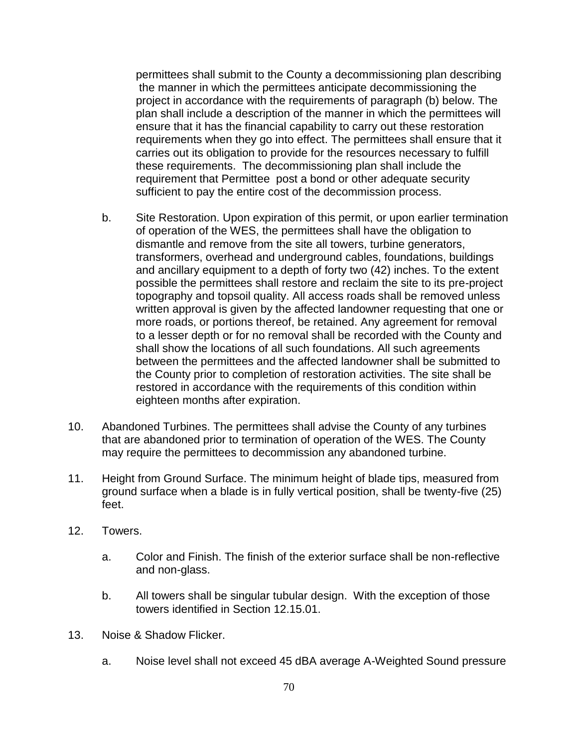permittees shall submit to the County a decommissioning plan describing the manner in which the permittees anticipate decommissioning the project in accordance with the requirements of paragraph (b) below. The plan shall include a description of the manner in which the permittees will ensure that it has the financial capability to carry out these restoration requirements when they go into effect. The permittees shall ensure that it carries out its obligation to provide for the resources necessary to fulfill these requirements. The decommissioning plan shall include the requirement that Permittee post a bond or other adequate security sufficient to pay the entire cost of the decommission process.

b. Site Restoration. Upon expiration of this permit, or upon earlier termination of operation of the WES, the permittees shall have the obligation to dismantle and remove from the site all towers, turbine generators, transformers, overhead and underground cables, foundations, buildings and ancillary equipment to a depth of forty two (42) inches. To the extent possible the permittees shall restore and reclaim the site to its pre-project topography and topsoil quality. All access roads shall be removed unless written approval is given by the affected landowner requesting that one or more roads, or portions thereof, be retained. Any agreement for removal to a lesser depth or for no removal shall be recorded with the County and shall show the locations of all such foundations. All such agreements between the permittees and the affected landowner shall be submitted to the County prior to completion of restoration activities. The site shall be restored in accordance with the requirements of this condition within eighteen months after expiration.

10. Abandoned Turbines. The permittees shall advise the County of any turbines that are abandoned prior to termination of operation of the WES. The County may require the permittees to decommission any abandoned turbine.

11. Height from Ground Surface. The minimum height of blade tips, measured from ground surface when a blade is in fully vertical position, shall be twenty-five (25) feet.

12. Towers.

    a. Color and Finish. The finish of the exterior surface shall be non-reflective and non-glass.

    b. All towers shall be singular tubular design. With the exception of those towers identified in Section 12.15.01.

13. Noise & Shadow Flicker.

    a. Noise level shall not exceed 45 dBA average A-Weighted Sound pressure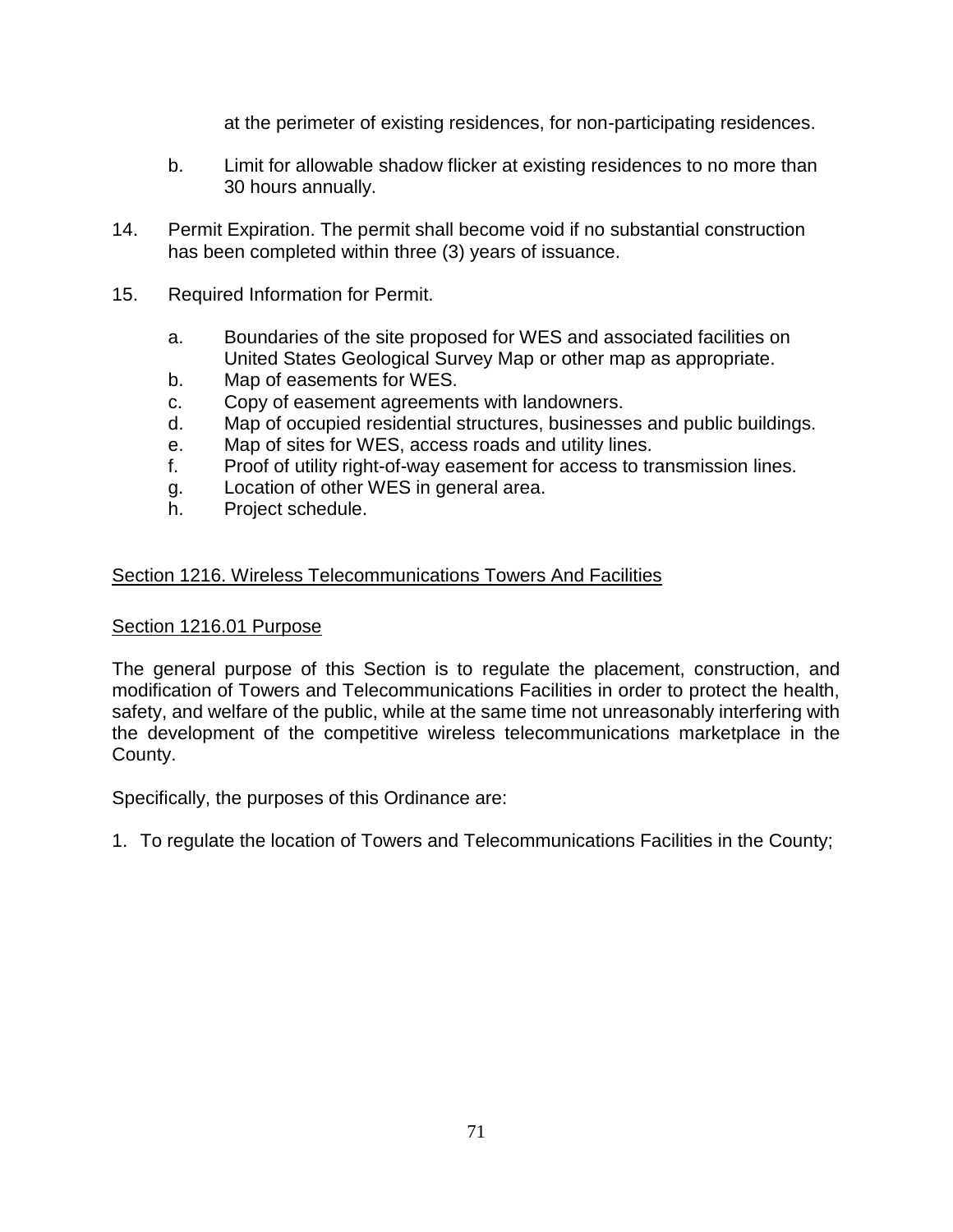at the perimeter of existing residences, for non-participating residences.

b. Limit for allowable shadow flicker at existing residences to no more than 30 hours annually.

14. Permit Expiration. The permit shall become void if no substantial construction has been completed within three (3) years of issuance.

15. Required Information for Permit.

    a. Boundaries of the site proposed for WES and associated facilities on United States Geological Survey Map or other map as appropriate.
    b. Map of easements for WES.
    c. Copy of easement agreements with landowners.
    d. Map of occupied residential structures, businesses and public buildings.
    e. Map of sites for WES, access roads and utility lines.
    f. Proof of utility right-of-way easement for access to transmission lines.
    g. Location of other WES in general area.
    h. Project schedule.

## Section 1216. Wireless Telecommunications Towers And Facilities

### Section 1216.01 Purpose

The general purpose of this Section is to regulate the placement, construction, and modification of Towers and Telecommunications Facilities in order to protect the health, safety, and welfare of the public, while at the same time not unreasonably interfering with the development of the competitive wireless telecommunications marketplace in the County.

Specifically, the purposes of this Ordinance are:

1. To regulate the location of Towers and Telecommunications Facilities in the County;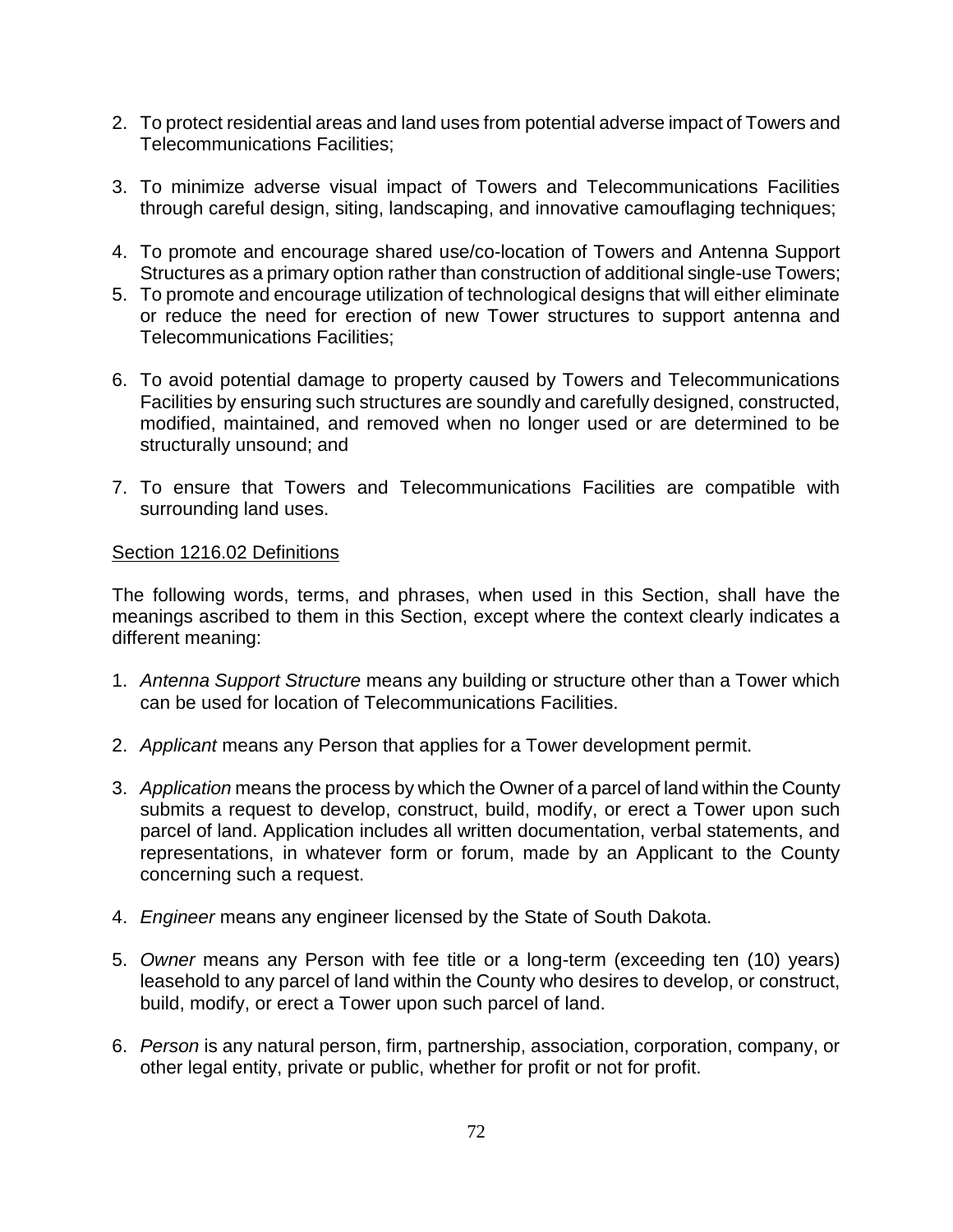2. To protect residential areas and land uses from potential adverse impact of Towers and Telecommunications Facilities;

3. To minimize adverse visual impact of Towers and Telecommunications Facilities through careful design, siting, landscaping, and innovative camouflaging techniques;

4. To promote and encourage shared use/co-location of Towers and Antenna Support Structures as a primary option rather than construction of additional single-use Towers;
5. To promote and encourage utilization of technological designs that will either eliminate or reduce the need for erection of new Tower structures to support antenna and Telecommunications Facilities;

6. To avoid potential damage to property caused by Towers and Telecommunications Facilities by ensuring such structures are soundly and carefully designed, constructed, modified, maintained, and removed when no longer used or are determined to be structurally unsound; and

7. To ensure that Towers and Telecommunications Facilities are compatible with surrounding land uses.

<u>Section 1216.02 Definitions</u>

The following words, terms, and phrases, when used in this Section, shall have the meanings ascribed to them in this Section, except where the context clearly indicates a different meaning:

1. *Antenna Support Structure* means any building or structure other than a Tower which can be used for location of Telecommunications Facilities.

2. *Applicant* means any Person that applies for a Tower development permit.

3. *Application* means the process by which the Owner of a parcel of land within the County submits a request to develop, construct, build, modify, or erect a Tower upon such parcel of land. Application includes all written documentation, verbal statements, and representations, in whatever form or forum, made by an Applicant to the County concerning such a request.

4. *Engineer* means any engineer licensed by the State of South Dakota.

5. *Owner* means any Person with fee title or a long-term (exceeding ten (10) years) leasehold to any parcel of land within the County who desires to develop, or construct, build, modify, or erect a Tower upon such parcel of land.

6. *Person* is any natural person, firm, partnership, association, corporation, company, or other legal entity, private or public, whether for profit or not for profit.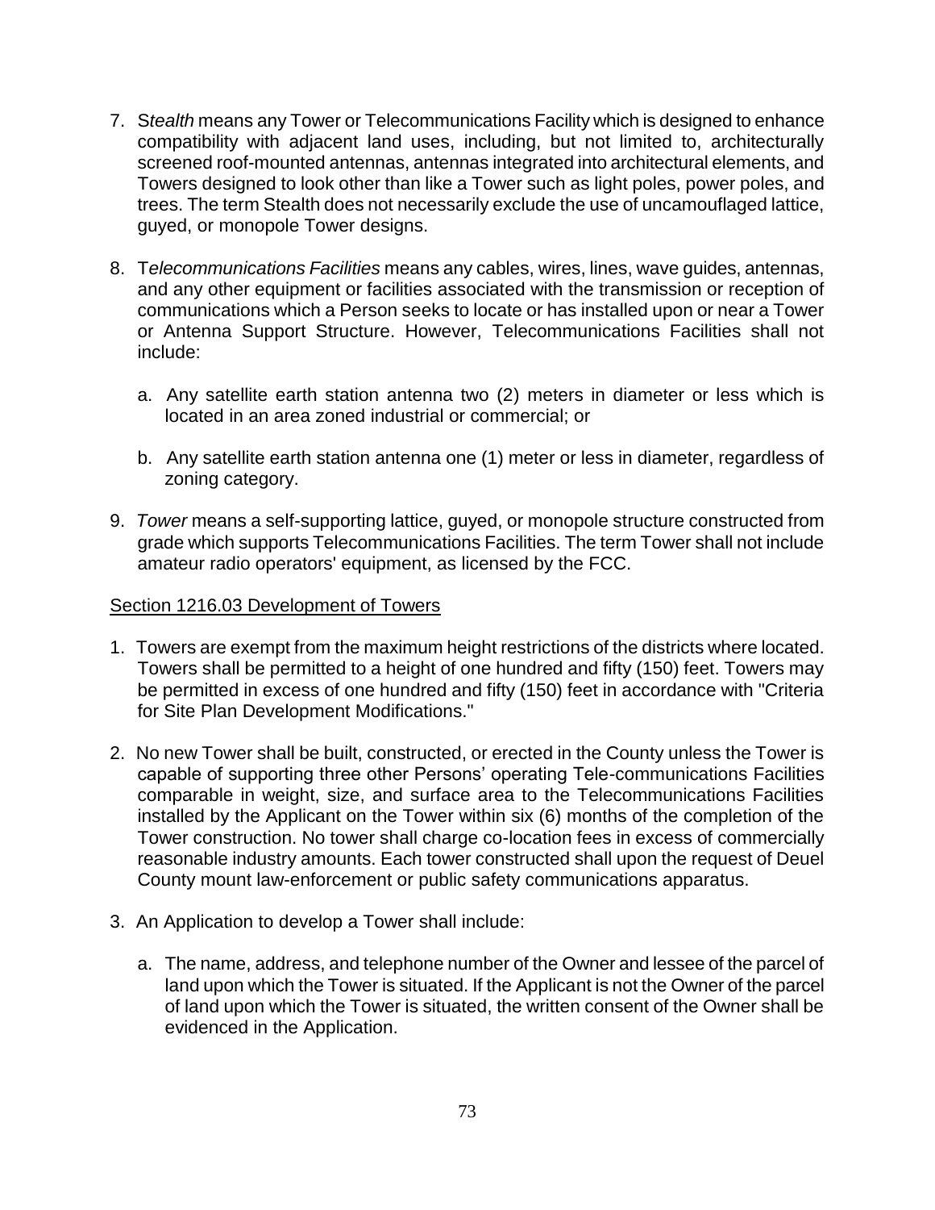7. *Stealth* means any Tower or Telecommunications Facility which is designed to enhance compatibility with adjacent land uses, including, but not limited to, architecturally screened roof-mounted antennas, antennas integrated into architectural elements, and Towers designed to look other than like a Tower such as light poles, power poles, and trees. The term Stealth does not necessarily exclude the use of uncamouflaged lattice, guyed, or monopole Tower designs.

8. T*elecommunications Facilities* means any cables, wires, lines, wave guides, antennas, and any other equipment or facilities associated with the transmission or reception of communications which a Person seeks to locate or has installed upon or near a Tower or Antenna Support Structure. However, Telecommunications Facilities shall not include:

   a. Any satellite earth station antenna two (2) meters in diameter or less which is located in an area zoned industrial or commercial; or

   b. Any satellite earth station antenna one (1) meter or less in diameter, regardless of zoning category.

9. *Tower* means a self-supporting lattice, guyed, or monopole structure constructed from grade which supports Telecommunications Facilities. The term Tower shall not include amateur radio operators' equipment, as licensed by the FCC.

<u>Section 1216.03 Development of Towers</u>

1. Towers are exempt from the maximum height restrictions of the districts where located. Towers shall be permitted to a height of one hundred and fifty (150) feet. Towers may be permitted in excess of one hundred and fifty (150) feet in accordance with "Criteria for Site Plan Development Modifications."

2. No new Tower shall be built, constructed, or erected in the County unless the Tower is capable of supporting three other Persons' operating Tele-communications Facilities comparable in weight, size, and surface area to the Telecommunications Facilities installed by the Applicant on the Tower within six (6) months of the completion of the Tower construction. No tower shall charge co-location fees in excess of commercially reasonable industry amounts. Each tower constructed shall upon the request of Deuel County mount law-enforcement or public safety communications apparatus.

3. An Application to develop a Tower shall include:

   a. The name, address, and telephone number of the Owner and lessee of the parcel of land upon which the Tower is situated. If the Applicant is not the Owner of the parcel of land upon which the Tower is situated, the written consent of the Owner shall be evidenced in the Application.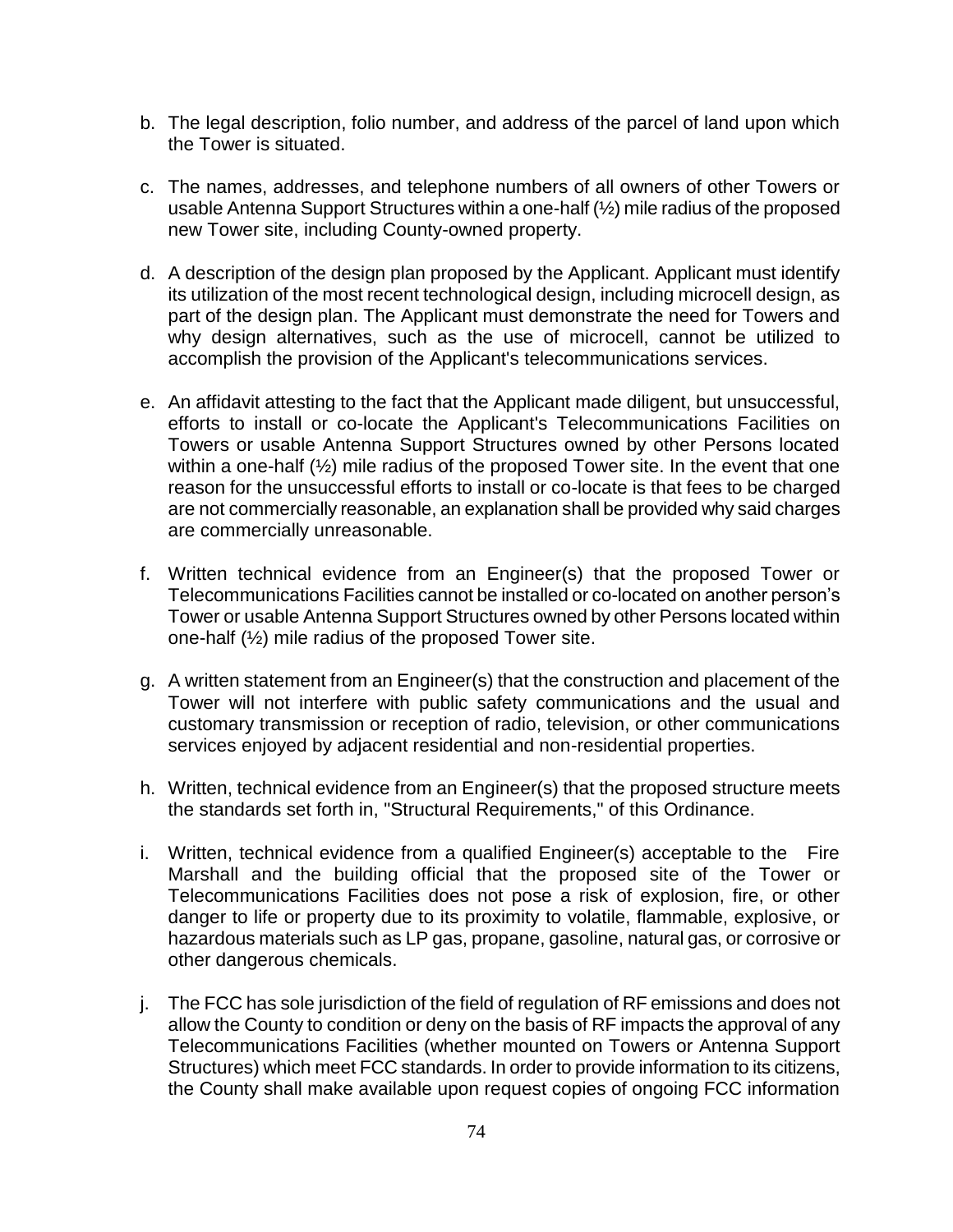b. The legal description, folio number, and address of the parcel of land upon which the Tower is situated.

c. The names, addresses, and telephone numbers of all owners of other Towers or usable Antenna Support Structures within a one-half (½) mile radius of the proposed new Tower site, including County-owned property.

d. A description of the design plan proposed by the Applicant. Applicant must identify its utilization of the most recent technological design, including microcell design, as part of the design plan. The Applicant must demonstrate the need for Towers and why design alternatives, such as the use of microcell, cannot be utilized to accomplish the provision of the Applicant's telecommunications services.

e. An affidavit attesting to the fact that the Applicant made diligent, but unsuccessful, efforts to install or co-locate the Applicant's Telecommunications Facilities on Towers or usable Antenna Support Structures owned by other Persons located within a one-half (½) mile radius of the proposed Tower site. In the event that one reason for the unsuccessful efforts to install or co-locate is that fees to be charged are not commercially reasonable, an explanation shall be provided why said charges are commercially unreasonable.

f. Written technical evidence from an Engineer(s) that the proposed Tower or Telecommunications Facilities cannot be installed or co-located on another person's Tower or usable Antenna Support Structures owned by other Persons located within one-half (½) mile radius of the proposed Tower site.

g. A written statement from an Engineer(s) that the construction and placement of the Tower will not interfere with public safety communications and the usual and customary transmission or reception of radio, television, or other communications services enjoyed by adjacent residential and non-residential properties.

h. Written, technical evidence from an Engineer(s) that the proposed structure meets the standards set forth in, "Structural Requirements," of this Ordinance.

i. Written, technical evidence from a qualified Engineer(s) acceptable to the Fire Marshall and the building official that the proposed site of the Tower or Telecommunications Facilities does not pose a risk of explosion, fire, or other danger to life or property due to its proximity to volatile, flammable, explosive, or hazardous materials such as LP gas, propane, gasoline, natural gas, or corrosive or other dangerous chemicals.

j. The FCC has sole jurisdiction of the field of regulation of RF emissions and does not allow the County to condition or deny on the basis of RF impacts the approval of any Telecommunications Facilities (whether mounted on Towers or Antenna Support Structures) which meet FCC standards. In order to provide information to its citizens, the County shall make available upon request copies of ongoing FCC information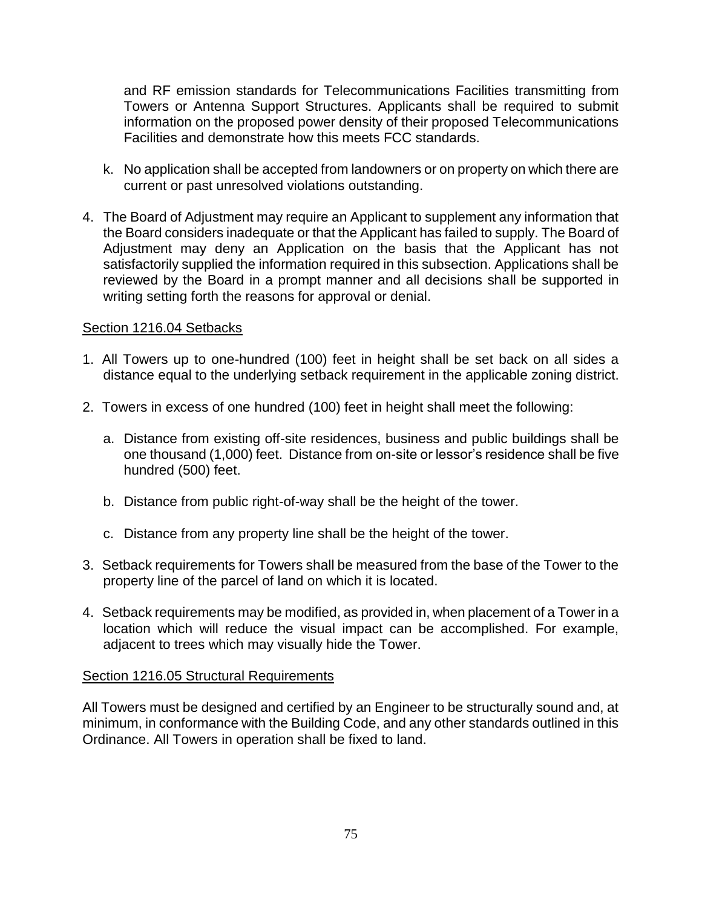and RF emission standards for Telecommunications Facilities transmitting from Towers or Antenna Support Structures. Applicants shall be required to submit information on the proposed power density of their proposed Telecommunications Facilities and demonstrate how this meets FCC standards.

k. No application shall be accepted from landowners or on property on which there are current or past unresolved violations outstanding.

4. The Board of Adjustment may require an Applicant to supplement any information that the Board considers inadequate or that the Applicant has failed to supply. The Board of Adjustment may deny an Application on the basis that the Applicant has not satisfactorily supplied the information required in this subsection. Applications shall be reviewed by the Board in a prompt manner and all decisions shall be supported in writing setting forth the reasons for approval or denial.

## Section 1216.04 Setbacks

1. All Towers up to one-hundred (100) feet in height shall be set back on all sides a distance equal to the underlying setback requirement in the applicable zoning district.

2. Towers in excess of one hundred (100) feet in height shall meet the following:

   a. Distance from existing off-site residences, business and public buildings shall be one thousand (1,000) feet. Distance from on-site or lessor's residence shall be five hundred (500) feet.

   b. Distance from public right-of-way shall be the height of the tower.

   c. Distance from any property line shall be the height of the tower.

3. Setback requirements for Towers shall be measured from the base of the Tower to the property line of the parcel of land on which it is located.

4. Setback requirements may be modified, as provided in, when placement of a Tower in a location which will reduce the visual impact can be accomplished. For example, adjacent to trees which may visually hide the Tower.

## Section 1216.05 Structural Requirements

All Towers must be designed and certified by an Engineer to be structurally sound and, at minimum, in conformance with the Building Code, and any other standards outlined in this Ordinance. All Towers in operation shall be fixed to land.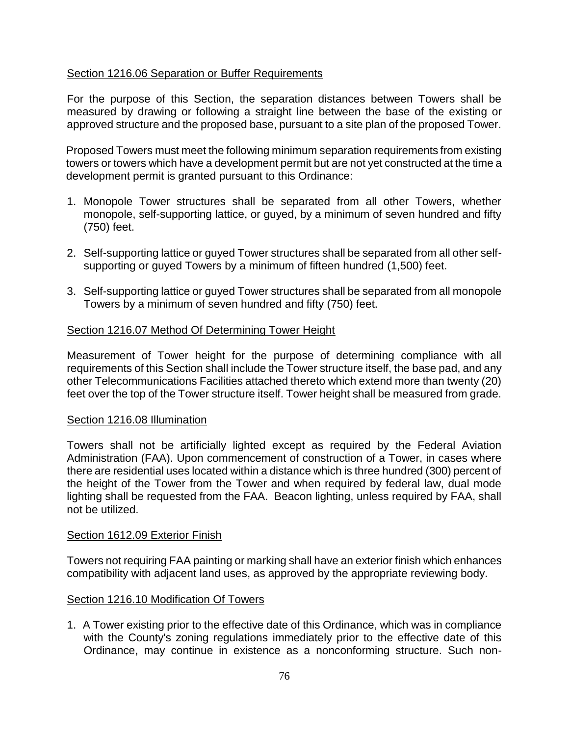## Section 1216.06 Separation or Buffer Requirements

For the purpose of this Section, the separation distances between Towers shall be measured by drawing or following a straight line between the base of the existing or approved structure and the proposed base, pursuant to a site plan of the proposed Tower.

Proposed Towers must meet the following minimum separation requirements from existing towers or towers which have a development permit but are not yet constructed at the time a development permit is granted pursuant to this Ordinance:

1. Monopole Tower structures shall be separated from all other Towers, whether monopole, self-supporting lattice, or guyed, by a minimum of seven hundred and fifty (750) feet.

2. Self-supporting lattice or guyed Tower structures shall be separated from all other self-supporting or guyed Towers by a minimum of fifteen hundred (1,500) feet.

3. Self-supporting lattice or guyed Tower structures shall be separated from all monopole Towers by a minimum of seven hundred and fifty (750) feet.

## Section 1216.07 Method Of Determining Tower Height

Measurement of Tower height for the purpose of determining compliance with all requirements of this Section shall include the Tower structure itself, the base pad, and any other Telecommunications Facilities attached thereto which extend more than twenty (20) feet over the top of the Tower structure itself. Tower height shall be measured from grade.

## Section 1216.08 Illumination

Towers shall not be artificially lighted except as required by the Federal Aviation Administration (FAA). Upon commencement of construction of a Tower, in cases where there are residential uses located within a distance which is three hundred (300) percent of the height of the Tower from the Tower and when required by federal law, dual mode lighting shall be requested from the FAA. Beacon lighting, unless required by FAA, shall not be utilized.

## Section 1612.09 Exterior Finish

Towers not requiring FAA painting or marking shall have an exterior finish which enhances compatibility with adjacent land uses, as approved by the appropriate reviewing body.

## Section 1216.10 Modification Of Towers

1. A Tower existing prior to the effective date of this Ordinance, which was in compliance with the County's zoning regulations immediately prior to the effective date of this Ordinance, may continue in existence as a nonconforming structure. Such non-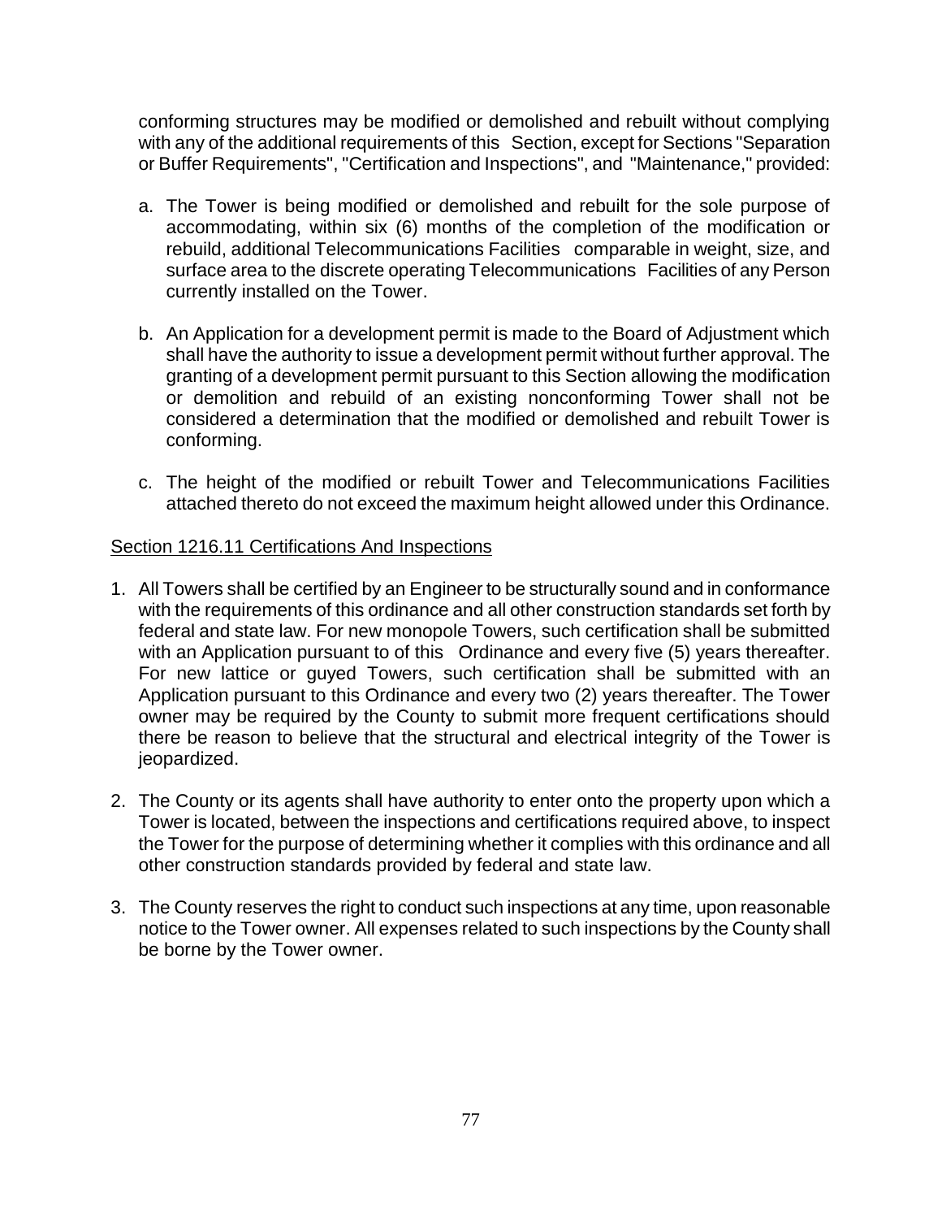conforming structures may be modified or demolished and rebuilt without complying with any of the additional requirements of this Section, except for Sections "Separation or Buffer Requirements", "Certification and Inspections", and "Maintenance," provided:

a. The Tower is being modified or demolished and rebuilt for the sole purpose of accommodating, within six (6) months of the completion of the modification or rebuild, additional Telecommunications Facilities comparable in weight, size, and surface area to the discrete operating Telecommunications Facilities of any Person currently installed on the Tower.

b. An Application for a development permit is made to the Board of Adjustment which shall have the authority to issue a development permit without further approval. The granting of a development permit pursuant to this Section allowing the modification or demolition and rebuild of an existing nonconforming Tower shall not be considered a determination that the modified or demolished and rebuilt Tower is conforming.

c. The height of the modified or rebuilt Tower and Telecommunications Facilities attached thereto do not exceed the maximum height allowed under this Ordinance.

## Section 1216.11 Certifications And Inspections

1. All Towers shall be certified by an Engineer to be structurally sound and in conformance with the requirements of this ordinance and all other construction standards set forth by federal and state law. For new monopole Towers, such certification shall be submitted with an Application pursuant to of this Ordinance and every five (5) years thereafter. For new lattice or guyed Towers, such certification shall be submitted with an Application pursuant to this Ordinance and every two (2) years thereafter. The Tower owner may be required by the County to submit more frequent certifications should there be reason to believe that the structural and electrical integrity of the Tower is jeopardized.

2. The County or its agents shall have authority to enter onto the property upon which a Tower is located, between the inspections and certifications required above, to inspect the Tower for the purpose of determining whether it complies with this ordinance and all other construction standards provided by federal and state law.

3. The County reserves the right to conduct such inspections at any time, upon reasonable notice to the Tower owner. All expenses related to such inspections by the County shall be borne by the Tower owner.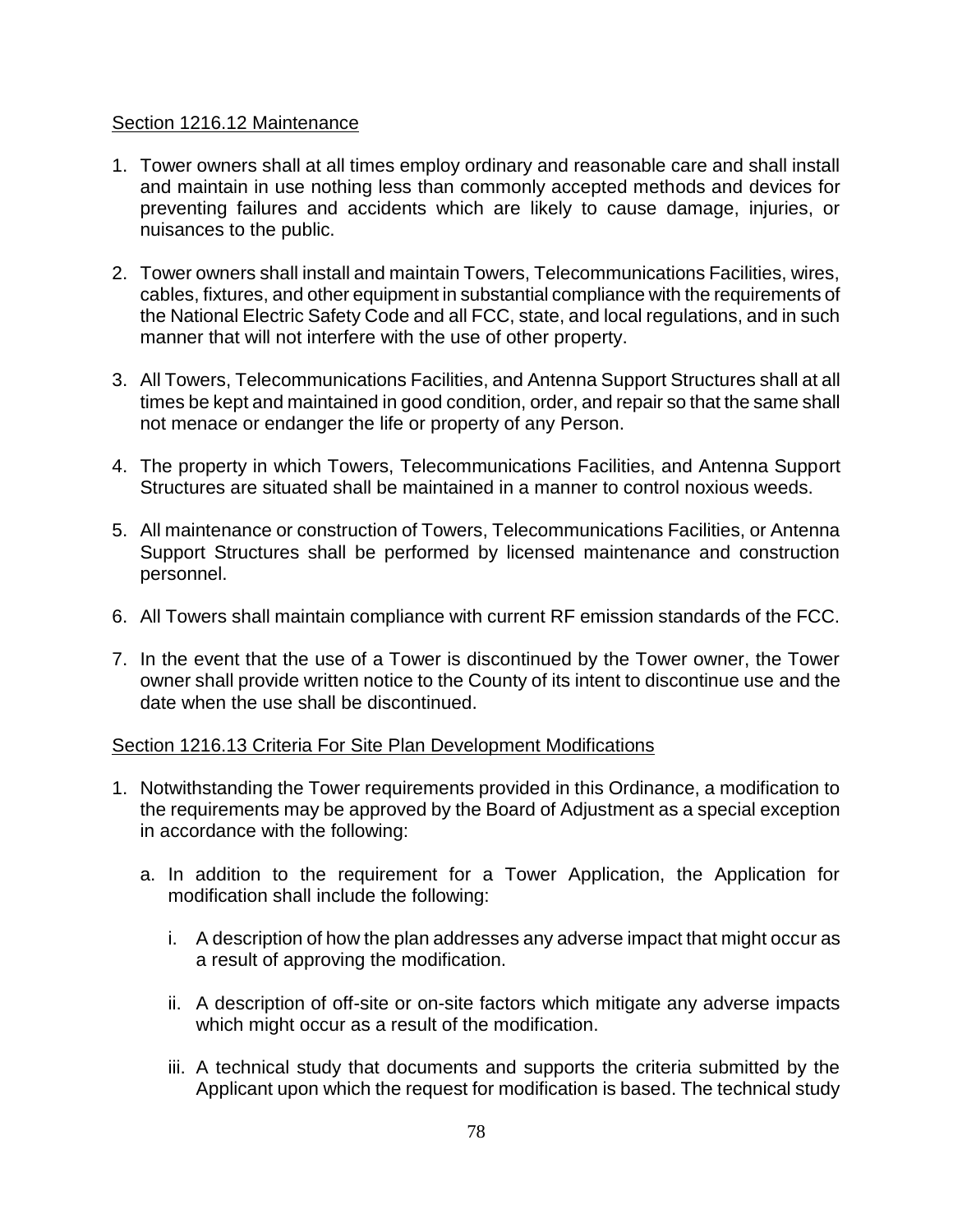## Section 1216.12 Maintenance

1. Tower owners shall at all times employ ordinary and reasonable care and shall install and maintain in use nothing less than commonly accepted methods and devices for preventing failures and accidents which are likely to cause damage, injuries, or nuisances to the public.

2. Tower owners shall install and maintain Towers, Telecommunications Facilities, wires, cables, fixtures, and other equipment in substantial compliance with the requirements of the National Electric Safety Code and all FCC, state, and local regulations, and in such manner that will not interfere with the use of other property.

3. All Towers, Telecommunications Facilities, and Antenna Support Structures shall at all times be kept and maintained in good condition, order, and repair so that the same shall not menace or endanger the life or property of any Person.

4. The property in which Towers, Telecommunications Facilities, and Antenna Support Structures are situated shall be maintained in a manner to control noxious weeds.

5. All maintenance or construction of Towers, Telecommunications Facilities, or Antenna Support Structures shall be performed by licensed maintenance and construction personnel.

6. All Towers shall maintain compliance with current RF emission standards of the FCC.

7. In the event that the use of a Tower is discontinued by the Tower owner, the Tower owner shall provide written notice to the County of its intent to discontinue use and the date when the use shall be discontinued.

## Section 1216.13 Criteria For Site Plan Development Modifications

1. Notwithstanding the Tower requirements provided in this Ordinance, a modification to the requirements may be approved by the Board of Adjustment as a special exception in accordance with the following:

   a. In addition to the requirement for a Tower Application, the Application for modification shall include the following:

      i. A description of how the plan addresses any adverse impact that might occur as a result of approving the modification.

      ii. A description of off-site or on-site factors which mitigate any adverse impacts which might occur as a result of the modification.

      iii. A technical study that documents and supports the criteria submitted by the Applicant upon which the request for modification is based. The technical study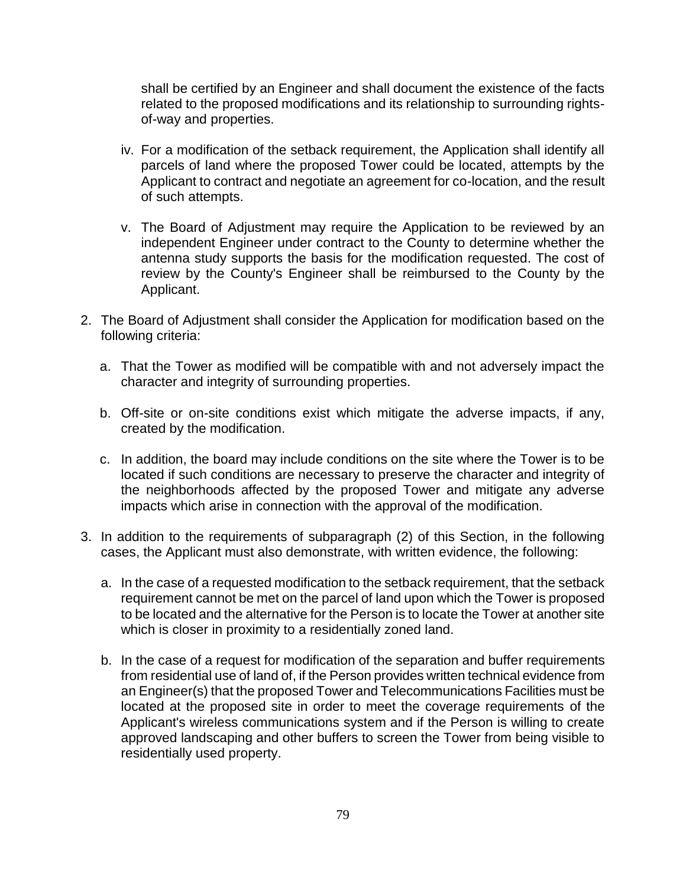shall be certified by an Engineer and shall document the existence of the facts related to the proposed modifications and its relationship to surrounding rights-of-way and properties.

iv. For a modification of the setback requirement, the Application shall identify all parcels of land where the proposed Tower could be located, attempts by the Applicant to contract and negotiate an agreement for co-location, and the result of such attempts.

v. The Board of Adjustment may require the Application to be reviewed by an independent Engineer under contract to the County to determine whether the antenna study supports the basis for the modification requested. The cost of review by the County's Engineer shall be reimbursed to the County by the Applicant.

2. The Board of Adjustment shall consider the Application for modification based on the following criteria:

   a. That the Tower as modified will be compatible with and not adversely impact the character and integrity of surrounding properties.

   b. Off-site or on-site conditions exist which mitigate the adverse impacts, if any, created by the modification.

   c. In addition, the board may include conditions on the site where the Tower is to be located if such conditions are necessary to preserve the character and integrity of the neighborhoods affected by the proposed Tower and mitigate any adverse impacts which arise in connection with the approval of the modification.

3. In addition to the requirements of subparagraph (2) of this Section, in the following cases, the Applicant must also demonstrate, with written evidence, the following:

   a. In the case of a requested modification to the setback requirement, that the setback requirement cannot be met on the parcel of land upon which the Tower is proposed to be located and the alternative for the Person is to locate the Tower at another site which is closer in proximity to a residentially zoned land.

   b. In the case of a request for modification of the separation and buffer requirements from residential use of land of, if the Person provides written technical evidence from an Engineer(s) that the proposed Tower and Telecommunications Facilities must be located at the proposed site in order to meet the coverage requirements of the Applicant's wireless communications system and if the Person is willing to create approved landscaping and other buffers to screen the Tower from being visible to residentially used property.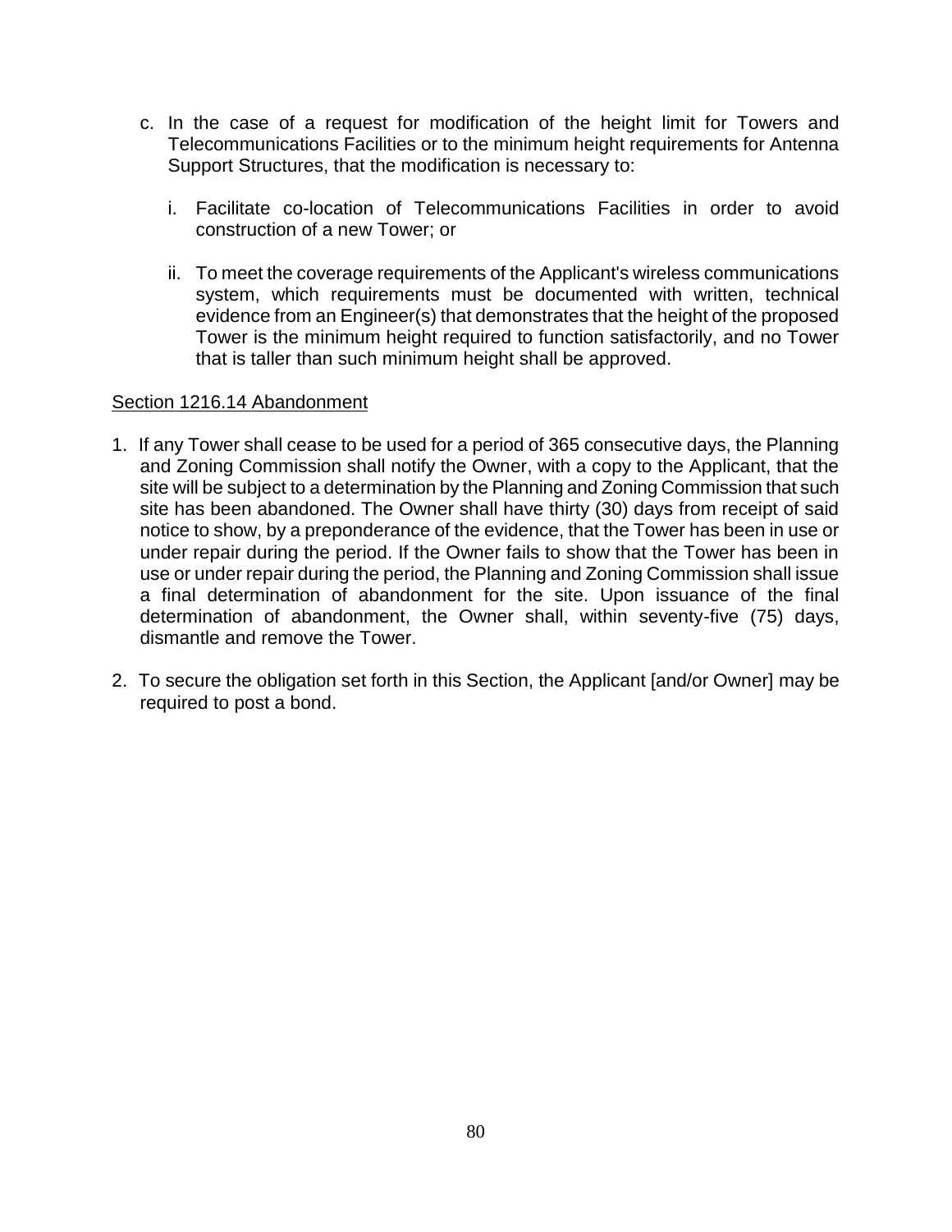c. In the case of a request for modification of the height limit for Towers and Telecommunications Facilities or to the minimum height requirements for Antenna Support Structures, that the modification is necessary to:

   i. Facilitate co-location of Telecommunications Facilities in order to avoid construction of a new Tower; or

   ii. To meet the coverage requirements of the Applicant's wireless communications system, which requirements must be documented with written, technical evidence from an Engineer(s) that demonstrates that the height of the proposed Tower is the minimum height required to function satisfactorily, and no Tower that is taller than such minimum height shall be approved.

<u>Section 1216.14 Abandonment</u>

1. If any Tower shall cease to be used for a period of 365 consecutive days, the Planning and Zoning Commission shall notify the Owner, with a copy to the Applicant, that the site will be subject to a determination by the Planning and Zoning Commission that such site has been abandoned. The Owner shall have thirty (30) days from receipt of said notice to show, by a preponderance of the evidence, that the Tower has been in use or under repair during the period. If the Owner fails to show that the Tower has been in use or under repair during the period, the Planning and Zoning Commission shall issue a final determination of abandonment for the site. Upon issuance of the final determination of abandonment, the Owner shall, within seventy-five (75) days, dismantle and remove the Tower.

2. To secure the obligation set forth in this Section, the Applicant [and/or Owner] may be required to post a bond.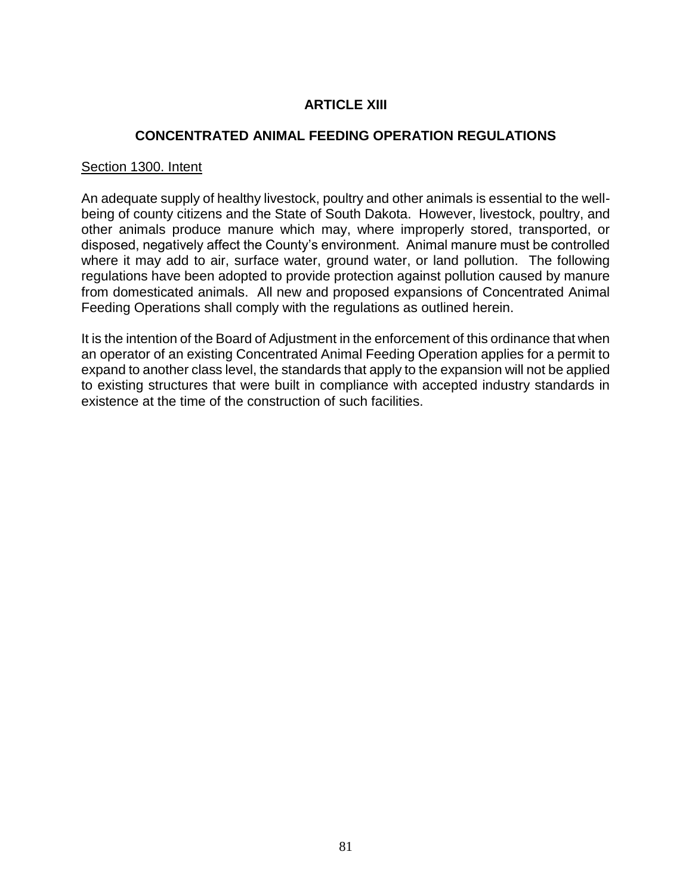# ARTICLE XIII

## CONCENTRATED ANIMAL FEEDING OPERATION REGULATIONS

Section 1300. Intent

An adequate supply of healthy livestock, poultry and other animals is essential to the well-being of county citizens and the State of South Dakota. However, livestock, poultry, and other animals produce manure which may, where improperly stored, transported, or disposed, negatively affect the County's environment. Animal manure must be controlled where it may add to air, surface water, ground water, or land pollution. The following regulations have been adopted to provide protection against pollution caused by manure from domesticated animals. All new and proposed expansions of Concentrated Animal Feeding Operations shall comply with the regulations as outlined herein.

It is the intention of the Board of Adjustment in the enforcement of this ordinance that when an operator of an existing Concentrated Animal Feeding Operation applies for a permit to expand to another class level, the standards that apply to the expansion will not be applied to existing structures that were built in compliance with accepted industry standards in existence at the time of the construction of such facilities.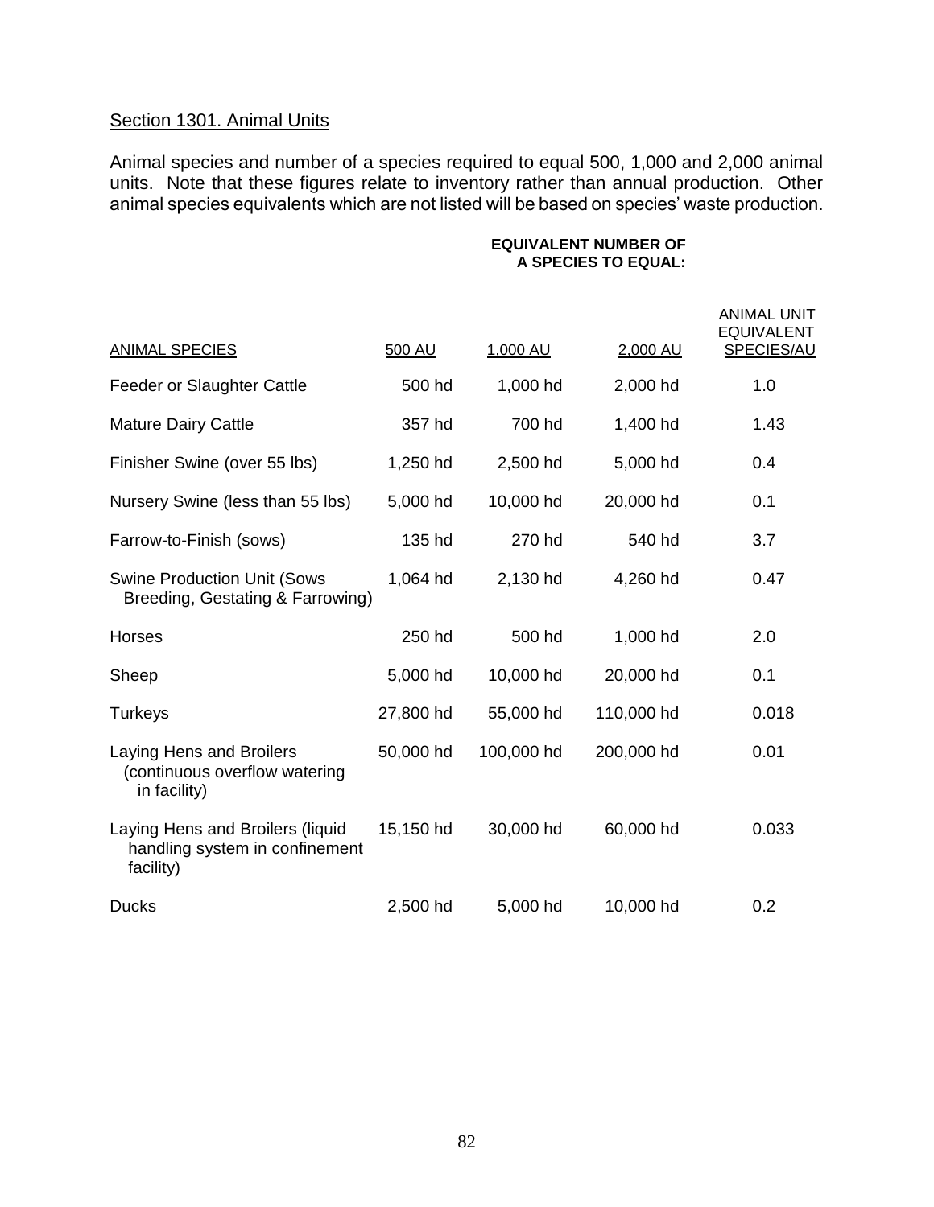## Section 1301. Animal Units

Animal species and number of a species required to equal 500, 1,000 and 2,000 animal units. Note that these figures relate to inventory rather than annual production. Other animal species equivalents which are not listed will be based on species' waste production.

| ANIMAL SPECIES | EQUIVALENT NUMBER OF A SPECIES TO EQUAL: 500 AU | 1,000 AU | 2,000 AU | ANIMAL UNIT EQUIVALENT SPECIES/AU |
|---|---|---|---|---|
| Feeder or Slaughter Cattle | 500 hd | 1,000 hd | 2,000 hd | 1.0 |
| Mature Dairy Cattle | 357 hd | 700 hd | 1,400 hd | 1.43 |
| Finisher Swine (over 55 lbs) | 1,250 hd | 2,500 hd | 5,000 hd | 0.4 |
| Nursery Swine (less than 55 lbs) | 5,000 hd | 10,000 hd | 20,000 hd | 0.1 |
| Farrow-to-Finish (sows) | 135 hd | 270 hd | 540 hd | 3.7 |
| Swine Production Unit (Sows Breeding, Gestating & Farrowing) | 1,064 hd | 2,130 hd | 4,260 hd | 0.47 |
| Horses | 250 hd | 500 hd | 1,000 hd | 2.0 |
| Sheep | 5,000 hd | 10,000 hd | 20,000 hd | 0.1 |
| Turkeys | 27,800 hd | 55,000 hd | 110,000 hd | 0.018 |
| Laying Hens and Broilers (continuous overflow watering in facility) | 50,000 hd | 100,000 hd | 200,000 hd | 0.01 |
| Laying Hens and Broilers (liquid handling system in confinement facility) | 15,150 hd | 30,000 hd | 60,000 hd | 0.033 |
| Ducks | 2,500 hd | 5,000 hd | 10,000 hd | 0.2 |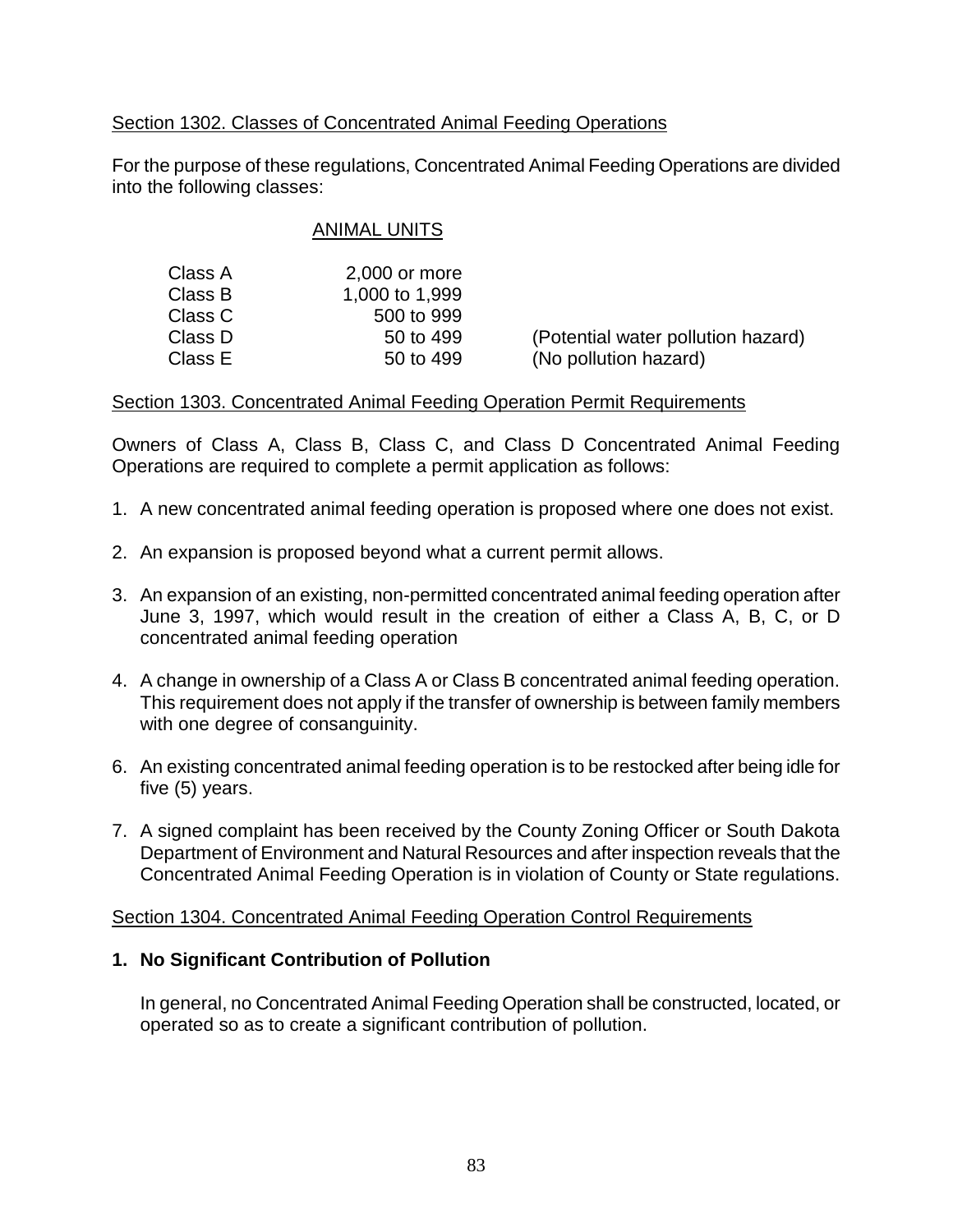Section 1302. Classes of Concentrated Animal Feeding Operations

For the purpose of these regulations, Concentrated Animal Feeding Operations are divided into the following classes:

| | ANIMAL UNITS | |
|---|---|---|
| Class A | 2,000 or more | |
| Class B | 1,000 to 1,999 | |
| Class C | 500 to 999 | |
| Class D | 50 to 499 | (Potential water pollution hazard) |
| Class E | 50 to 499 | (No pollution hazard) |

Section 1303. Concentrated Animal Feeding Operation Permit Requirements

Owners of Class A, Class B, Class C, and Class D Concentrated Animal Feeding Operations are required to complete a permit application as follows:

1. A new concentrated animal feeding operation is proposed where one does not exist.

2. An expansion is proposed beyond what a current permit allows.

3. An expansion of an existing, non-permitted concentrated animal feeding operation after June 3, 1997, which would result in the creation of either a Class A, B, C, or D concentrated animal feeding operation

4. A change in ownership of a Class A or Class B concentrated animal feeding operation. This requirement does not apply if the transfer of ownership is between family members with one degree of consanguinity.

6. An existing concentrated animal feeding operation is to be restocked after being idle for five (5) years.

7. A signed complaint has been received by the County Zoning Officer or South Dakota Department of Environment and Natural Resources and after inspection reveals that the Concentrated Animal Feeding Operation is in violation of County or State regulations.

Section 1304. Concentrated Animal Feeding Operation Control Requirements

**1. No Significant Contribution of Pollution**

In general, no Concentrated Animal Feeding Operation shall be constructed, located, or operated so as to create a significant contribution of pollution.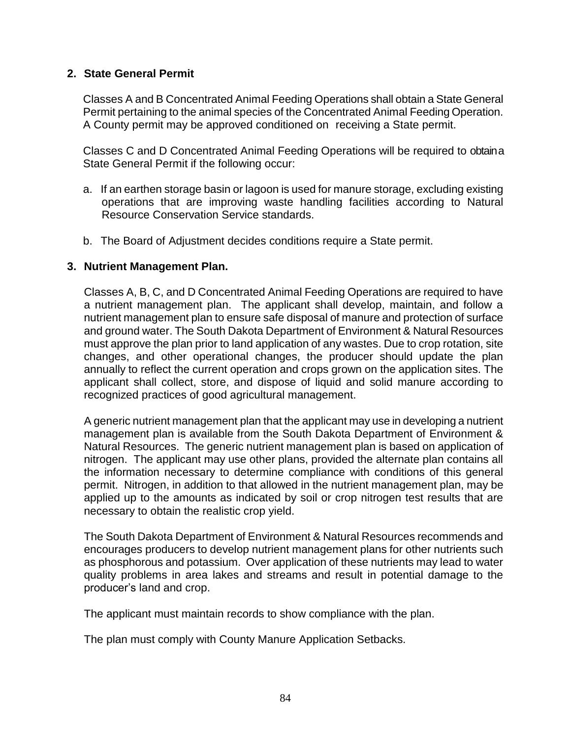## 2. State General Permit

Classes A and B Concentrated Animal Feeding Operations shall obtain a State General Permit pertaining to the animal species of the Concentrated Animal Feeding Operation. A County permit may be approved conditioned on receiving a State permit.

Classes C and D Concentrated Animal Feeding Operations will be required to obtain a State General Permit if the following occur:

a. If an earthen storage basin or lagoon is used for manure storage, excluding existing operations that are improving waste handling facilities according to Natural Resource Conservation Service standards.

b. The Board of Adjustment decides conditions require a State permit.

## 3. Nutrient Management Plan.

Classes A, B, C, and D Concentrated Animal Feeding Operations are required to have a nutrient management plan. The applicant shall develop, maintain, and follow a nutrient management plan to ensure safe disposal of manure and protection of surface and ground water. The South Dakota Department of Environment & Natural Resources must approve the plan prior to land application of any wastes. Due to crop rotation, site changes, and other operational changes, the producer should update the plan annually to reflect the current operation and crops grown on the application sites. The applicant shall collect, store, and dispose of liquid and solid manure according to recognized practices of good agricultural management.

A generic nutrient management plan that the applicant may use in developing a nutrient management plan is available from the South Dakota Department of Environment & Natural Resources. The generic nutrient management plan is based on application of nitrogen. The applicant may use other plans, provided the alternate plan contains all the information necessary to determine compliance with conditions of this general permit. Nitrogen, in addition to that allowed in the nutrient management plan, may be applied up to the amounts as indicated by soil or crop nitrogen test results that are necessary to obtain the realistic crop yield.

The South Dakota Department of Environment & Natural Resources recommends and encourages producers to develop nutrient management plans for other nutrients such as phosphorous and potassium. Over application of these nutrients may lead to water quality problems in area lakes and streams and result in potential damage to the producer's land and crop.

The applicant must maintain records to show compliance with the plan.

The plan must comply with County Manure Application Setbacks.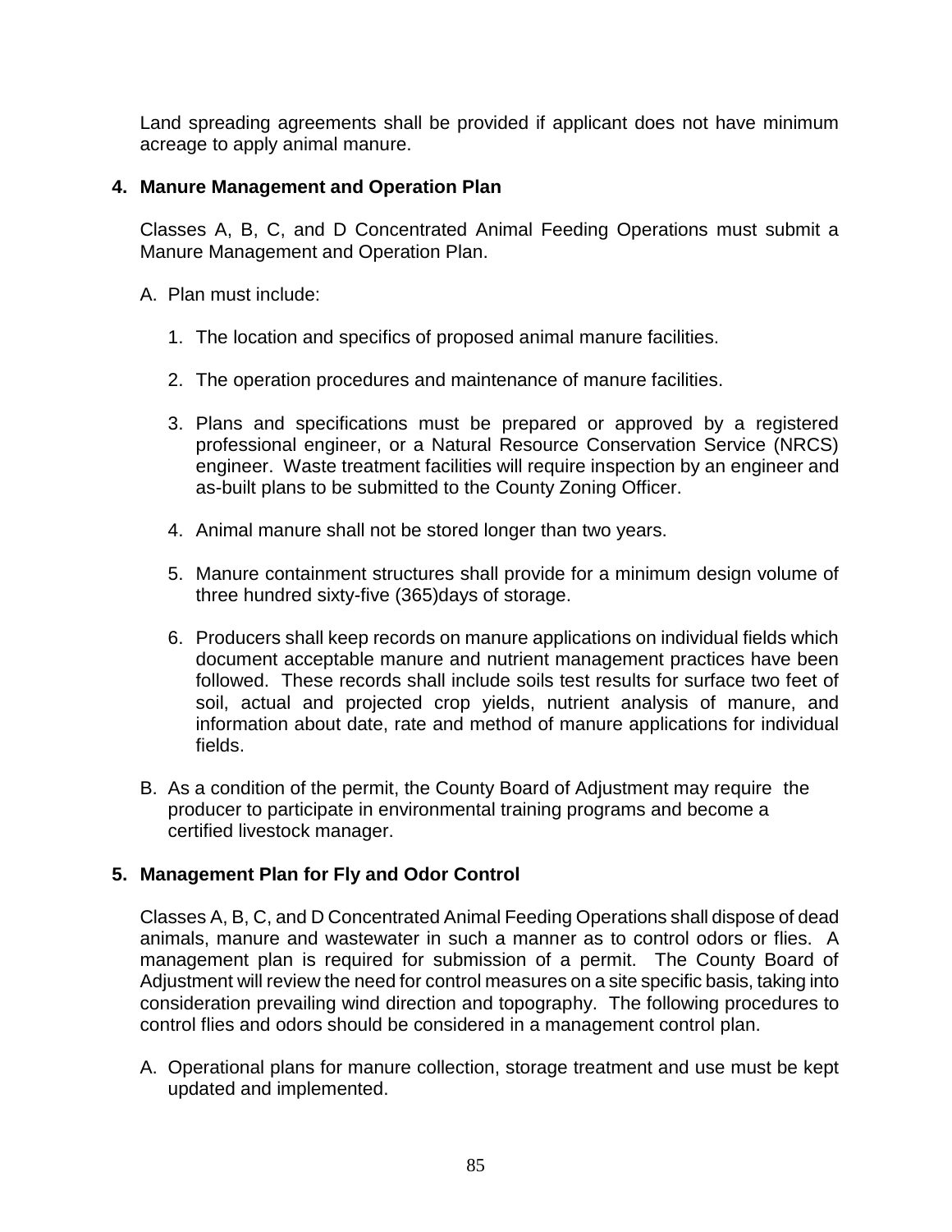Land spreading agreements shall be provided if applicant does not have minimum acreage to apply animal manure.

**4. Manure Management and Operation Plan**

Classes A, B, C, and D Concentrated Animal Feeding Operations must submit a Manure Management and Operation Plan.

A. Plan must include:

1. The location and specifics of proposed animal manure facilities.

2. The operation procedures and maintenance of manure facilities.

3. Plans and specifications must be prepared or approved by a registered professional engineer, or a Natural Resource Conservation Service (NRCS) engineer. Waste treatment facilities will require inspection by an engineer and as-built plans to be submitted to the County Zoning Officer.

4. Animal manure shall not be stored longer than two years.

5. Manure containment structures shall provide for a minimum design volume of three hundred sixty-five (365)days of storage.

6. Producers shall keep records on manure applications on individual fields which document acceptable manure and nutrient management practices have been followed. These records shall include soils test results for surface two feet of soil, actual and projected crop yields, nutrient analysis of manure, and information about date, rate and method of manure applications for individual fields.

B. As a condition of the permit, the County Board of Adjustment may require the producer to participate in environmental training programs and become a certified livestock manager.

**5. Management Plan for Fly and Odor Control**

Classes A, B, C, and D Concentrated Animal Feeding Operations shall dispose of dead animals, manure and wastewater in such a manner as to control odors or flies. A management plan is required for submission of a permit. The County Board of Adjustment will review the need for control measures on a site specific basis, taking into consideration prevailing wind direction and topography. The following procedures to control flies and odors should be considered in a management control plan.

A. Operational plans for manure collection, storage treatment and use must be kept updated and implemented.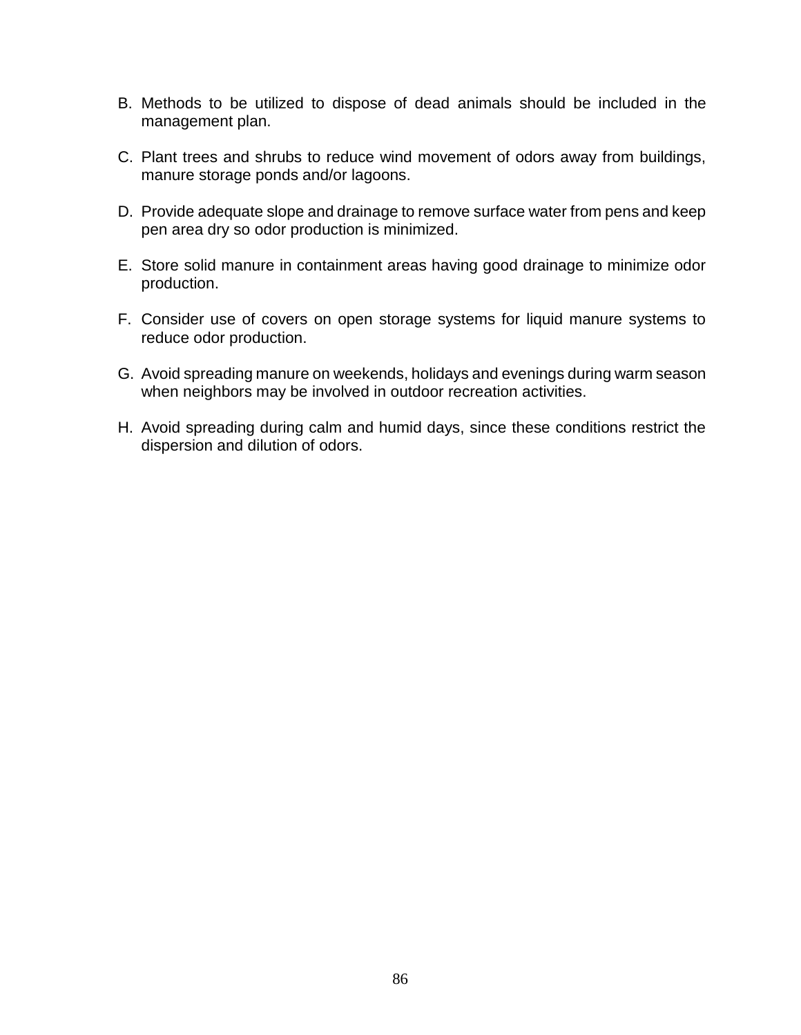B. Methods to be utilized to dispose of dead animals should be included in the management plan.

C. Plant trees and shrubs to reduce wind movement of odors away from buildings, manure storage ponds and/or lagoons.

D. Provide adequate slope and drainage to remove surface water from pens and keep pen area dry so odor production is minimized.

E. Store solid manure in containment areas having good drainage to minimize odor production.

F. Consider use of covers on open storage systems for liquid manure systems to reduce odor production.

G. Avoid spreading manure on weekends, holidays and evenings during warm season when neighbors may be involved in outdoor recreation activities.

H. Avoid spreading during calm and humid days, since these conditions restrict the dispersion and dilution of odors.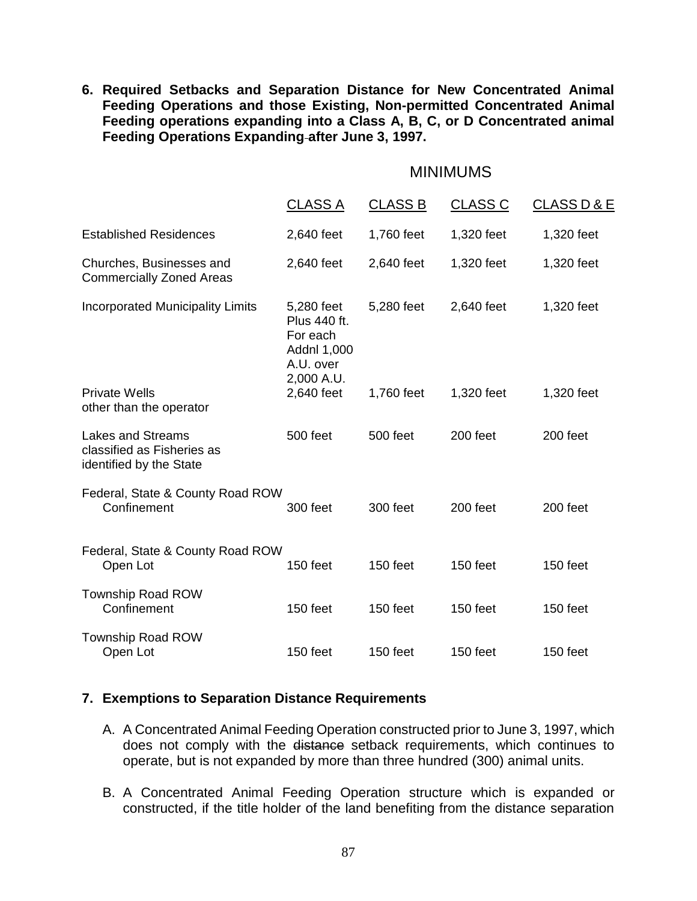**6. Required Setbacks and Separation Distance for New Concentrated Animal Feeding Operations and those Existing, Non-permitted Concentrated Animal Feeding operations expanding into a Class A, B, C, or D Concentrated animal Feeding Operations Expanding after June 3, 1997.**

| | MINIMUMS | | | |
|---|---|---|---|---|
| | CLASS A | CLASS B | CLASS C | CLASS D & E |
| Established Residences | 2,640 feet | 1,760 feet | 1,320 feet | 1,320 feet |
| Churches, Businesses and Commercially Zoned Areas | 2,640 feet | 2,640 feet | 1,320 feet | 1,320 feet |
| Incorporated Municipality Limits | 5,280 feet Plus 440 ft. For each Addnl 1,000 A.U. over 2,000 A.U. | 5,280 feet | 2,640 feet | 1,320 feet |
| Private Wells other than the operator | 2,640 feet | 1,760 feet | 1,320 feet | 1,320 feet |
| Lakes and Streams classified as Fisheries as identified by the State | 500 feet | 500 feet | 200 feet | 200 feet |
| Federal, State & County Road ROW Confinement | 300 feet | 300 feet | 200 feet | 200 feet |
| Federal, State & County Road ROW Open Lot | 150 feet | 150 feet | 150 feet | 150 feet |
| Township Road ROW Confinement | 150 feet | 150 feet | 150 feet | 150 feet |
| Township Road ROW Open Lot | 150 feet | 150 feet | 150 feet | 150 feet |

**7. Exemptions to Separation Distance Requirements**

A. A Concentrated Animal Feeding Operation constructed prior to June 3, 1997, which does not comply with the ~~distance~~ setback requirements, which continues to operate, but is not expanded by more than three hundred (300) animal units.

B. A Concentrated Animal Feeding Operation structure which is expanded or constructed, if the title holder of the land benefiting from the distance separation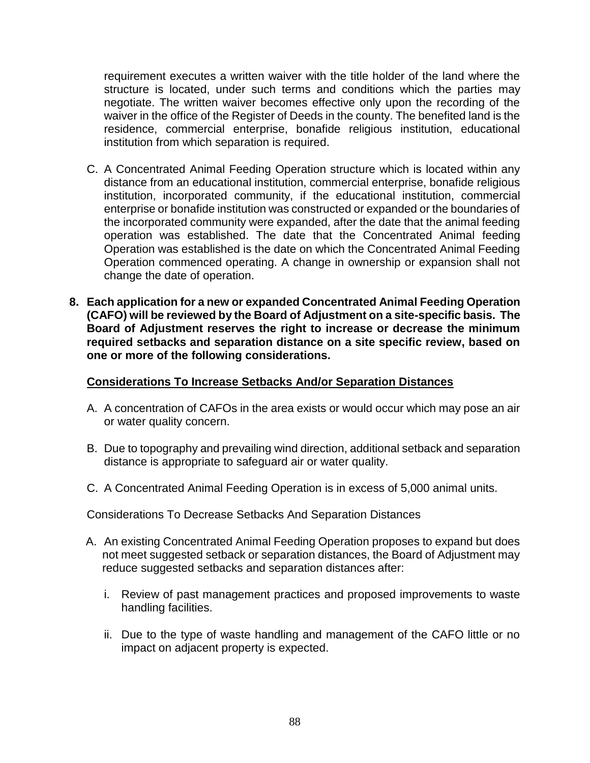requirement executes a written waiver with the title holder of the land where the structure is located, under such terms and conditions which the parties may negotiate. The written waiver becomes effective only upon the recording of the waiver in the office of the Register of Deeds in the county. The benefited land is the residence, commercial enterprise, bonafide religious institution, educational institution from which separation is required.

C. A Concentrated Animal Feeding Operation structure which is located within any distance from an educational institution, commercial enterprise, bonafide religious institution, incorporated community, if the educational institution, commercial enterprise or bonafide institution was constructed or expanded or the boundaries of the incorporated community were expanded, after the date that the animal feeding operation was established. The date that the Concentrated Animal feeding Operation was established is the date on which the Concentrated Animal Feeding Operation commenced operating. A change in ownership or expansion shall not change the date of operation.

**8. Each application for a new or expanded Concentrated Animal Feeding Operation (CAFO) will be reviewed by the Board of Adjustment on a site-specific basis. The Board of Adjustment reserves the right to increase or decrease the minimum required setbacks and separation distance on a site specific review, based on one or more of the following considerations.**

**<u>Considerations To Increase Setbacks And/or Separation Distances</u>**

A. A concentration of CAFOs in the area exists or would occur which may pose an air or water quality concern.

B. Due to topography and prevailing wind direction, additional setback and separation distance is appropriate to safeguard air or water quality.

C. A Concentrated Animal Feeding Operation is in excess of 5,000 animal units.

Considerations To Decrease Setbacks And Separation Distances

A. An existing Concentrated Animal Feeding Operation proposes to expand but does not meet suggested setback or separation distances, the Board of Adjustment may reduce suggested setbacks and separation distances after:

   i. Review of past management practices and proposed improvements to waste handling facilities.

   ii. Due to the type of waste handling and management of the CAFO little or no impact on adjacent property is expected.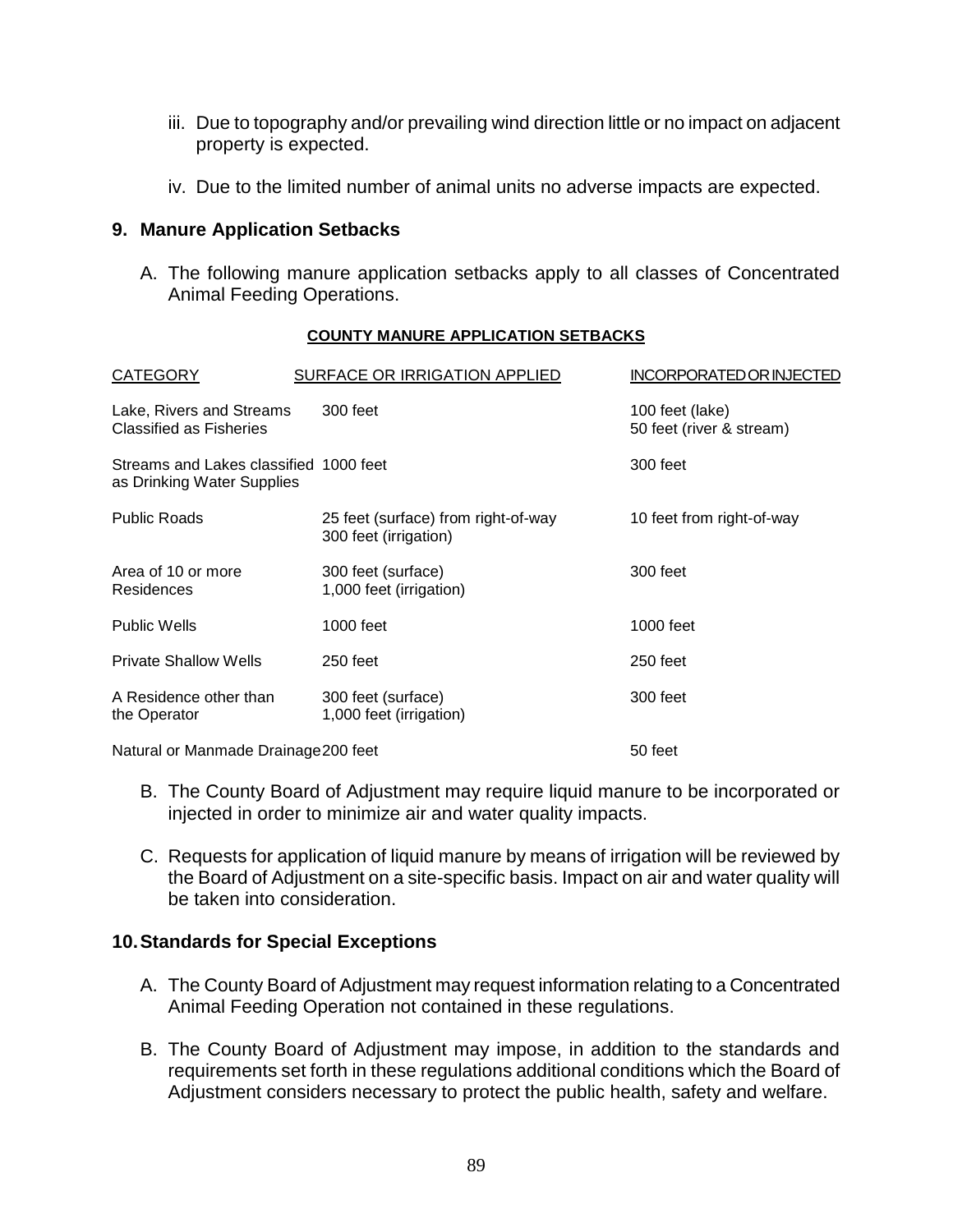iii. Due to topography and/or prevailing wind direction little or no impact on adjacent property is expected.

iv. Due to the limited number of animal units no adverse impacts are expected.

## 9. Manure Application Setbacks

A. The following manure application setbacks apply to all classes of Concentrated Animal Feeding Operations.

**COUNTY MANURE APPLICATION SETBACKS**

| CATEGORY | SURFACE OR IRRIGATION APPLIED | INCORPORATED OR INJECTED |
|---|---|---|
| Lake, Rivers and Streams Classified as Fisheries | 300 feet | 100 feet (lake)<br>50 feet (river & stream) |
| Streams and Lakes classified as Drinking Water Supplies | 1000 feet | 300 feet |
| Public Roads | 25 feet (surface) from right-of-way<br>300 feet (irrigation) | 10 feet from right-of-way |
| Area of 10 or more Residences | 300 feet (surface)<br>1,000 feet (irrigation) | 300 feet |
| Public Wells | 1000 feet | 1000 feet |
| Private Shallow Wells | 250 feet | 250 feet |
| A Residence other than the Operator | 300 feet (surface)<br>1,000 feet (irrigation) | 300 feet |
| Natural or Manmade Drainage | 200 feet | 50 feet |

B. The County Board of Adjustment may require liquid manure to be incorporated or injected in order to minimize air and water quality impacts.

C. Requests for application of liquid manure by means of irrigation will be reviewed by the Board of Adjustment on a site-specific basis. Impact on air and water quality will be taken into consideration.

## 10. Standards for Special Exceptions

A. The County Board of Adjustment may request information relating to a Concentrated Animal Feeding Operation not contained in these regulations.

B. The County Board of Adjustment may impose, in addition to the standards and requirements set forth in these regulations additional conditions which the Board of Adjustment considers necessary to protect the public health, safety and welfare.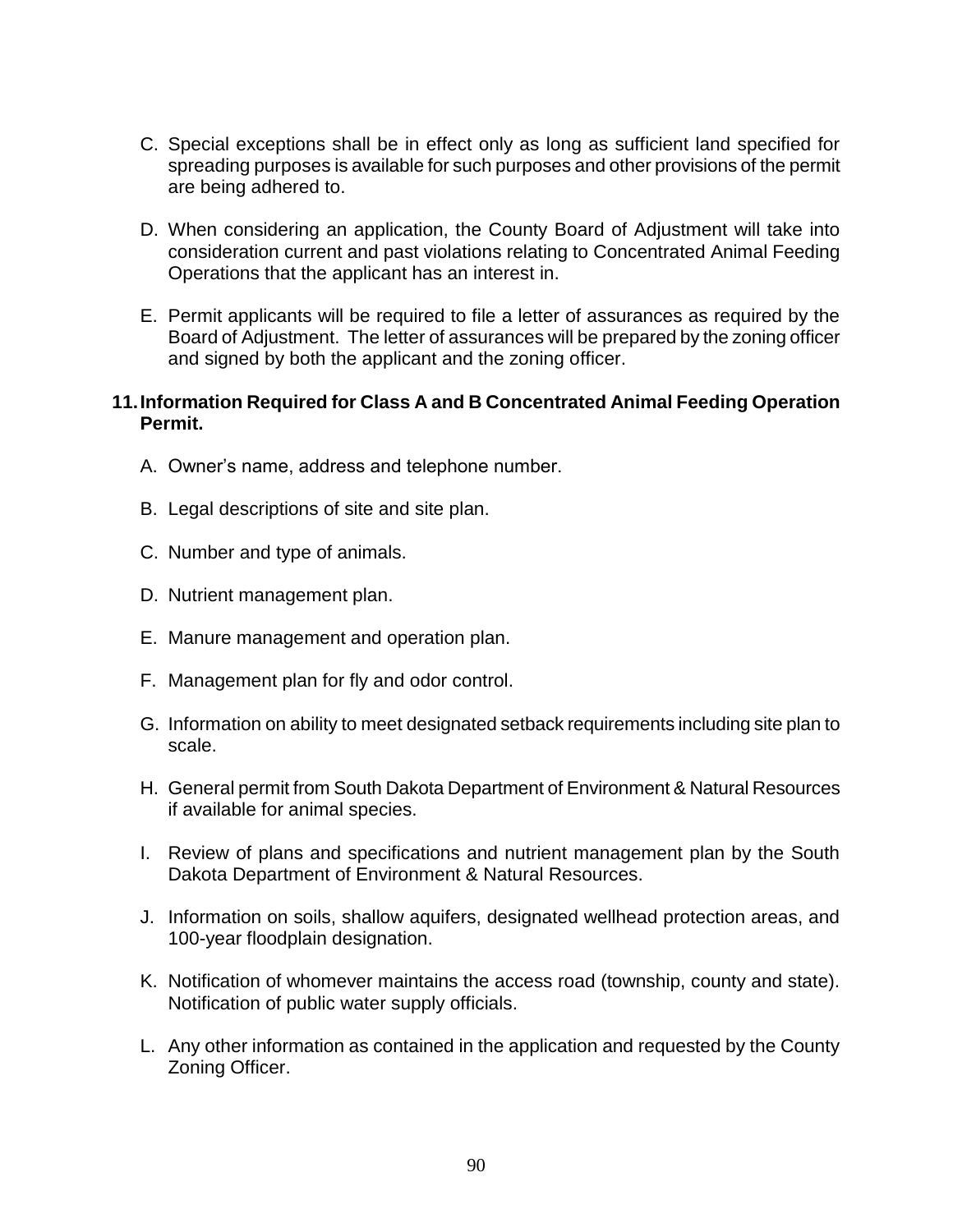C. Special exceptions shall be in effect only as long as sufficient land specified for spreading purposes is available for such purposes and other provisions of the permit are being adhered to.

D. When considering an application, the County Board of Adjustment will take into consideration current and past violations relating to Concentrated Animal Feeding Operations that the applicant has an interest in.

E. Permit applicants will be required to file a letter of assurances as required by the Board of Adjustment. The letter of assurances will be prepared by the zoning officer and signed by both the applicant and the zoning officer.

**11. Information Required for Class A and B Concentrated Animal Feeding Operation Permit.**

A. Owner's name, address and telephone number.

B. Legal descriptions of site and site plan.

C. Number and type of animals.

D. Nutrient management plan.

E. Manure management and operation plan.

F. Management plan for fly and odor control.

G. Information on ability to meet designated setback requirements including site plan to scale.

H. General permit from South Dakota Department of Environment & Natural Resources if available for animal species.

I. Review of plans and specifications and nutrient management plan by the South Dakota Department of Environment & Natural Resources.

J. Information on soils, shallow aquifers, designated wellhead protection areas, and 100-year floodplain designation.

K. Notification of whomever maintains the access road (township, county and state). Notification of public water supply officials.

L. Any other information as contained in the application and requested by the County Zoning Officer.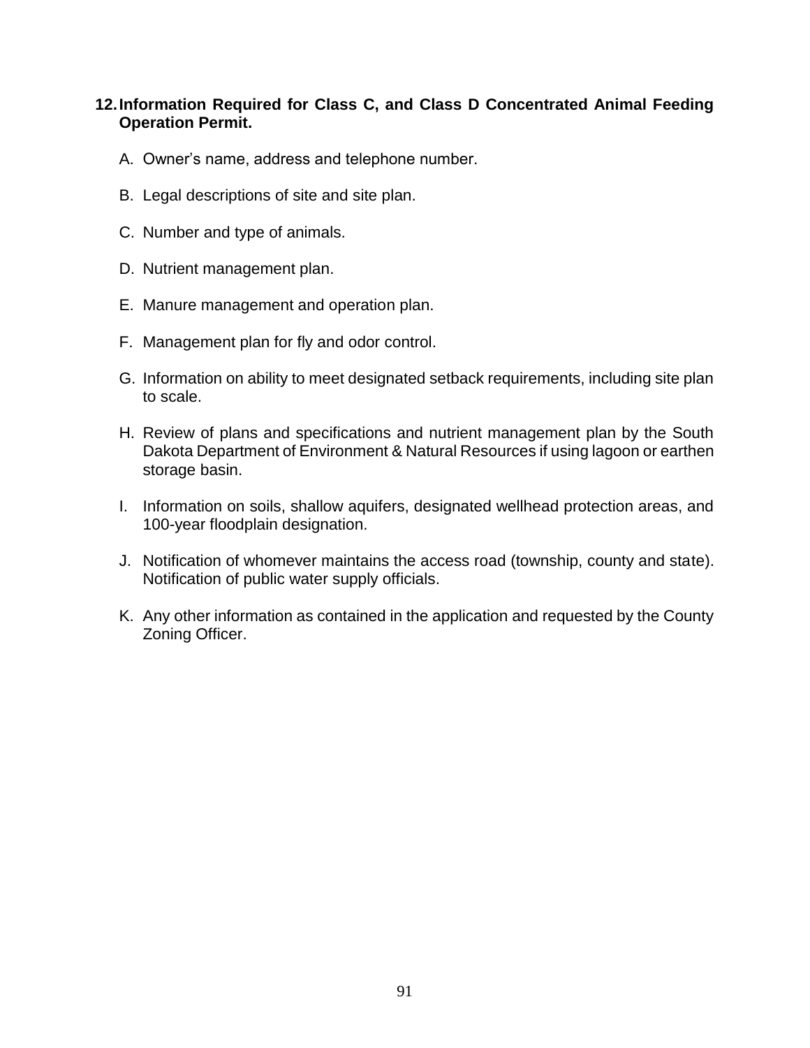**12. Information Required for Class C, and Class D Concentrated Animal Feeding Operation Permit.**

A. Owner's name, address and telephone number.

B. Legal descriptions of site and site plan.

C. Number and type of animals.

D. Nutrient management plan.

E. Manure management and operation plan.

F. Management plan for fly and odor control.

G. Information on ability to meet designated setback requirements, including site plan to scale.

H. Review of plans and specifications and nutrient management plan by the South Dakota Department of Environment & Natural Resources if using lagoon or earthen storage basin.

I. Information on soils, shallow aquifers, designated wellhead protection areas, and 100-year floodplain designation.

J. Notification of whomever maintains the access road (township, county and state). Notification of public water supply officials.

K. Any other information as contained in the application and requested by the County Zoning Officer.